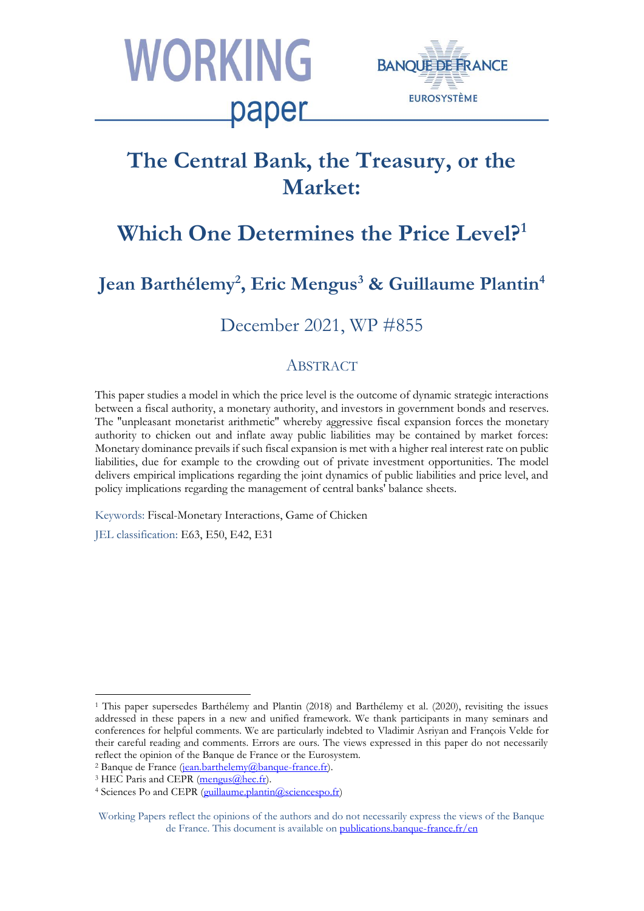# The Central Bank, the Treasury, or the Market:

# Which One Determines the Price Level?[1]

## Jean Barthélemy[2], Eric Mengus[3] & Guillaume Plantin[4]

December 2021, WP #855

## Abstract

This paper studies a model in which the price level is the outcome of dynamic strategic interactions between a fiscal authority, a monetary authority, and investors in government bonds and reserves. The "unpleasant monetarist arithmetic" whereby aggressive fiscal expansion forces the monetary authority to chicken out and inflate away public liabilities may be contained by market forces: Monetary dominance prevails if such fiscal expansion is met with a higher real interest rate on public liabilities, due for example to the crowding out of private investment opportunities. The model delivers empirical implications regarding the joint dynamics of public liabilities and price level, and policy implications regarding the management of central banks' balance sheets.

Keywords: Fiscal-Monetary Interactions, Game of Chicken

JEL classification: E63, E50, E42, E31

---

[1] This paper supersedes Barthélemy and Plantin (2018) and Barthélemy et al. (2020), revisiting the issues addressed in these papers in a new and unified framework. We thank participants in many seminars and conferences for helpful comments. We are particularly indebted to Vladimir Asriyan and François Velde for their careful reading and comments. Errors are ours. The views expressed in this paper do not necessarily reflect the opinion of the Banque de France or the Eurosystem.

[2] Banque de France (jean.barthelemy@banque-france.fr).

[3] HEC Paris and CEPR (mengus@hec.fr).

[4] Sciences Po and CEPR (guillaume.plantin@sciencespo.fr)

Working Papers reflect the opinions of the authors and do not necessarily express the views of the Banque de France. This document is available on publications.banque-france.fr/en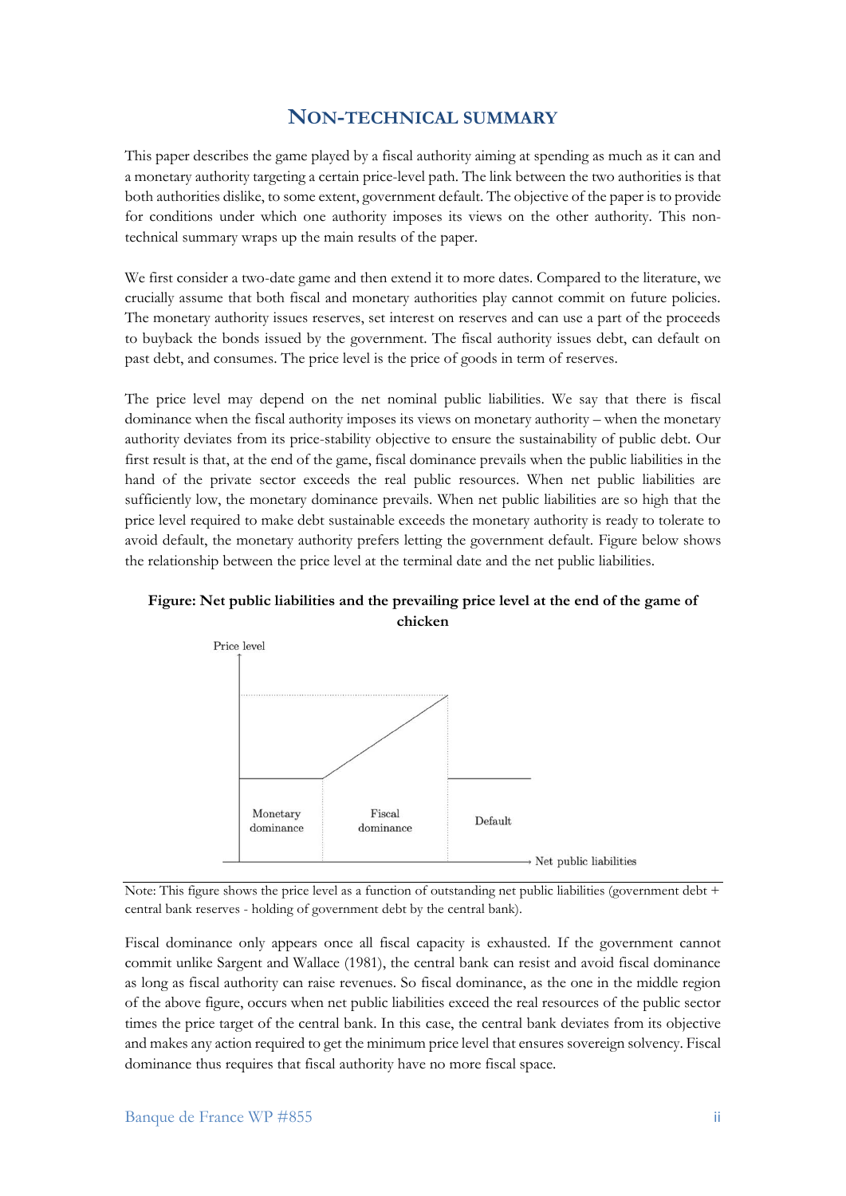# NON-TECHNICAL SUMMARY

This paper describes the game played by a fiscal authority aiming at spending as much as it can and a monetary authority targeting a certain price-level path. The link between the two authorities is that both authorities dislike, to some extent, government default. The objective of the paper is to provide for conditions under which one authority imposes its views on the other authority. This non-technical summary wraps up the main results of the paper.

We first consider a two-date game and then extend it to more dates. Compared to the literature, we crucially assume that both fiscal and monetary authorities play cannot commit on future policies. The monetary authority issues reserves, set interest on reserves and can use a part of the proceeds to buyback the bonds issued by the government. The fiscal authority issues debt, can default on past debt, and consumes. The price level is the price of goods in term of reserves.

The price level may depend on the net nominal public liabilities. We say that there is fiscal dominance when the fiscal authority imposes its views on monetary authority – when the monetary authority deviates from its price-stability objective to ensure the sustainability of public debt. Our first result is that, at the end of the game, fiscal dominance prevails when the public liabilities in the hand of the private sector exceeds the real public resources. When net public liabilities are sufficiently low, the monetary dominance prevails. When net public liabilities are so high that the price level required to make debt sustainable exceeds the monetary authority is ready to tolerate to avoid default, the monetary authority prefers letting the government default. Figure below shows the relationship between the price level at the terminal date and the net public liabilities.

**Figure: Net public liabilities and the prevailing price level at the end of the game of chicken**

Price level

Monetary dominance | Fiscal dominance | Default

Net public liabilities

Note: This figure shows the price level as a function of outstanding net public liabilities (government debt + central bank reserves - holding of government debt by the central bank).

Fiscal dominance only appears once all fiscal capacity is exhausted. If the government cannot commit unlike Sargent and Wallace (1981), the central bank can resist and avoid fiscal dominance as long as fiscal authority can raise revenues. So fiscal dominance, as the one in the middle region of the above figure, occurs when net public liabilities exceed the real resources of the public sector times the price target of the central bank. In this case, the central bank deviates from its objective and makes any action required to get the minimum price level that ensures sovereign solvency. Fiscal dominance thus requires that fiscal authority have no more fiscal space.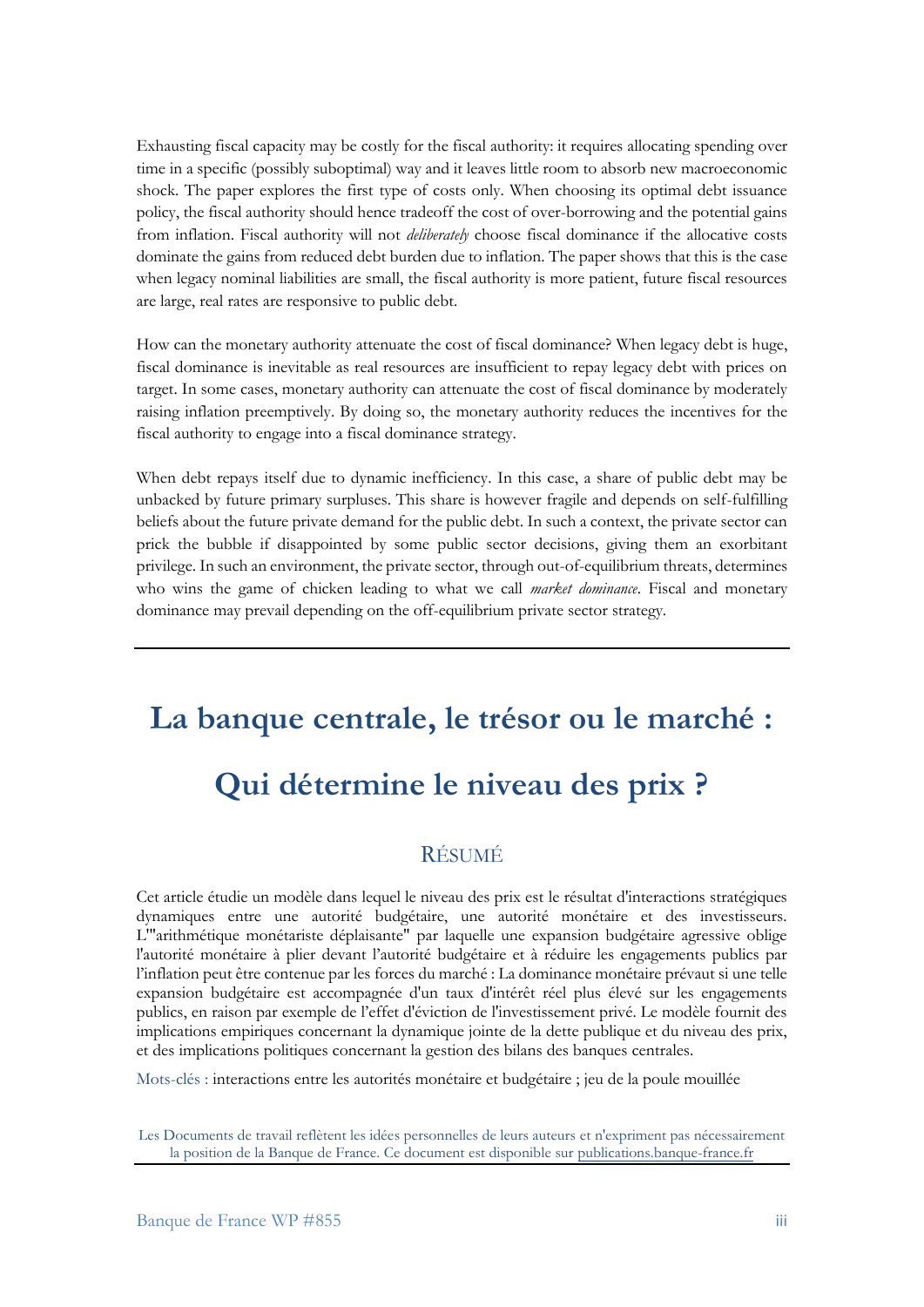Exhausting fiscal capacity may be costly for the fiscal authority: it requires allocating spending over time in a specific (possibly suboptimal) way and it leaves little room to absorb new macroeconomic shock. The paper explores the first type of costs only. When choosing its optimal debt issuance policy, the fiscal authority should hence tradeoff the cost of over-borrowing and the potential gains from inflation. Fiscal authority will not *deliberately* choose fiscal dominance if the allocative costs dominate the gains from reduced debt burden due to inflation. The paper shows that this is the case when legacy nominal liabilities are small, the fiscal authority is more patient, future fiscal resources are large, real rates are responsive to public debt.

How can the monetary authority attenuate the cost of fiscal dominance? When legacy debt is huge, fiscal dominance is inevitable as real resources are insufficient to repay legacy debt with prices on target. In some cases, monetary authority can attenuate the cost of fiscal dominance by moderately raising inflation preemptively. By doing so, the monetary authority reduces the incentives for the fiscal authority to engage into a fiscal dominance strategy.

When debt repays itself due to dynamic inefficiency. In this case, a share of public debt may be unbacked by future primary surpluses. This share is however fragile and depends on self-fulfilling beliefs about the future private demand for the public debt. In such a context, the private sector can prick the bubble if disappointed by some public sector decisions, giving them an exorbitant privilege. In such an environment, the private sector, through out-of-equilibrium threats, determines who wins the game of chicken leading to what we call *market dominance*. Fiscal and monetary dominance may prevail depending on the off-equilibrium private sector strategy.

---

# La banque centrale, le trésor ou le marché :

# Qui détermine le niveau des prix ?

## RÉSUMÉ

Cet article étudie un modèle dans lequel le niveau des prix est le résultat d'interactions stratégiques dynamiques entre une autorité budgétaire, une autorité monétaire et des investisseurs. L'"arithmétique monétariste déplaisante" par laquelle une expansion budgétaire agressive oblige l'autorité monétaire à plier devant l'autorité budgétaire et à réduire les engagements publics par l'inflation peut être contenue par les forces du marché : La dominance monétaire prévaut si une telle expansion budgétaire est accompagnée d'un taux d'intérêt réel plus élevé sur les engagements publics, en raison par exemple de l'effet d'éviction de l'investissement privé. Le modèle fournit des implications empiriques concernant la dynamique jointe de la dette publique et du niveau des prix, et des implications politiques concernant la gestion des bilans des banques centrales.

Mots-clés : interactions entre les autorités monétaire et budgétaire ; jeu de la poule mouillée

Les Documents de travail reflètent les idées personnelles de leurs auteurs et n'expriment pas nécessairement la position de la Banque de France. Ce document est disponible sur publications.banque-france.fr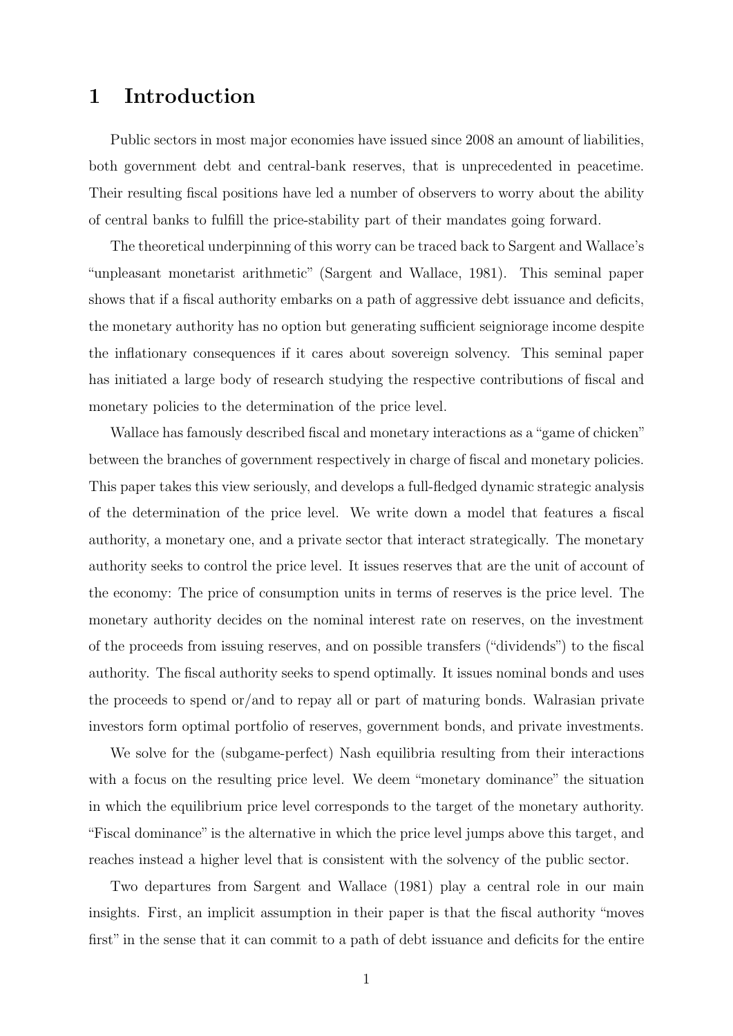# 1 Introduction

Public sectors in most major economies have issued since 2008 an amount of liabilities, both government debt and central-bank reserves, that is unprecedented in peacetime. Their resulting fiscal positions have led a number of observers to worry about the ability of central banks to fulfill the price-stability part of their mandates going forward.

The theoretical underpinning of this worry can be traced back to Sargent and Wallace's "unpleasant monetarist arithmetic" (Sargent and Wallace, 1981). This seminal paper shows that if a fiscal authority embarks on a path of aggressive debt issuance and deficits, the monetary authority has no option but generating sufficient seigniorage income despite the inflationary consequences if it cares about sovereign solvency. This seminal paper has initiated a large body of research studying the respective contributions of fiscal and monetary policies to the determination of the price level.

Wallace has famously described fiscal and monetary interactions as a "game of chicken" between the branches of government respectively in charge of fiscal and monetary policies. This paper takes this view seriously, and develops a full-fledged dynamic strategic analysis of the determination of the price level. We write down a model that features a fiscal authority, a monetary one, and a private sector that interact strategically. The monetary authority seeks to control the price level. It issues reserves that are the unit of account of the economy: The price of consumption units in terms of reserves is the price level. The monetary authority decides on the nominal interest rate on reserves, on the investment of the proceeds from issuing reserves, and on possible transfers ("dividends") to the fiscal authority. The fiscal authority seeks to spend optimally. It issues nominal bonds and uses the proceeds to spend or/and to repay all or part of maturing bonds. Walrasian private investors form optimal portfolio of reserves, government bonds, and private investments.

We solve for the (subgame-perfect) Nash equilibria resulting from their interactions with a focus on the resulting price level. We deem "monetary dominance" the situation in which the equilibrium price level corresponds to the target of the monetary authority. "Fiscal dominance" is the alternative in which the price level jumps above this target, and reaches instead a higher level that is consistent with the solvency of the public sector.

Two departures from Sargent and Wallace (1981) play a central role in our main insights. First, an implicit assumption in their paper is that the fiscal authority "moves first" in the sense that it can commit to a path of debt issuance and deficits for the entire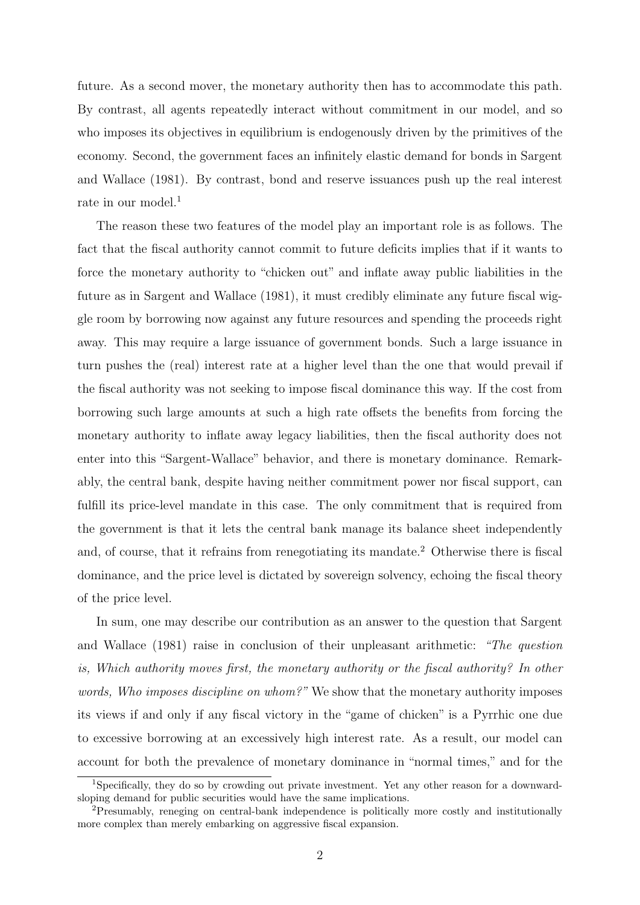future. As a second mover, the monetary authority then has to accommodate this path. By contrast, all agents repeatedly interact without commitment in our model, and so who imposes its objectives in equilibrium is endogenously driven by the primitives of the economy. Second, the government faces an infinitely elastic demand for bonds in Sargent and Wallace (1981). By contrast, bond and reserve issuances push up the real interest rate in our model.[1]

The reason these two features of the model play an important role is as follows. The fact that the fiscal authority cannot commit to future deficits implies that if it wants to force the monetary authority to "chicken out" and inflate away public liabilities in the future as in Sargent and Wallace (1981), it must credibly eliminate any future fiscal wiggle room by borrowing now against any future resources and spending the proceeds right away. This may require a large issuance of government bonds. Such a large issuance in turn pushes the (real) interest rate at a higher level than the one that would prevail if the fiscal authority was not seeking to impose fiscal dominance this way. If the cost from borrowing such large amounts at such a high rate offsets the benefits from forcing the monetary authority to inflate away legacy liabilities, then the fiscal authority does not enter into this "Sargent-Wallace" behavior, and there is monetary dominance. Remarkably, the central bank, despite having neither commitment power nor fiscal support, can fulfill its price-level mandate in this case. The only commitment that is required from the government is that it lets the central bank manage its balance sheet independently and, of course, that it refrains from renegotiating its mandate.[2] Otherwise there is fiscal dominance, and the price level is dictated by sovereign solvency, echoing the fiscal theory of the price level.

In sum, one may describe our contribution as an answer to the question that Sargent and Wallace (1981) raise in conclusion of their unpleasant arithmetic: *"The question is, Which authority moves first, the monetary authority or the fiscal authority? In other words, Who imposes discipline on whom?"* We show that the monetary authority imposes its views if and only if any fiscal victory in the "game of chicken" is a Pyrrhic one due to excessive borrowing at an excessively high interest rate. As a result, our model can account for both the prevalence of monetary dominance in "normal times," and for the

[1] Specifically, they do so by crowding out private investment. Yet any other reason for a downward-sloping demand for public securities would have the same implications.

[2] Presumably, reneging on central-bank independence is politically more costly and institutionally more complex than merely embarking on aggressive fiscal expansion.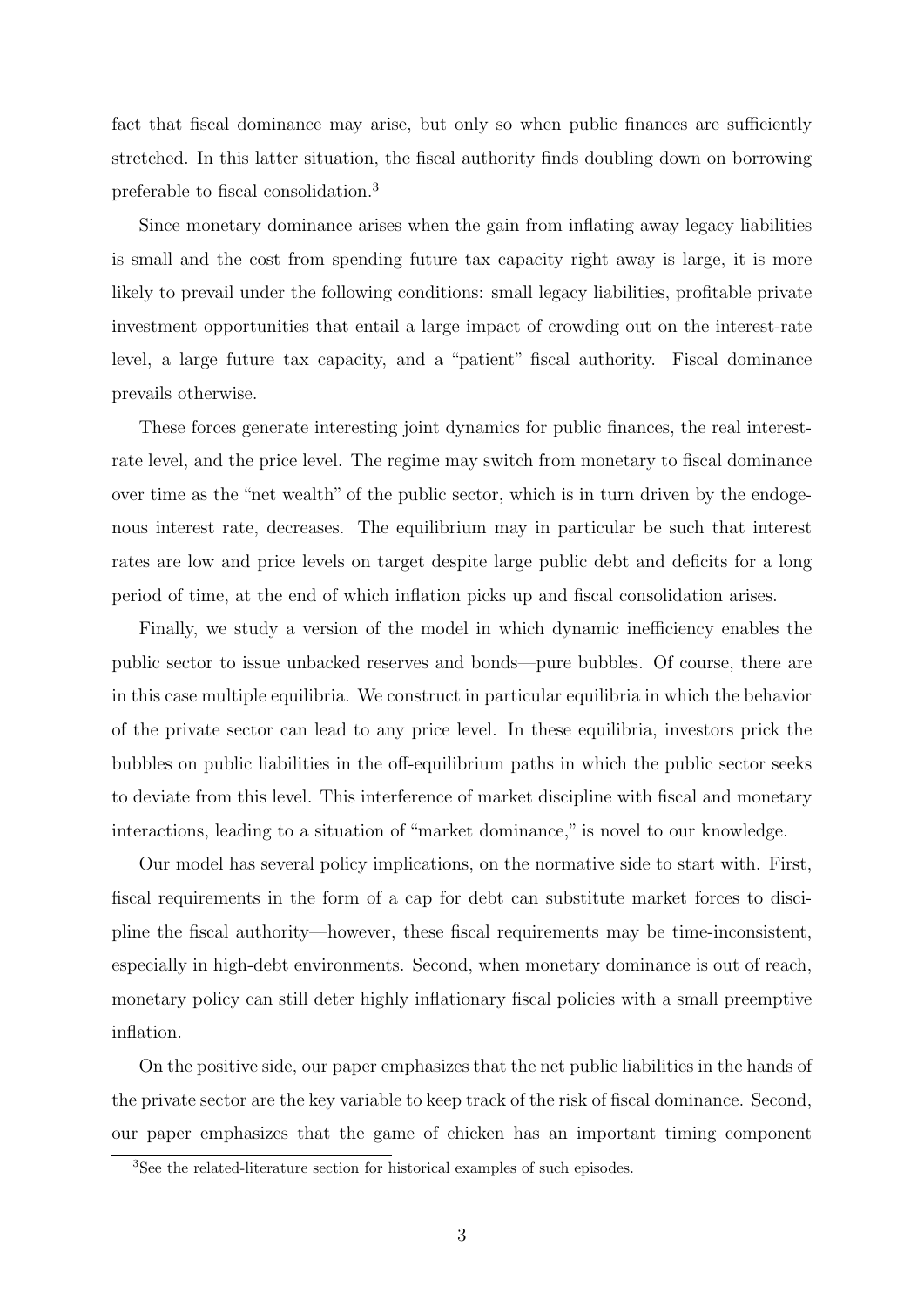fact that fiscal dominance may arise, but only so when public finances are sufficiently stretched. In this latter situation, the fiscal authority finds doubling down on borrowing preferable to fiscal consolidation.[3]

Since monetary dominance arises when the gain from inflating away legacy liabilities is small and the cost from spending future tax capacity right away is large, it is more likely to prevail under the following conditions: small legacy liabilities, profitable private investment opportunities that entail a large impact of crowding out on the interest-rate level, a large future tax capacity, and a "patient" fiscal authority. Fiscal dominance prevails otherwise.

These forces generate interesting joint dynamics for public finances, the real interest-rate level, and the price level. The regime may switch from monetary to fiscal dominance over time as the "net wealth" of the public sector, which is in turn driven by the endogenous interest rate, decreases. The equilibrium may in particular be such that interest rates are low and price levels on target despite large public debt and deficits for a long period of time, at the end of which inflation picks up and fiscal consolidation arises.

Finally, we study a version of the model in which dynamic inefficiency enables the public sector to issue unbacked reserves and bonds—pure bubbles. Of course, there are in this case multiple equilibria. We construct in particular equilibria in which the behavior of the private sector can lead to any price level. In these equilibria, investors prick the bubbles on public liabilities in the off-equilibrium paths in which the public sector seeks to deviate from this level. This interference of market discipline with fiscal and monetary interactions, leading to a situation of "market dominance," is novel to our knowledge.

Our model has several policy implications, on the normative side to start with. First, fiscal requirements in the form of a cap for debt can substitute market forces to discipline the fiscal authority—however, these fiscal requirements may be time-inconsistent, especially in high-debt environments. Second, when monetary dominance is out of reach, monetary policy can still deter highly inflationary fiscal policies with a small preemptive inflation.

On the positive side, our paper emphasizes that the net public liabilities in the hands of the private sector are the key variable to keep track of the risk of fiscal dominance. Second, our paper emphasizes that the game of chicken has an important timing component

[3]See the related-literature section for historical examples of such episodes.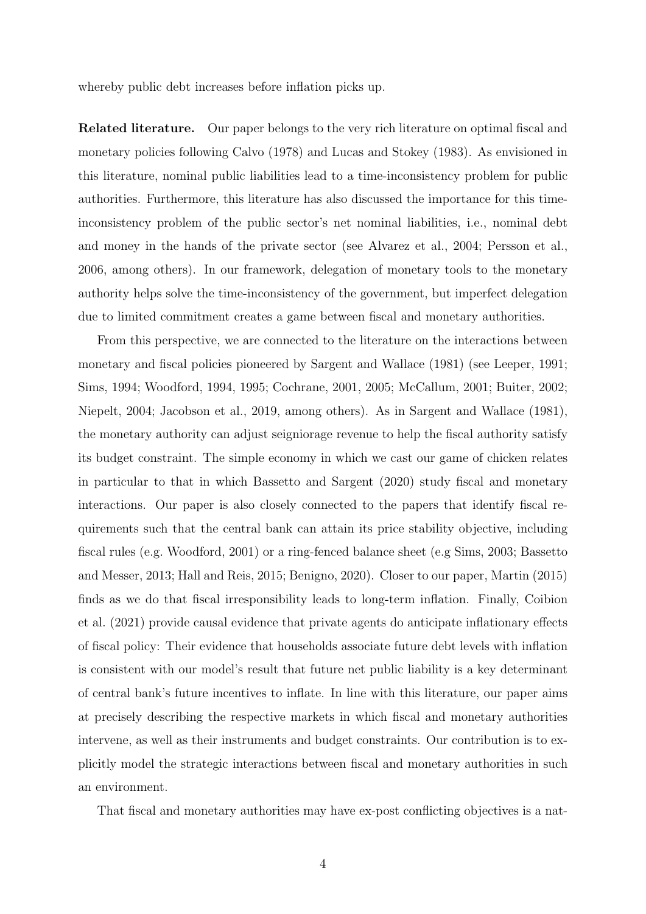whereby public debt increases before inflation picks up.

**Related literature.** Our paper belongs to the very rich literature on optimal fiscal and monetary policies following Calvo (1978) and Lucas and Stokey (1983). As envisioned in this literature, nominal public liabilities lead to a time-inconsistency problem for public authorities. Furthermore, this literature has also discussed the importance for this time-inconsistency problem of the public sector's net nominal liabilities, i.e., nominal debt and money in the hands of the private sector (see Alvarez et al., 2004; Persson et al., 2006, among others). In our framework, delegation of monetary tools to the monetary authority helps solve the time-inconsistency of the government, but imperfect delegation due to limited commitment creates a game between fiscal and monetary authorities.

From this perspective, we are connected to the literature on the interactions between monetary and fiscal policies pioneered by Sargent and Wallace (1981) (see Leeper, 1991; Sims, 1994; Woodford, 1994, 1995; Cochrane, 2001, 2005; McCallum, 2001; Buiter, 2002; Niepelt, 2004; Jacobson et al., 2019, among others). As in Sargent and Wallace (1981), the monetary authority can adjust seigniorage revenue to help the fiscal authority satisfy its budget constraint. The simple economy in which we cast our game of chicken relates in particular to that in which Bassetto and Sargent (2020) study fiscal and monetary interactions. Our paper is also closely connected to the papers that identify fiscal requirements such that the central bank can attain its price stability objective, including fiscal rules (e.g. Woodford, 2001) or a ring-fenced balance sheet (e.g Sims, 2003; Bassetto and Messer, 2013; Hall and Reis, 2015; Benigno, 2020). Closer to our paper, Martin (2015) finds as we do that fiscal irresponsibility leads to long-term inflation. Finally, Coibion et al. (2021) provide causal evidence that private agents do anticipate inflationary effects of fiscal policy: Their evidence that households associate future debt levels with inflation is consistent with our model's result that future net public liability is a key determinant of central bank's future incentives to inflate. In line with this literature, our paper aims at precisely describing the respective markets in which fiscal and monetary authorities intervene, as well as their instruments and budget constraints. Our contribution is to explicitly model the strategic interactions between fiscal and monetary authorities in such an environment.

That fiscal and monetary authorities may have ex-post conflicting objectives is a nat-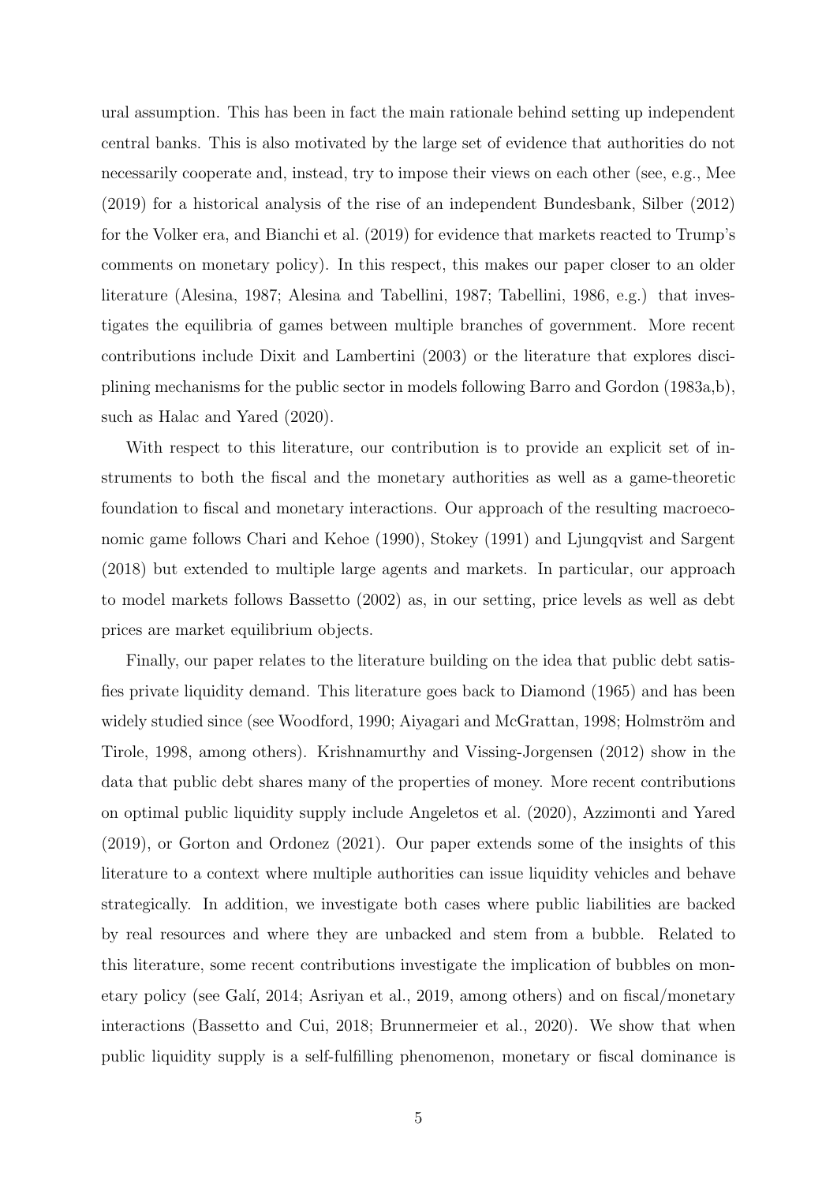ural assumption. This has been in fact the main rationale behind setting up independent central banks. This is also motivated by the large set of evidence that authorities do not necessarily cooperate and, instead, try to impose their views on each other (see, e.g., Mee (2019) for a historical analysis of the rise of an independent Bundesbank, Silber (2012) for the Volker era, and Bianchi et al. (2019) for evidence that markets reacted to Trump's comments on monetary policy). In this respect, this makes our paper closer to an older literature (Alesina, 1987; Alesina and Tabellini, 1987; Tabellini, 1986, e.g.) that investigates the equilibria of games between multiple branches of government. More recent contributions include Dixit and Lambertini (2003) or the literature that explores disciplining mechanisms for the public sector in models following Barro and Gordon (1983a,b), such as Halac and Yared (2020).

With respect to this literature, our contribution is to provide an explicit set of instruments to both the fiscal and the monetary authorities as well as a game-theoretic foundation to fiscal and monetary interactions. Our approach of the resulting macroeconomic game follows Chari and Kehoe (1990), Stokey (1991) and Ljungqvist and Sargent (2018) but extended to multiple large agents and markets. In particular, our approach to model markets follows Bassetto (2002) as, in our setting, price levels as well as debt prices are market equilibrium objects.

Finally, our paper relates to the literature building on the idea that public debt satisfies private liquidity demand. This literature goes back to Diamond (1965) and has been widely studied since (see Woodford, 1990; Aiyagari and McGrattan, 1998; Holmström and Tirole, 1998, among others). Krishnamurthy and Vissing-Jorgensen (2012) show in the data that public debt shares many of the properties of money. More recent contributions on optimal public liquidity supply include Angeletos et al. (2020), Azzimonti and Yared (2019), or Gorton and Ordonez (2021). Our paper extends some of the insights of this literature to a context where multiple authorities can issue liquidity vehicles and behave strategically. In addition, we investigate both cases where public liabilities are backed by real resources and where they are unbacked and stem from a bubble. Related to this literature, some recent contributions investigate the implication of bubbles on monetary policy (see Galí, 2014; Asriyan et al., 2019, among others) and on fiscal/monetary interactions (Bassetto and Cui, 2018; Brunnermeier et al., 2020). We show that when public liquidity supply is a self-fulfilling phenomenon, monetary or fiscal dominance is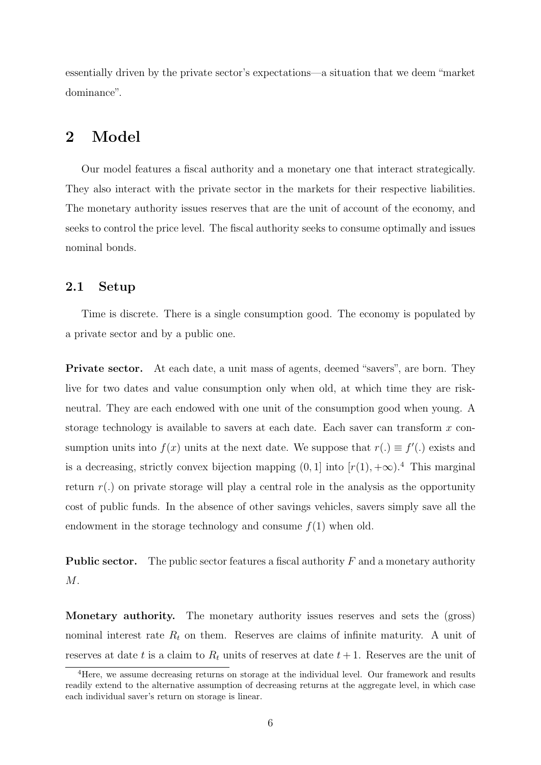essentially driven by the private sector's expectations—a situation that we deem "market dominance".

## 2 Model

Our model features a fiscal authority and a monetary one that interact strategically. They also interact with the private sector in the markets for their respective liabilities. The monetary authority issues reserves that are the unit of account of the economy, and seeks to control the price level. The fiscal authority seeks to consume optimally and issues nominal bonds.

### 2.1 Setup

Time is discrete. There is a single consumption good. The economy is populated by a private sector and by a public one.

**Private sector.** At each date, a unit mass of agents, deemed "savers", are born. They live for two dates and value consumption only when old, at which time they are risk-neutral. They are each endowed with one unit of the consumption good when young. A storage technology is available to savers at each date. Each saver can transform $x$ consumption units into $f(x)$ units at the next date. We suppose that $r(.) \equiv f'(.)$ exists and is a decreasing, strictly convex bijection mapping $(0, 1]$ into $[r(1), +\infty)$.[4] This marginal return $r(.)$ on private storage will play a central role in the analysis as the opportunity cost of public funds. In the absence of other savings vehicles, savers simply save all the endowment in the storage technology and consume $f(1)$ when old.

**Public sector.** The public sector features a fiscal authority $F$ and a monetary authority $M$.

**Monetary authority.** The monetary authority issues reserves and sets the (gross) nominal interest rate $R_t$ on them. Reserves are claims of infinite maturity. A unit of reserves at date $t$ is a claim to $R_t$ units of reserves at date $t+1$. Reserves are the unit of

[4] Here, we assume decreasing returns on storage at the individual level. Our framework and results readily extend to the alternative assumption of decreasing returns at the aggregate level, in which case each individual saver's return on storage is linear.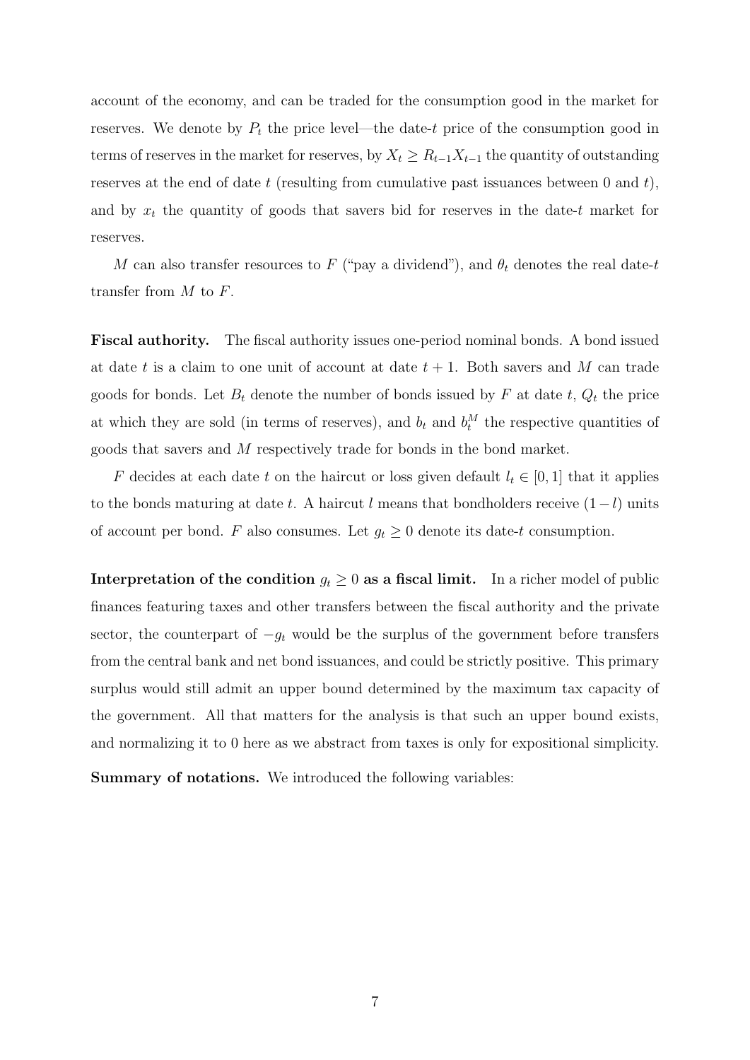account of the economy, and can be traded for the consumption good in the market for reserves. We denote by $P_t$ the price level—the date-$t$ price of the consumption good in terms of reserves in the market for reserves, by $X_t \geq R_{t-1}X_{t-1}$ the quantity of outstanding reserves at the end of date $t$ (resulting from cumulative past issuances between 0 and $t$), and by $x_t$ the quantity of goods that savers bid for reserves in the date-$t$ market for reserves.

$M$ can also transfer resources to $F$ ("pay a dividend"), and $\theta_t$ denotes the real date-$t$ transfer from $M$ to $F$.

**Fiscal authority.** The fiscal authority issues one-period nominal bonds. A bond issued at date $t$ is a claim to one unit of account at date $t+1$. Both savers and $M$ can trade goods for bonds. Let $B_t$ denote the number of bonds issued by $F$ at date $t$, $Q_t$ the price at which they are sold (in terms of reserves), and $b_t$ and $b_t^M$ the respective quantities of goods that savers and $M$ respectively trade for bonds in the bond market.

$F$ decides at each date $t$ on the haircut or loss given default $l_t \in [0,1]$ that it applies to the bonds maturing at date $t$. A haircut $l$ means that bondholders receive $(1-l)$ units of account per bond. $F$ also consumes. Let $g_t \geq 0$ denote its date-$t$ consumption.

**Interpretation of the condition $g_t \geq 0$ as a fiscal limit.** In a richer model of public finances featuring taxes and other transfers between the fiscal authority and the private sector, the counterpart of $-g_t$ would be the surplus of the government before transfers from the central bank and net bond issuances, and could be strictly positive. This primary surplus would still admit an upper bound determined by the maximum tax capacity of the government. All that matters for the analysis is that such an upper bound exists, and normalizing it to 0 here as we abstract from taxes is only for expositional simplicity.

**Summary of notations.** We introduced the following variables: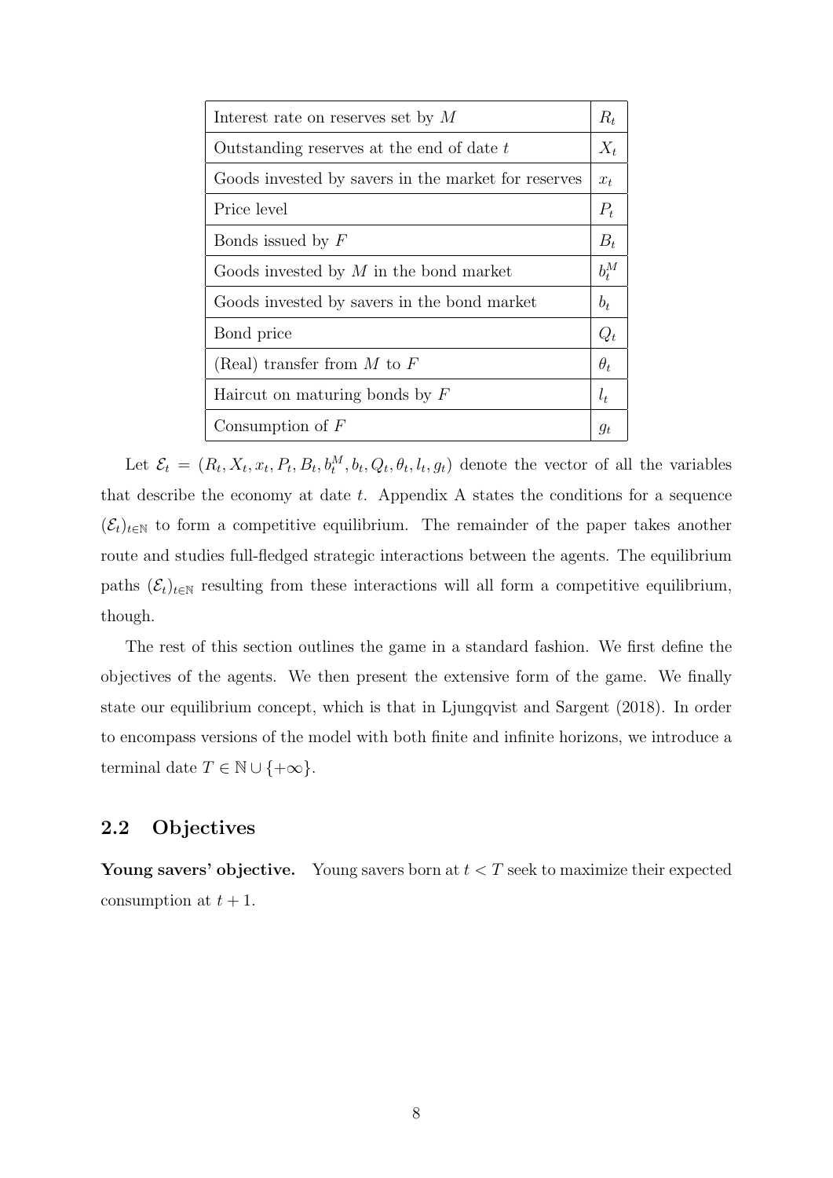| Variable | Symbol |
|---|---|
| Interest rate on reserves set by $M$ | $R_t$ |
| Outstanding reserves at the end of date $t$ | $X_t$ |
| Goods invested by savers in the market for reserves | $x_t$ |
| Price level | $P_t$ |
| Bonds issued by $F$ | $B_t$ |
| Goods invested by $M$ in the bond market | $b_t^M$ |
| Goods invested by savers in the bond market | $b_t$ |
| Bond price | $Q_t$ |
| (Real) transfer from $M$ to $F$ | $\theta_t$ |
| Haircut on maturing bonds by $F$ | $l_t$ |
| Consumption of $F$ | $g_t$ |

Let $\mathcal{E}_t = (R_t, X_t, x_t, P_t, B_t, b_t^M, b_t, Q_t, \theta_t, l_t, g_t)$ denote the vector of all the variables that describe the economy at date $t$. Appendix A states the conditions for a sequence $(\mathcal{E}_t)_{t \in \mathbb{N}}$ to form a competitive equilibrium. The remainder of the paper takes another route and studies full-fledged strategic interactions between the agents. The equilibrium paths $(\mathcal{E}_t)_{t \in \mathbb{N}}$ resulting from these interactions will all form a competitive equilibrium, though.

The rest of this section outlines the game in a standard fashion. We first define the objectives of the agents. We then present the extensive form of the game. We finally state our equilibrium concept, which is that in Ljungqvist and Sargent (2018). In order to encompass versions of the model with both finite and infinite horizons, we introduce a terminal date $T \in \mathbb{N} \cup \{+\infty\}$.

## 2.2 Objectives

**Young savers' objective.** Young savers born at $t < T$ seek to maximize their expected consumption at $t + 1$.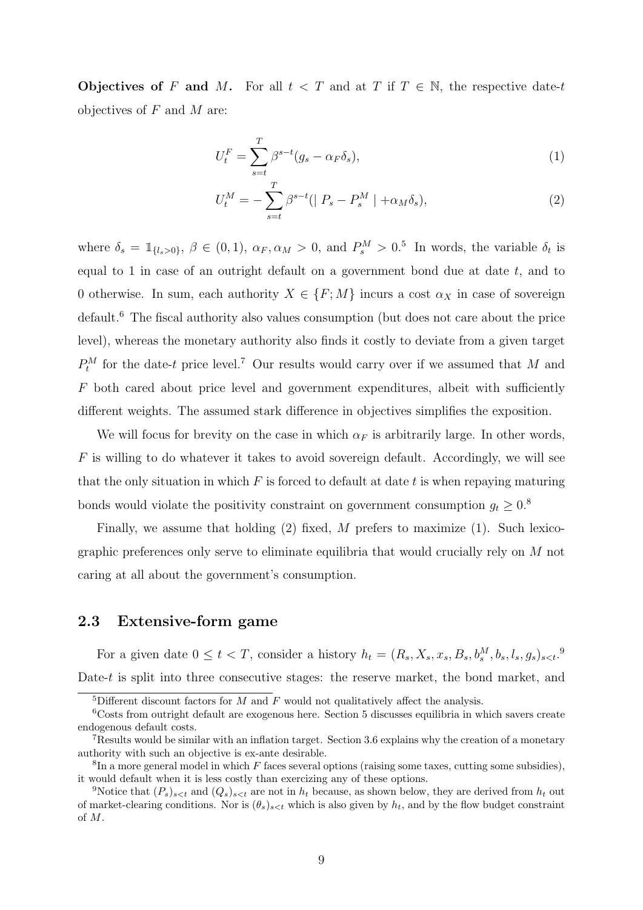**Objectives of $F$ and $M$.** For all $t < T$ and at $T$ if $T \in \mathbb{N}$, the respective date-$t$ objectives of $F$ and $M$ are:

$$U_t^F = \sum_{s=t}^{T} \beta^{s-t}(g_s - \alpha_F \delta_s), \tag{1}$$

$$U_t^M = -\sum_{s=t}^{T} \beta^{s-t}(\mid P_s - P_s^M \mid + \alpha_M \delta_s), \tag{2}$$

where $\delta_s = \mathbb{1}_{\{l_s > 0\}}$, $\beta \in (0, 1)$, $\alpha_F, \alpha_M > 0$, and $P_s^M > 0$.[5] In words, the variable $\delta_t$ is equal to 1 in case of an outright default on a government bond due at date $t$, and to 0 otherwise. In sum, each authority $X \in \{F; M\}$ incurs a cost $\alpha_X$ in case of sovereign default.[6] The fiscal authority also values consumption (but does not care about the price level), whereas the monetary authority also finds it costly to deviate from a given target $P_t^M$ for the date-$t$ price level.[7] Our results would carry over if we assumed that $M$ and $F$ both cared about price level and government expenditures, albeit with sufficiently different weights. The assumed stark difference in objectives simplifies the exposition.

We will focus for brevity on the case in which $\alpha_F$ is arbitrarily large. In other words, $F$ is willing to do whatever it takes to avoid sovereign default. Accordingly, we will see that the only situation in which $F$ is forced to default at date $t$ is when repaying maturing bonds would violate the positivity constraint on government consumption $g_t \geq 0$.[8]

Finally, we assume that holding (2) fixed, $M$ prefers to maximize (1). Such lexicographic preferences only serve to eliminate equilibria that would crucially rely on $M$ not caring at all about the government's consumption.

## 2.3 Extensive-form game

For a given date $0 \leq t < T$, consider a history $h_t = (R_s, X_s, x_s, B_s, b_s^M, b_s, l_s, g_s)_{s<t}$.[9] Date-$t$ is split into three consecutive stages: the reserve market, the bond market, and

---

[5] Different discount factors for $M$ and $F$ would not qualitatively affect the analysis.

[6] Costs from outright default are exogenous here. Section 5 discusses equilibria in which savers create endogenous default costs.

[7] Results would be similar with an inflation target. Section 3.6 explains why the creation of a monetary authority with such an objective is ex-ante desirable.

[8] In a more general model in which $F$ faces several options (raising some taxes, cutting some subsidies), it would default when it is less costly than exercizing any of these options.

[9] Notice that $(P_s)_{s<t}$ and $(Q_s)_{s<t}$ are not in $h_t$ because, as shown below, they are derived from $h_t$ out of market-clearing conditions. Nor is $(\theta_s)_{s<t}$ which is also given by $h_t$, and by the flow budget constraint of $M$.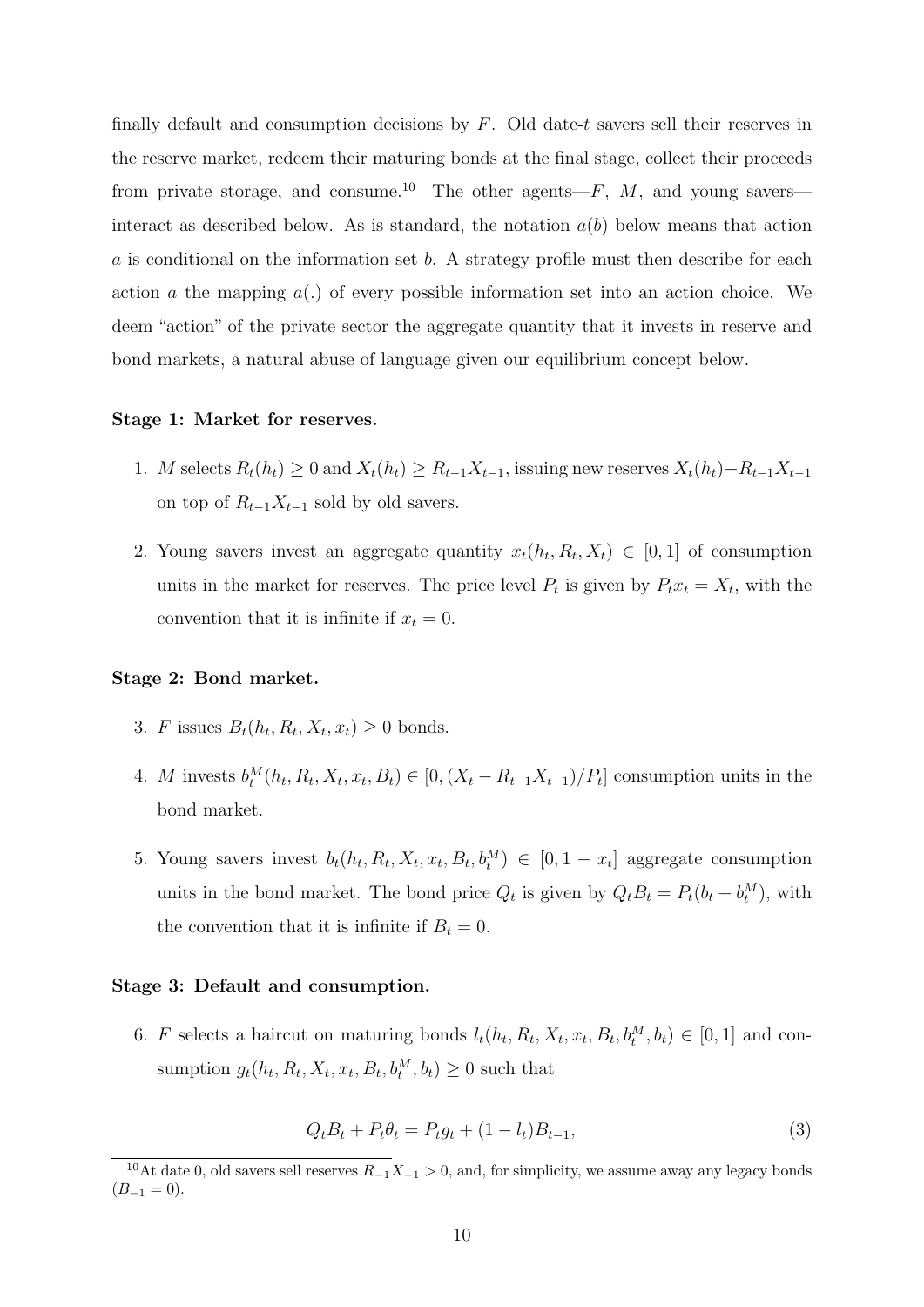finally default and consumption decisions by $F$. Old date-$t$ savers sell their reserves in the reserve market, redeem their maturing bonds at the final stage, collect their proceeds from private storage, and consume.[10] The other agents—$F$, $M$, and young savers—interact as described below. As is standard, the notation $a(b)$ below means that action $a$ is conditional on the information set $b$. A strategy profile must then describe for each action $a$ the mapping $a(.)$ of every possible information set into an action choice. We deem "action" of the private sector the aggregate quantity that it invests in reserve and bond markets, a natural abuse of language given our equilibrium concept below.

**Stage 1: Market for reserves.**

1. $M$ selects $R_t(h_t) \geq 0$ and $X_t(h_t) \geq R_{t-1}X_{t-1}$, issuing new reserves $X_t(h_t) - R_{t-1}X_{t-1}$ on top of $R_{t-1}X_{t-1}$ sold by old savers.

2. Young savers invest an aggregate quantity $x_t(h_t, R_t, X_t) \in [0, 1]$ of consumption units in the market for reserves. The price level $P_t$ is given by $P_t x_t = X_t$, with the convention that it is infinite if $x_t = 0$.

**Stage 2: Bond market.**

3. $F$ issues $B_t(h_t, R_t, X_t, x_t) \geq 0$ bonds.

4. $M$ invests $b_t^M(h_t, R_t, X_t, x_t, B_t) \in [0, (X_t - R_{t-1}X_{t-1})/P_t]$ consumption units in the bond market.

5. Young savers invest $b_t(h_t, R_t, X_t, x_t, B_t, b_t^M) \in [0, 1 - x_t]$ aggregate consumption units in the bond market. The bond price $Q_t$ is given by $Q_t B_t = P_t(b_t + b_t^M)$, with the convention that it is infinite if $B_t = 0$.

**Stage 3: Default and consumption.**

6. $F$ selects a haircut on maturing bonds $l_t(h_t, R_t, X_t, x_t, B_t, b_t^M, b_t) \in [0, 1]$ and consumption $g_t(h_t, R_t, X_t, x_t, B_t, b_t^M, b_t) \geq 0$ such that

$$Q_t B_t + P_t \theta_t = P_t g_t + (1 - l_t) B_{t-1}, \tag{3}$$

[10] At date 0, old savers sell reserves $R_{-1}X_{-1} > 0$, and, for simplicity, we assume away any legacy bonds ($B_{-1} = 0$).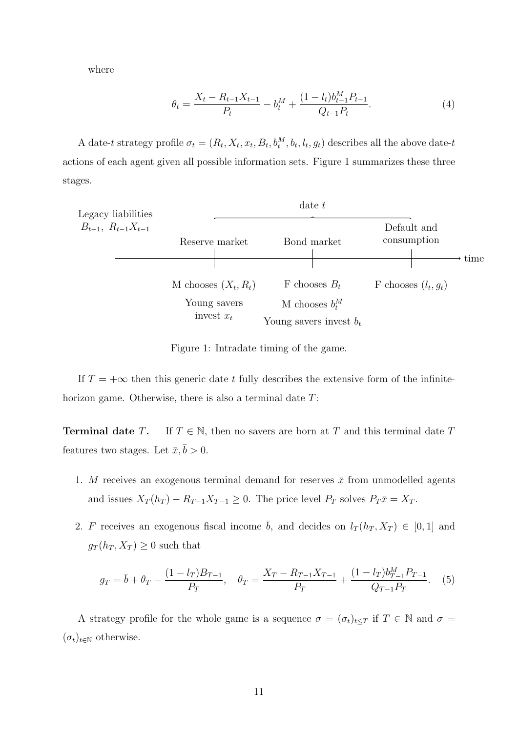where

$$
\theta_t = \frac{X_t - R_{t-1}X_{t-1}}{P_t} - b_t^M + \frac{(1-l_t)b_{t-1}^M P_{t-1}}{Q_{t-1}P_t}. \tag{4}
$$

A date-$t$ strategy profile $\sigma_t = (R_t, X_t, x_t, B_t, b_t^M, b_t, l_t, g_t)$ describes all the above date-$t$ actions of each agent given all possible information sets. Figure 1 summarizes these three stages.

Legacy liabilities $B_{t-1}$, $R_{t-1}X_{t-1}$

date $t$

| Reserve market | Bond market | Default and consumption |
|---|---|---|
| M chooses $(X_t, R_t)$ | F chooses $B_t$ | F chooses $(l_t, g_t)$ |
| Young savers invest $x_t$ | M chooses $b_t^M$ | |
| | Young savers invest $b_t$ | |

Figure 1: Intradate timing of the game.

If $T = +\infty$ then this generic date $t$ fully describes the extensive form of the infinite-horizon game. Otherwise, there is also a terminal date $T$:

**Terminal date $T$.** If $T \in \mathbb{N}$, then no savers are born at $T$ and this terminal date $T$ features two stages. Let $\bar{x}, \bar{b} > 0$.

1. $M$ receives an exogenous terminal demand for reserves $\bar{x}$ from unmodelled agents and issues $X_T(h_T) - R_{T-1}X_{T-1} \geq 0$. The price level $P_T$ solves $P_T\bar{x} = X_T$.
2. $F$ receives an exogenous fiscal income $\bar{b}$, and decides on $l_T(h_T, X_T) \in [0,1]$ and $g_T(h_T, X_T) \geq 0$ such that

$$
g_T = \bar{b} + \theta_T - \frac{(1-l_T)B_{T-1}}{P_T}, \quad \theta_T = \frac{X_T - R_{T-1}X_{T-1}}{P_T} + \frac{(1-l_T)b_{T-1}^M P_{T-1}}{Q_{T-1}P_T}. \tag{5}
$$

A strategy profile for the whole game is a sequence $\sigma = (\sigma_t)_{t \leq T}$ if $T \in \mathbb{N}$ and $\sigma = (\sigma_t)_{t \in \mathbb{N}}$ otherwise.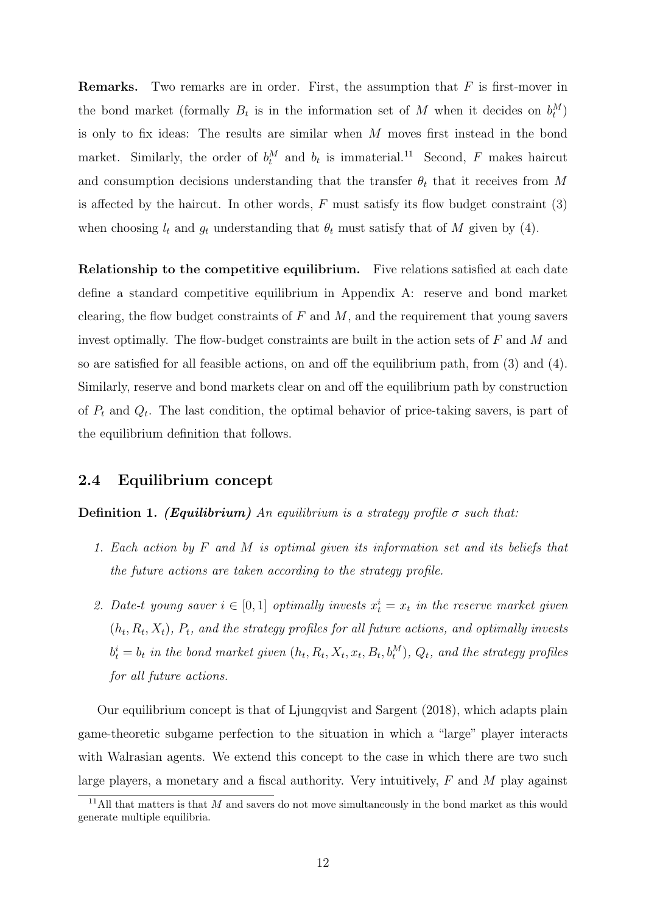**Remarks.** Two remarks are in order. First, the assumption that $F$ is first-mover in the bond market (formally $B_t$ is in the information set of $M$ when it decides on $b_t^M$) is only to fix ideas: The results are similar when $M$ moves first instead in the bond market. Similarly, the order of $b_t^M$ and $b_t$ is immaterial.[11] Second, $F$ makes haircut and consumption decisions understanding that the transfer $\theta_t$ that it receives from $M$ is affected by the haircut. In other words, $F$ must satisfy its flow budget constraint (3) when choosing $l_t$ and $g_t$ understanding that $\theta_t$ must satisfy that of $M$ given by (4).

**Relationship to the competitive equilibrium.** Five relations satisfied at each date define a standard competitive equilibrium in Appendix A: reserve and bond market clearing, the flow budget constraints of $F$ and $M$, and the requirement that young savers invest optimally. The flow-budget constraints are built in the action sets of $F$ and $M$ and so are satisfied for all feasible actions, on and off the equilibrium path, from (3) and (4). Similarly, reserve and bond markets clear on and off the equilibrium path by construction of $P_t$ and $Q_t$. The last condition, the optimal behavior of price-taking savers, is part of the equilibrium definition that follows.

## 2.4 Equilibrium concept

**Definition 1.** ***(Equilibrium)*** *An equilibrium is a strategy profile $\sigma$ such that:*

1. *Each action by $F$ and $M$ is optimal given its information set and its beliefs that the future actions are taken according to the strategy profile.*
2. *Date-t young saver $i \in [0,1]$ optimally invests $x_t^i = x_t$ in the reserve market given $(h_t, R_t, X_t)$, $P_t$, and the strategy profiles for all future actions, and optimally invests $b_t^i = b_t$ in the bond market given $(h_t, R_t, X_t, x_t, B_t, b_t^M)$, $Q_t$, and the strategy profiles for all future actions.*

Our equilibrium concept is that of Ljungqvist and Sargent (2018), which adapts plain game-theoretic subgame perfection to the situation in which a "large" player interacts with Walrasian agents. We extend this concept to the case in which there are two such large players, a monetary and a fiscal authority. Very intuitively, $F$ and $M$ play against

[11] All that matters is that $M$ and savers do not move simultaneously in the bond market as this would generate multiple equilibria.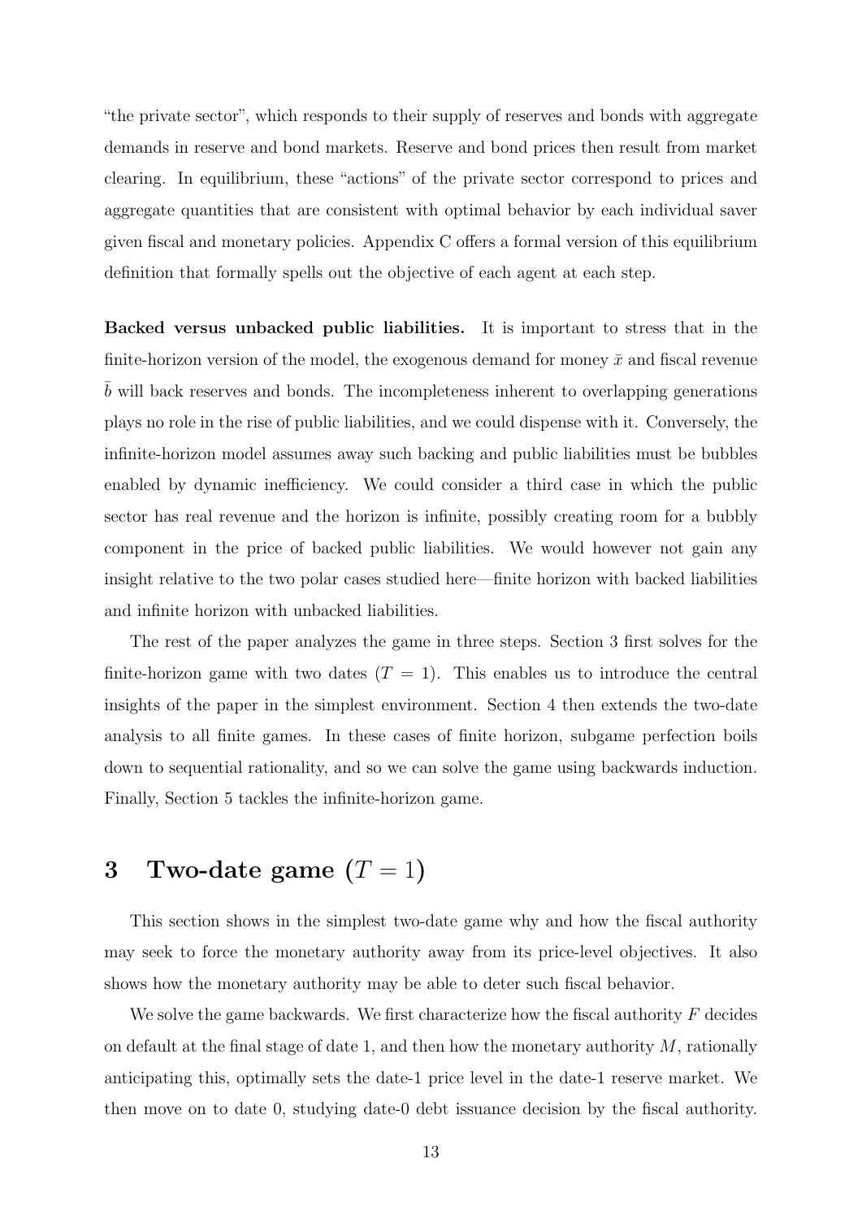"the private sector", which responds to their supply of reserves and bonds with aggregate demands in reserve and bond markets. Reserve and bond prices then result from market clearing. In equilibrium, these "actions" of the private sector correspond to prices and aggregate quantities that are consistent with optimal behavior by each individual saver given fiscal and monetary policies. Appendix C offers a formal version of this equilibrium definition that formally spells out the objective of each agent at each step.

**Backed versus unbacked public liabilities.** It is important to stress that in the finite-horizon version of the model, the exogenous demand for money $\bar{x}$ and fiscal revenue $\bar{b}$ will back reserves and bonds. The incompleteness inherent to overlapping generations plays no role in the rise of public liabilities, and we could dispense with it. Conversely, the infinite-horizon model assumes away such backing and public liabilities must be bubbles enabled by dynamic inefficiency. We could consider a third case in which the public sector has real revenue and the horizon is infinite, possibly creating room for a bubbly component in the price of backed public liabilities. We would however not gain any insight relative to the two polar cases studied here—finite horizon with backed liabilities and infinite horizon with unbacked liabilities.

The rest of the paper analyzes the game in three steps. Section 3 first solves for the finite-horizon game with two dates ($T = 1$). This enables us to introduce the central insights of the paper in the simplest environment. Section 4 then extends the two-date analysis to all finite games. In these cases of finite horizon, subgame perfection boils down to sequential rationality, and so we can solve the game using backwards induction. Finally, Section 5 tackles the infinite-horizon game.

# 3 Two-date game ($T = 1$)

This section shows in the simplest two-date game why and how the fiscal authority may seek to force the monetary authority away from its price-level objectives. It also shows how the monetary authority may be able to deter such fiscal behavior.

We solve the game backwards. We first characterize how the fiscal authority $F$ decides on default at the final stage of date 1, and then how the monetary authority $M$, rationally anticipating this, optimally sets the date-1 price level in the date-1 reserve market. We then move on to date 0, studying date-0 debt issuance decision by the fiscal authority.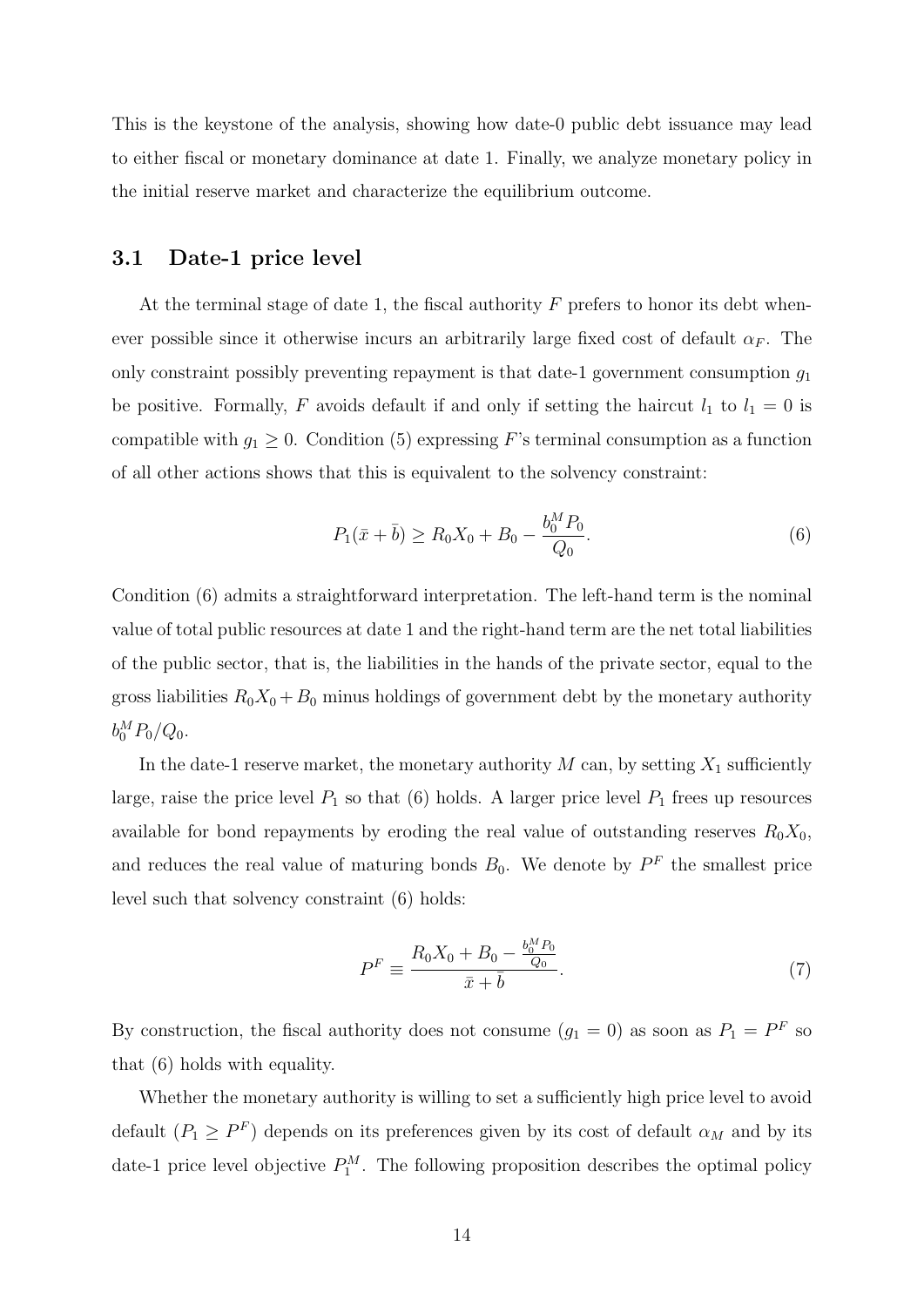This is the keystone of the analysis, showing how date-0 public debt issuance may lead to either fiscal or monetary dominance at date 1. Finally, we analyze monetary policy in the initial reserve market and characterize the equilibrium outcome.

### 3.1 Date-1 price level

At the terminal stage of date 1, the fiscal authority $F$ prefers to honor its debt whenever possible since it otherwise incurs an arbitrarily large fixed cost of default $\alpha_F$. The only constraint possibly preventing repayment is that date-1 government consumption $g_1$ be positive. Formally, $F$ avoids default if and only if setting the haircut $l_1$ to $l_1 = 0$ is compatible with $g_1 \geq 0$. Condition (5) expressing $F$'s terminal consumption as a function of all other actions shows that this is equivalent to the solvency constraint:

$$P_1(\bar{x} + \bar{b}) \geq R_0 X_0 + B_0 - \frac{b_0^M P_0}{Q_0}. \tag{6}$$

Condition (6) admits a straightforward interpretation. The left-hand term is the nominal value of total public resources at date 1 and the right-hand term are the net total liabilities of the public sector, that is, the liabilities in the hands of the private sector, equal to the gross liabilities $R_0 X_0 + B_0$ minus holdings of government debt by the monetary authority $b_0^M P_0 / Q_0$.

In the date-1 reserve market, the monetary authority $M$ can, by setting $X_1$ sufficiently large, raise the price level $P_1$ so that (6) holds. A larger price level $P_1$ frees up resources available for bond repayments by eroding the real value of outstanding reserves $R_0 X_0$, and reduces the real value of maturing bonds $B_0$. We denote by $P^F$ the smallest price level such that solvency constraint (6) holds:

$$P^F \equiv \frac{R_0 X_0 + B_0 - \frac{b_0^M P_0}{Q_0}}{\bar{x} + \bar{b}}. \tag{7}$$

By construction, the fiscal authority does not consume ($g_1 = 0$) as soon as $P_1 = P^F$ so that (6) holds with equality.

Whether the monetary authority is willing to set a sufficiently high price level to avoid default ($P_1 \geq P^F$) depends on its preferences given by its cost of default $\alpha_M$ and by its date-1 price level objective $P_1^M$. The following proposition describes the optimal policy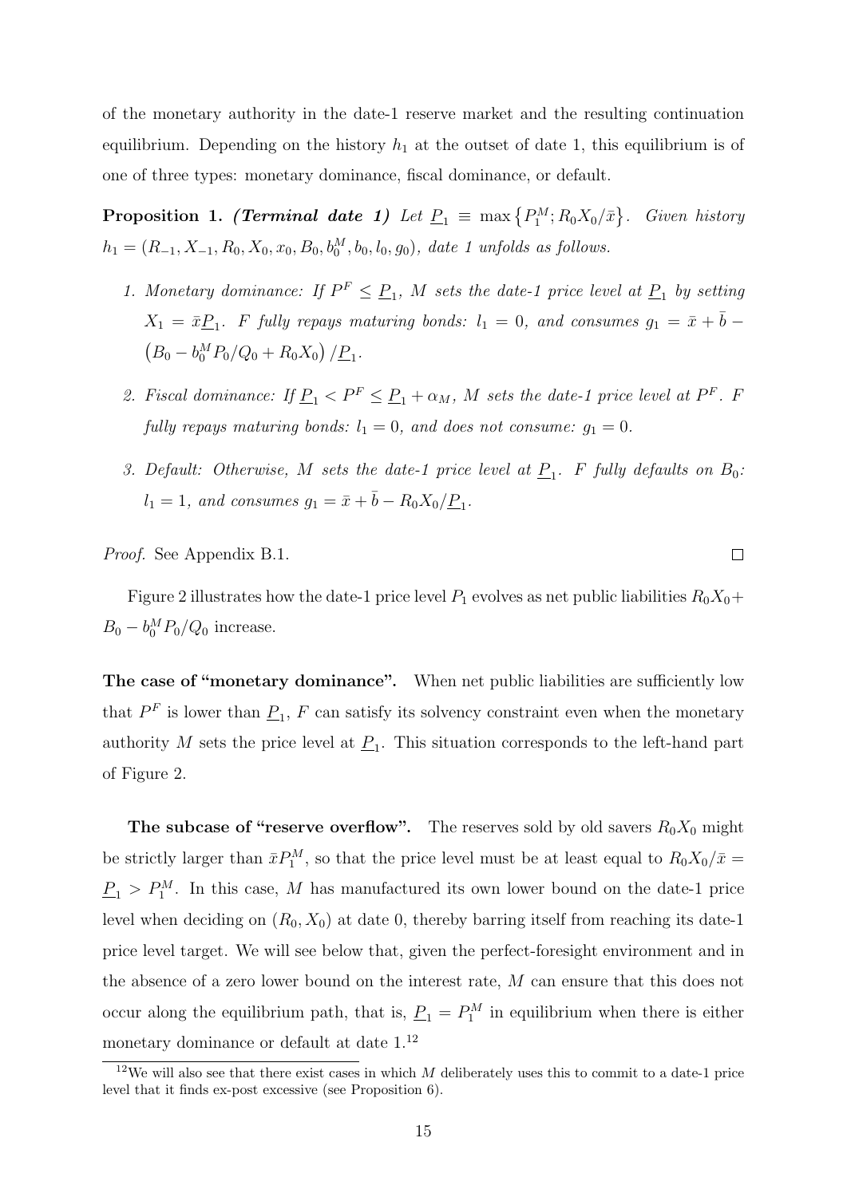of the monetary authority in the date-1 reserve market and the resulting continuation equilibrium. Depending on the history $h_1$ at the outset of date 1, this equilibrium is of one of three types: monetary dominance, fiscal dominance, or default.

**Proposition 1.** ***(Terminal date 1)*** *Let* $\underline{P}_1 \equiv \max\{P_1^M; R_0X_0/\bar{x}\}$. *Given history* $h_1 = (R_{-1}, X_{-1}, R_0, X_0, x_0, B_0, b_0^M, b_0, l_0, g_0)$, *date 1 unfolds as follows.*

1. *Monetary dominance: If* $P^F \leq \underline{P}_1$, *M sets the date-1 price level at* $\underline{P}_1$ *by setting* $X_1 = \bar{x}\underline{P}_1$. *F fully repays maturing bonds:* $l_1 = 0$, *and consumes* $g_1 = \bar{x} + \bar{b} - \left(B_0 - b_0^M P_0/Q_0 + R_0X_0\right)/\underline{P}_1$.

2. *Fiscal dominance: If* $\underline{P}_1 < P^F \leq \underline{P}_1 + \alpha_M$, *M sets the date-1 price level at* $P^F$. *F fully repays maturing bonds:* $l_1 = 0$, *and does not consume:* $g_1 = 0$.

3. *Default: Otherwise, M sets the date-1 price level at* $\underline{P}_1$. *F fully defaults on* $B_0$: $l_1 = 1$, *and consumes* $g_1 = \bar{x} + \bar{b} - R_0X_0/\underline{P}_1$.

*Proof.* See Appendix B.1. □

Figure 2 illustrates how the date-1 price level $P_1$ evolves as net public liabilities $R_0X_0 + B_0 - b_0^M P_0/Q_0$ increase.

**The case of "monetary dominance".** When net public liabilities are sufficiently low that $P^F$ is lower than $\underline{P}_1$, $F$ can satisfy its solvency constraint even when the monetary authority $M$ sets the price level at $\underline{P}_1$. This situation corresponds to the left-hand part of Figure 2.

**The subcase of "reserve overflow".** The reserves sold by old savers $R_0X_0$ might be strictly larger than $\bar{x}P_1^M$, so that the price level must be at least equal to $R_0X_0/\bar{x} = \underline{P}_1 > P_1^M$. In this case, $M$ has manufactured its own lower bound on the date-1 price level when deciding on $(R_0, X_0)$ at date 0, thereby barring itself from reaching its date-1 price level target. We will see below that, given the perfect-foresight environment and in the absence of a zero lower bound on the interest rate, $M$ can ensure that this does not occur along the equilibrium path, that is, $\underline{P}_1 = P_1^M$ in equilibrium when there is either monetary dominance or default at date 1.[12]

[12] We will also see that there exist cases in which $M$ deliberately uses this to commit to a date-1 price level that it finds ex-post excessive (see Proposition 6).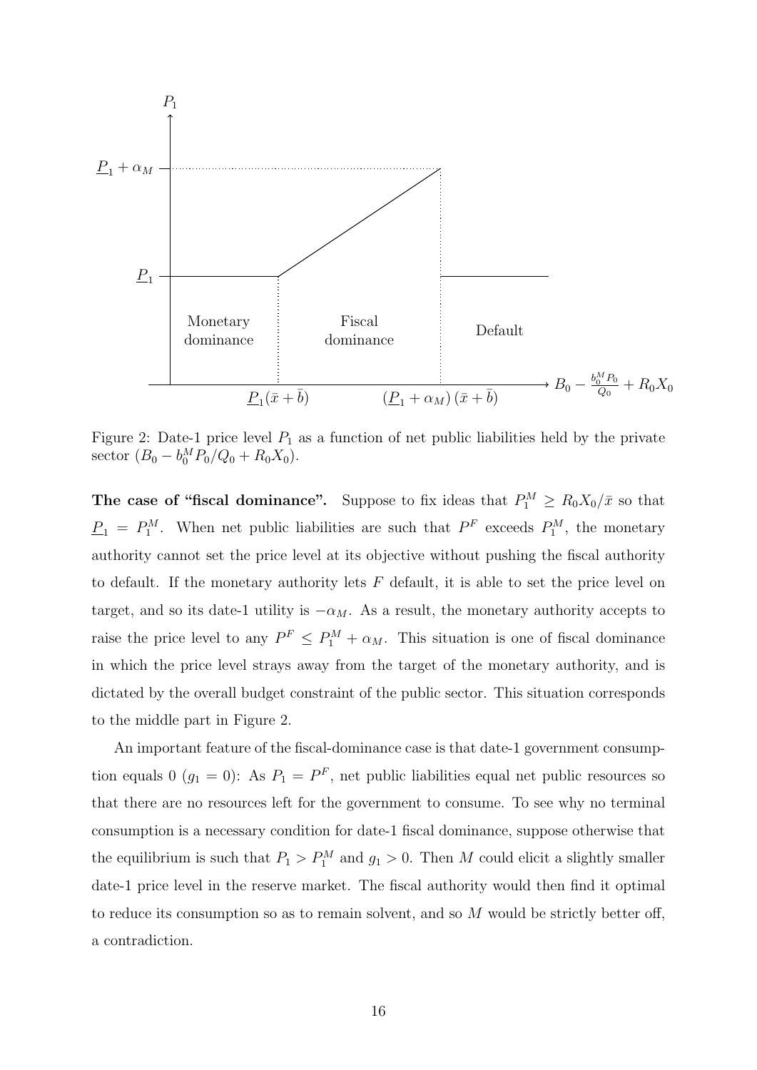Figure 2: Date-1 price level $P_1$ as a function of net public liabilities held by the private sector $(B_0 - b_0^M P_0/Q_0 + R_0 X_0)$.

**The case of "fiscal dominance".** Suppose to fix ideas that $P_1^M \geq R_0 X_0/\bar{x}$ so that $\underline{P}_1 = P_1^M$. When net public liabilities are such that $P^F$ exceeds $P_1^M$, the monetary authority cannot set the price level at its objective without pushing the fiscal authority to default. If the monetary authority lets $F$ default, it is able to set the price level on target, and so its date-1 utility is $-\alpha_M$. As a result, the monetary authority accepts to raise the price level to any $P^F \leq P_1^M + \alpha_M$. This situation is one of fiscal dominance in which the price level strays away from the target of the monetary authority, and is dictated by the overall budget constraint of the public sector. This situation corresponds to the middle part in Figure 2.

An important feature of the fiscal-dominance case is that date-1 government consumption equals 0 ($g_1 = 0$): As $P_1 = P^F$, net public liabilities equal net public resources so that there are no resources left for the government to consume. To see why no terminal consumption is a necessary condition for date-1 fiscal dominance, suppose otherwise that the equilibrium is such that $P_1 > P_1^M$ and $g_1 > 0$. Then $M$ could elicit a slightly smaller date-1 price level in the reserve market. The fiscal authority would then find it optimal to reduce its consumption so as to remain solvent, and so $M$ would be strictly better off, a contradiction.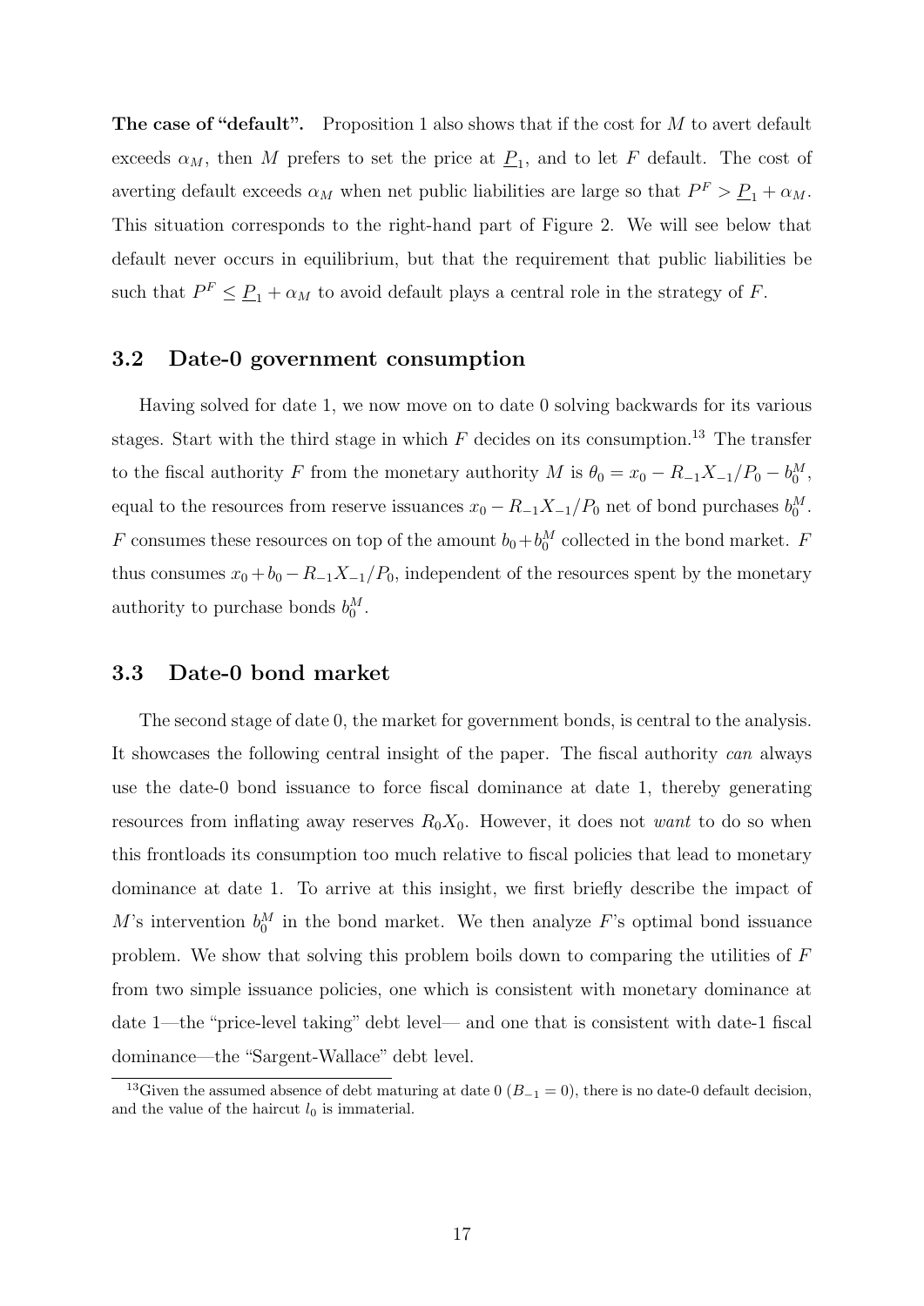**The case of "default".** Proposition 1 also shows that if the cost for $M$ to avert default exceeds $\alpha_M$, then $M$ prefers to set the price at $\underline{P}_1$, and to let $F$ default. The cost of averting default exceeds $\alpha_M$ when net public liabilities are large so that $P^F > \underline{P}_1 + \alpha_M$. This situation corresponds to the right-hand part of Figure 2. We will see below that default never occurs in equilibrium, but that the requirement that public liabilities be such that $P^F \leq \underline{P}_1 + \alpha_M$ to avoid default plays a central role in the strategy of $F$.

## 3.2 Date-0 government consumption

Having solved for date 1, we now move on to date 0 solving backwards for its various stages. Start with the third stage in which $F$ decides on its consumption.[13] The transfer to the fiscal authority $F$ from the monetary authority $M$ is $\theta_0 = x_0 - R_{-1}X_{-1}/P_0 - b_0^M$, equal to the resources from reserve issuances $x_0 - R_{-1}X_{-1}/P_0$ net of bond purchases $b_0^M$. $F$ consumes these resources on top of the amount $b_0 + b_0^M$ collected in the bond market. $F$ thus consumes $x_0 + b_0 - R_{-1}X_{-1}/P_0$, independent of the resources spent by the monetary authority to purchase bonds $b_0^M$.

## 3.3 Date-0 bond market

The second stage of date 0, the market for government bonds, is central to the analysis. It showcases the following central insight of the paper. The fiscal authority *can* always use the date-0 bond issuance to force fiscal dominance at date 1, thereby generating resources from inflating away reserves $R_0X_0$. However, it does not *want* to do so when this frontloads its consumption too much relative to fiscal policies that lead to monetary dominance at date 1. To arrive at this insight, we first briefly describe the impact of $M$'s intervention $b_0^M$ in the bond market. We then analyze $F$'s optimal bond issuance problem. We show that solving this problem boils down to comparing the utilities of $F$ from two simple issuance policies, one which is consistent with monetary dominance at date 1—the "price-level taking" debt level— and one that is consistent with date-1 fiscal dominance—the "Sargent-Wallace" debt level.

[13] Given the assumed absence of debt maturing at date 0 ($B_{-1} = 0$), there is no date-0 default decision, and the value of the haircut $l_0$ is immaterial.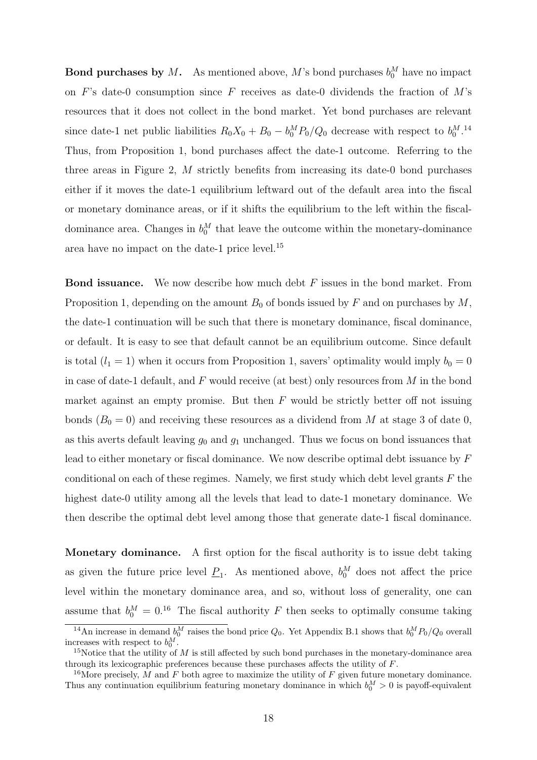**Bond purchases by $M$.** As mentioned above, $M$'s bond purchases $b_0^M$ have no impact on $F$'s date-0 consumption since $F$ receives as date-0 dividends the fraction of $M$'s resources that it does not collect in the bond market. Yet bond purchases are relevant since date-1 net public liabilities $R_0X_0 + B_0 - b_0^M P_0/Q_0$ decrease with respect to $b_0^M$.[14] Thus, from Proposition 1, bond purchases affect the date-1 outcome. Referring to the three areas in Figure 2, $M$ strictly benefits from increasing its date-0 bond purchases either if it moves the date-1 equilibrium leftward out of the default area into the fiscal or monetary dominance areas, or if it shifts the equilibrium to the left within the fiscal-dominance area. Changes in $b_0^M$ that leave the outcome within the monetary-dominance area have no impact on the date-1 price level.[15]

**Bond issuance.** We now describe how much debt $F$ issues in the bond market. From Proposition 1, depending on the amount $B_0$ of bonds issued by $F$ and on purchases by $M$, the date-1 continuation will be such that there is monetary dominance, fiscal dominance, or default. It is easy to see that default cannot be an equilibrium outcome. Since default is total ($l_1 = 1$) when it occurs from Proposition 1, savers' optimality would imply $b_0 = 0$ in case of date-1 default, and $F$ would receive (at best) only resources from $M$ in the bond market against an empty promise. But then $F$ would be strictly better off not issuing bonds ($B_0 = 0$) and receiving these resources as a dividend from $M$ at stage 3 of date 0, as this averts default leaving $g_0$ and $g_1$ unchanged. Thus we focus on bond issuances that lead to either monetary or fiscal dominance. We now describe optimal debt issuance by $F$ conditional on each of these regimes. Namely, we first study which debt level grants $F$ the highest date-0 utility among all the levels that lead to date-1 monetary dominance. We then describe the optimal debt level among those that generate date-1 fiscal dominance.

**Monetary dominance.** A first option for the fiscal authority is to issue debt taking as given the future price level $\underline{P}_1$. As mentioned above, $b_0^M$ does not affect the price level within the monetary dominance area, and so, without loss of generality, one can assume that $b_0^M = 0$.[16] The fiscal authority $F$ then seeks to optimally consume taking

---

[14] An increase in demand $b_0^M$ raises the bond price $Q_0$. Yet Appendix B.1 shows that $b_0^M P_0/Q_0$ overall increases with respect to $b_0^M$.

[15] Notice that the utility of $M$ is still affected by such bond purchases in the monetary-dominance area through its lexicographic preferences because these purchases affects the utility of $F$.

[16] More precisely, $M$ and $F$ both agree to maximize the utility of $F$ given future monetary dominance. Thus any continuation equilibrium featuring monetary dominance in which $b_0^M > 0$ is payoff-equivalent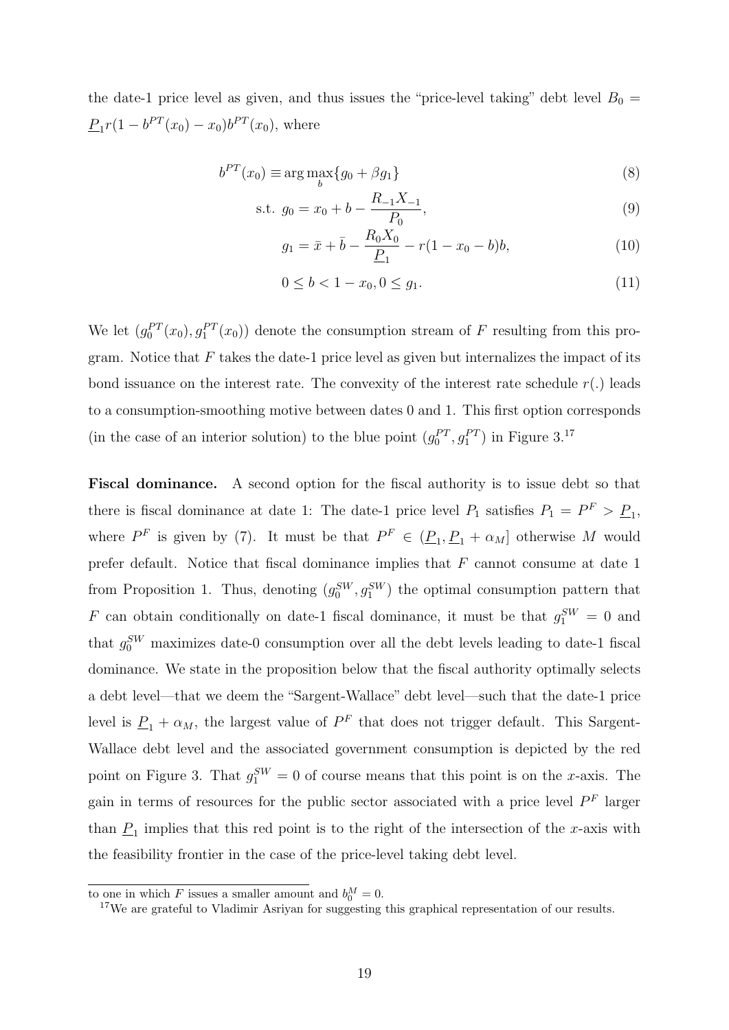the date-1 price level as given, and thus issues the "price-level taking" debt level $B_0 = \underline{P}_1 r(1 - b^{PT}(x_0) - x_0) b^{PT}(x_0)$, where

$$b^{PT}(x_0) \equiv \arg\max_b \{g_0 + \beta g_1\} \tag{8}$$

$$\text{s.t. } g_0 = x_0 + b - \frac{R_{-1}X_{-1}}{P_0}, \tag{9}$$

$$g_1 = \bar{x} + \bar{b} - \frac{R_0 X_0}{\underline{P}_1} - r(1 - x_0 - b)b, \tag{10}$$

$$0 \leq b < 1 - x_0, 0 \leq g_1. \tag{11}$$

We let $(g_0^{PT}(x_0), g_1^{PT}(x_0))$ denote the consumption stream of $F$ resulting from this program. Notice that $F$ takes the date-1 price level as given but internalizes the impact of its bond issuance on the interest rate. The convexity of the interest rate schedule $r(.)$ leads to a consumption-smoothing motive between dates 0 and 1. This first option corresponds (in the case of an interior solution) to the blue point $(g_0^{PT}, g_1^{PT})$ in Figure 3.[17]

**Fiscal dominance.** A second option for the fiscal authority is to issue debt so that there is fiscal dominance at date 1: The date-1 price level $P_1$ satisfies $P_1 = P^F > \underline{P}_1$, where $P^F$ is given by (7). It must be that $P^F \in (\underline{P}_1, \underline{P}_1 + \alpha_M]$ otherwise $M$ would prefer default. Notice that fiscal dominance implies that $F$ cannot consume at date 1 from Proposition 1. Thus, denoting $(g_0^{SW}, g_1^{SW})$ the optimal consumption pattern that $F$ can obtain conditionally on date-1 fiscal dominance, it must be that $g_1^{SW} = 0$ and that $g_0^{SW}$ maximizes date-0 consumption over all the debt levels leading to date-1 fiscal dominance. We state in the proposition below that the fiscal authority optimally selects a debt level—that we deem the "Sargent-Wallace" debt level—such that the date-1 price level is $\underline{P}_1 + \alpha_M$, the largest value of $P^F$ that does not trigger default. This Sargent-Wallace debt level and the associated government consumption is depicted by the red point on Figure 3. That $g_1^{SW} = 0$ of course means that this point is on the $x$-axis. The gain in terms of resources for the public sector associated with a price level $P^F$ larger than $\underline{P}_1$ implies that this red point is to the right of the intersection of the $x$-axis with the feasibility frontier in the case of the price-level taking debt level.

to one in which $F$ issues a smaller amount and $b_0^M = 0$.

[17] We are grateful to Vladimir Asriyan for suggesting this graphical representation of our results.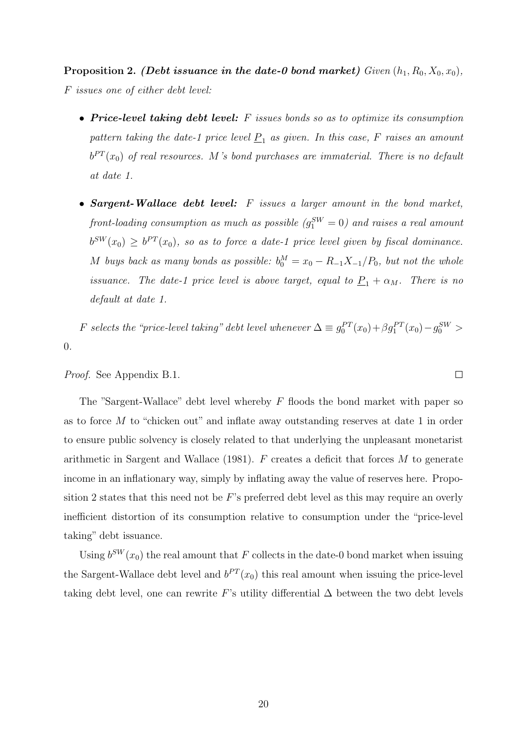**Proposition 2.** ***(Debt issuance in the date-0 bond market)*** *Given $(h_1, R_0, X_0, x_0)$, $F$ issues one of either debt level:*

- ***Price-level taking debt level:*** *$F$ issues bonds so as to optimize its consumption pattern taking the date-1 price level $\underline{P}_1$ as given. In this case, $F$ raises an amount $b^{PT}(x_0)$ of real resources. $M$'s bond purchases are immaterial. There is no default at date 1.*

- ***Sargent-Wallace debt level:*** *$F$ issues a larger amount in the bond market, front-loading consumption as much as possible ($g_1^{SW} = 0$) and raises a real amount $b^{SW}(x_0) \geq b^{PT}(x_0)$, so as to force a date-1 price level given by fiscal dominance. $M$ buys back as many bonds as possible: $b_0^M = x_0 - R_{-1}X_{-1}/P_0$, but not the whole issuance. The date-1 price level is above target, equal to $\underline{P}_1 + \alpha_M$. There is no default at date 1.*

*$F$ selects the "price-level taking" debt level whenever $\Delta \equiv g_0^{PT}(x_0) + \beta g_1^{PT}(x_0) - g_0^{SW} > 0$.*

*Proof.* See Appendix B.1. □

The "Sargent-Wallace" debt level whereby $F$ floods the bond market with paper so as to force $M$ to "chicken out" and inflate away outstanding reserves at date 1 in order to ensure public solvency is closely related to that underlying the unpleasant monetarist arithmetic in Sargent and Wallace (1981). $F$ creates a deficit that forces $M$ to generate income in an inflationary way, simply by inflating away the value of reserves here. Proposition 2 states that this need not be $F$'s preferred debt level as this may require an overly inefficient distortion of its consumption relative to consumption under the "price-level taking" debt issuance.

Using $b^{SW}(x_0)$ the real amount that $F$ collects in the date-0 bond market when issuing the Sargent-Wallace debt level and $b^{PT}(x_0)$ this real amount when issuing the price-level taking debt level, one can rewrite $F$'s utility differential $\Delta$ between the two debt levels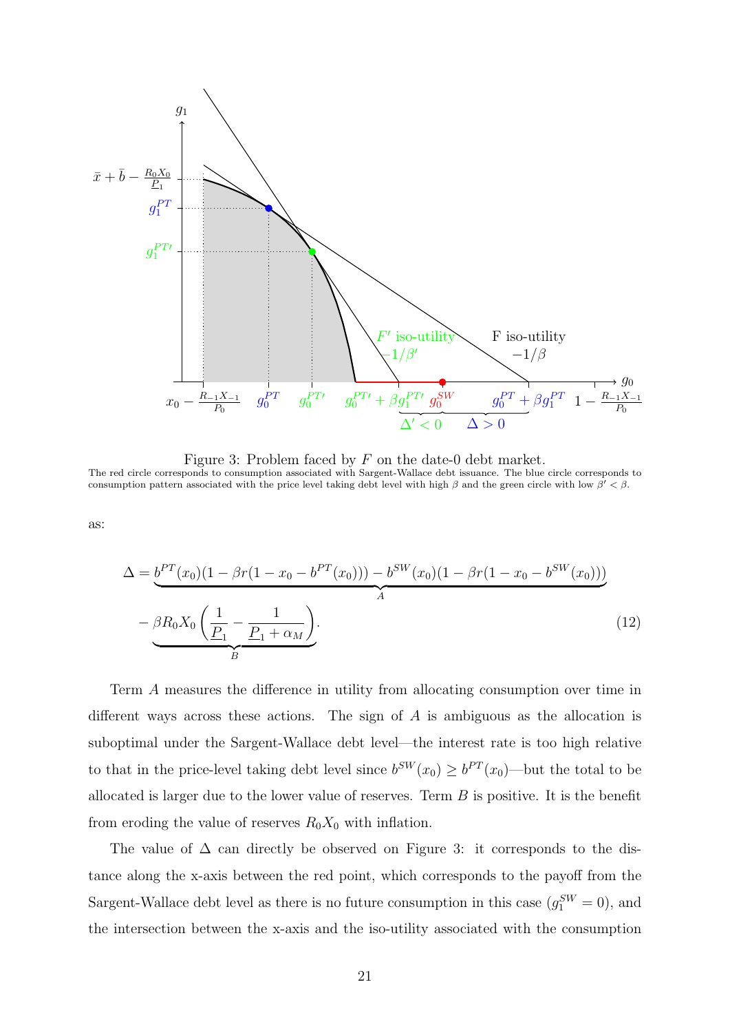Figure 3: Problem faced by $F$ on the date-0 debt market.
The red circle corresponds to consumption associated with Sargent-Wallace debt issuance. The blue circle corresponds to consumption pattern associated with the price level taking debt level with high $\beta$ and the green circle with low $\beta' < \beta$.

as:

$$\Delta = \underbrace{b^{PT}(x_0)(1 - \beta r(1 - x_0 - b^{PT}(x_0))) - b^{SW}(x_0)(1 - \beta r(1 - x_0 - b^{SW}(x_0)))}_{A}$$
$$\underbrace{- \beta R_0 X_0 \left( \frac{1}{\underline{P}_1} - \frac{1}{\underline{P}_1 + \alpha_M} \right)}_{B}. \tag{12}$$

Term $A$ measures the difference in utility from allocating consumption over time in different ways across these actions. The sign of $A$ is ambiguous as the allocation is suboptimal under the Sargent-Wallace debt level—the interest rate is too high relative to that in the price-level taking debt level since $b^{SW}(x_0) \geq b^{PT}(x_0)$—but the total to be allocated is larger due to the lower value of reserves. Term $B$ is positive. It is the benefit from eroding the value of reserves $R_0 X_0$ with inflation.

The value of $\Delta$ can directly be observed on Figure 3: it corresponds to the distance along the x-axis between the red point, which corresponds to the payoff from the Sargent-Wallace debt level as there is no future consumption in this case ($g_1^{SW} = 0$), and the intersection between the x-axis and the iso-utility associated with the consumption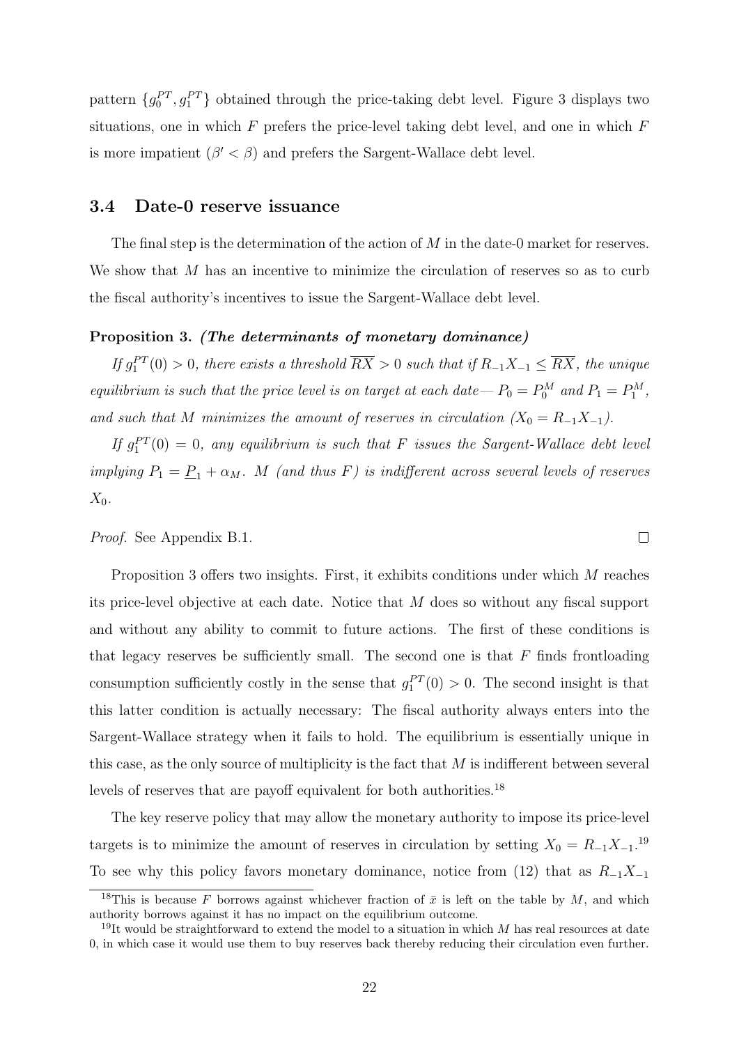pattern $\{g_0^{PT}, g_1^{PT}\}$ obtained through the price-taking debt level. Figure 3 displays two situations, one in which $F$ prefers the price-level taking debt level, and one in which $F$ is more impatient ($\beta' < \beta$) and prefers the Sargent-Wallace debt level.

### 3.4 Date-0 reserve issuance

The final step is the determination of the action of $M$ in the date-0 market for reserves. We show that $M$ has an incentive to minimize the circulation of reserves so as to curb the fiscal authority's incentives to issue the Sargent-Wallace debt level.

**Proposition 3.** ***(The determinants of monetary dominance)***

*If $g_1^{PT}(0) > 0$, there exists a threshold $\overline{RX} > 0$ such that if $R_{-1}X_{-1} \leq \overline{RX}$, the unique equilibrium is such that the price level is on target at each date— $P_0 = P_0^M$ and $P_1 = P_1^M$, and such that $M$ minimizes the amount of reserves in circulation ($X_0 = R_{-1}X_{-1}$).*

*If $g_1^{PT}(0) = 0$, any equilibrium is such that $F$ issues the Sargent-Wallace debt level implying $P_1 = \underline{P}_1 + \alpha_M$. $M$ (and thus $F$) is indifferent across several levels of reserves $X_0$.*

*Proof.* See Appendix B.1. □

Proposition 3 offers two insights. First, it exhibits conditions under which $M$ reaches its price-level objective at each date. Notice that $M$ does so without any fiscal support and without any ability to commit to future actions. The first of these conditions is that legacy reserves be sufficiently small. The second one is that $F$ finds frontloading consumption sufficiently costly in the sense that $g_1^{PT}(0) > 0$. The second insight is that this latter condition is actually necessary: The fiscal authority always enters into the Sargent-Wallace strategy when it fails to hold. The equilibrium is essentially unique in this case, as the only source of multiplicity is the fact that $M$ is indifferent between several levels of reserves that are payoff equivalent for both authorities.[18]

The key reserve policy that may allow the monetary authority to impose its price-level targets is to minimize the amount of reserves in circulation by setting $X_0 = R_{-1}X_{-1}$.[19] To see why this policy favors monetary dominance, notice from (12) that as $R_{-1}X_{-1}$

[18] This is because $F$ borrows against whichever fraction of $\bar{x}$ is left on the table by $M$, and which authority borrows against it has no impact on the equilibrium outcome.

[19] It would be straightforward to extend the model to a situation in which $M$ has real resources at date 0, in which case it would use them to buy reserves back thereby reducing their circulation even further.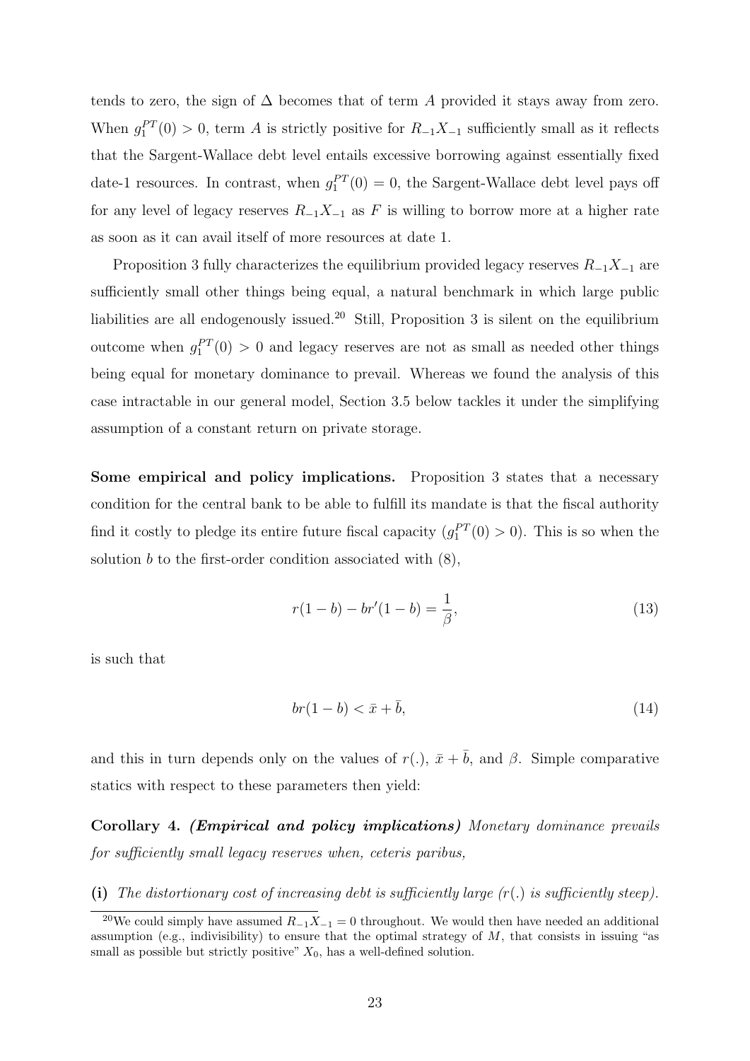tends to zero, the sign of $\Delta$ becomes that of term $A$ provided it stays away from zero. When $g_1^{PT}(0) > 0$, term $A$ is strictly positive for $R_{-1}X_{-1}$ sufficiently small as it reflects that the Sargent-Wallace debt level entails excessive borrowing against essentially fixed date-1 resources. In contrast, when $g_1^{PT}(0) = 0$, the Sargent-Wallace debt level pays off for any level of legacy reserves $R_{-1}X_{-1}$ as $F$ is willing to borrow more at a higher rate as soon as it can avail itself of more resources at date 1.

Proposition 3 fully characterizes the equilibrium provided legacy reserves $R_{-1}X_{-1}$ are sufficiently small other things being equal, a natural benchmark in which large public liabilities are all endogenously issued.[20] Still, Proposition 3 is silent on the equilibrium outcome when $g_1^{PT}(0) > 0$ and legacy reserves are not as small as needed other things being equal for monetary dominance to prevail. Whereas we found the analysis of this case intractable in our general model, Section 3.5 below tackles it under the simplifying assumption of a constant return on private storage.

**Some empirical and policy implications.** Proposition 3 states that a necessary condition for the central bank to be able to fulfill its mandate is that the fiscal authority find it costly to pledge its entire future fiscal capacity ($g_1^{PT}(0) > 0$). This is so when the solution $b$ to the first-order condition associated with (8),

$$r(1-b) - br'(1-b) = \frac{1}{\beta}, \tag{13}$$

is such that

$$br(1-b) < \bar{x} + \bar{b}, \tag{14}$$

and this in turn depends only on the values of $r(.)$, $\bar{x} + \bar{b}$, and $\beta$. Simple comparative statics with respect to these parameters then yield:

**Corollary 4.** ***(Empirical and policy implications)*** *Monetary dominance prevails for sufficiently small legacy reserves when, ceteris paribus,*

**(i)** *The distortionary cost of increasing debt is sufficiently large ($r(.)$ is sufficiently steep).*

[20] We could simply have assumed $R_{-1}X_{-1} = 0$ throughout. We would then have needed an additional assumption (e.g., indivisibility) to ensure that the optimal strategy of $M$, that consists in issuing "as small as possible but strictly positive" $X_0$, has a well-defined solution.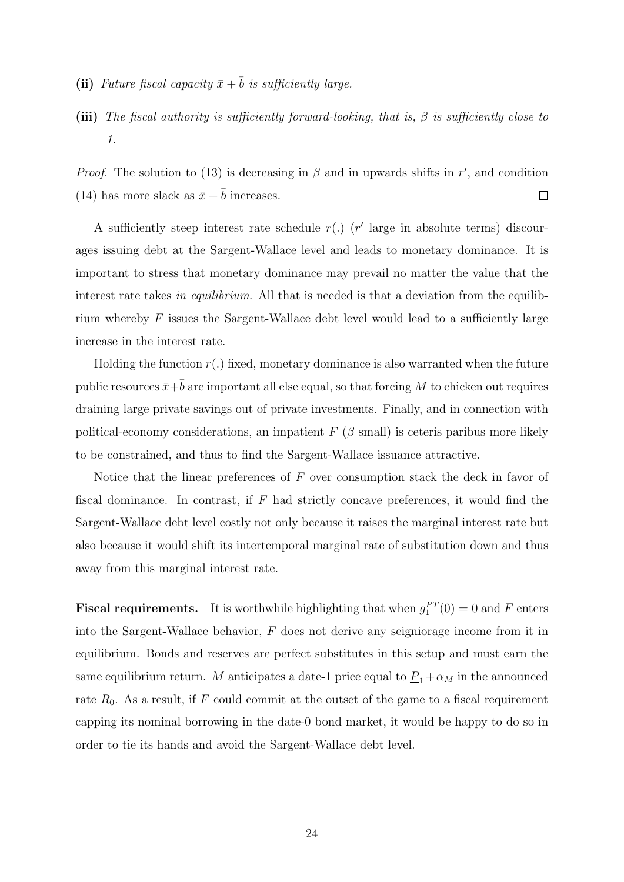**(ii)** *Future fiscal capacity $\bar{x} + \bar{b}$ is sufficiently large.*

**(iii)** *The fiscal authority is sufficiently forward-looking, that is, $\beta$ is sufficiently close to 1.*

*Proof.* The solution to (13) is decreasing in $\beta$ and in upwards shifts in $r'$, and condition (14) has more slack as $\bar{x} + \bar{b}$ increases. $\square$

A sufficiently steep interest rate schedule $r(.)$ ($r'$ large in absolute terms) discourages issuing debt at the Sargent-Wallace level and leads to monetary dominance. It is important to stress that monetary dominance may prevail no matter the value that the interest rate takes *in equilibrium*. All that is needed is that a deviation from the equilibrium whereby $F$ issues the Sargent-Wallace debt level would lead to a sufficiently large increase in the interest rate.

Holding the function $r(.)$ fixed, monetary dominance is also warranted when the future public resources $\bar{x}+\bar{b}$ are important all else equal, so that forcing $M$ to chicken out requires draining large private savings out of private investments. Finally, and in connection with political-economy considerations, an impatient $F$ ($\beta$ small) is ceteris paribus more likely to be constrained, and thus to find the Sargent-Wallace issuance attractive.

Notice that the linear preferences of $F$ over consumption stack the deck in favor of fiscal dominance. In contrast, if $F$ had strictly concave preferences, it would find the Sargent-Wallace debt level costly not only because it raises the marginal interest rate but also because it would shift its intertemporal marginal rate of substitution down and thus away from this marginal interest rate.

**Fiscal requirements.** It is worthwhile highlighting that when $g_1^{PT}(0) = 0$ and $F$ enters into the Sargent-Wallace behavior, $F$ does not derive any seigniorage income from it in equilibrium. Bonds and reserves are perfect substitutes in this setup and must earn the same equilibrium return. $M$ anticipates a date-1 price equal to $\underline{P}_1 + \alpha_M$ in the announced rate $R_0$. As a result, if $F$ could commit at the outset of the game to a fiscal requirement capping its nominal borrowing in the date-0 bond market, it would be happy to do so in order to tie its hands and avoid the Sargent-Wallace debt level.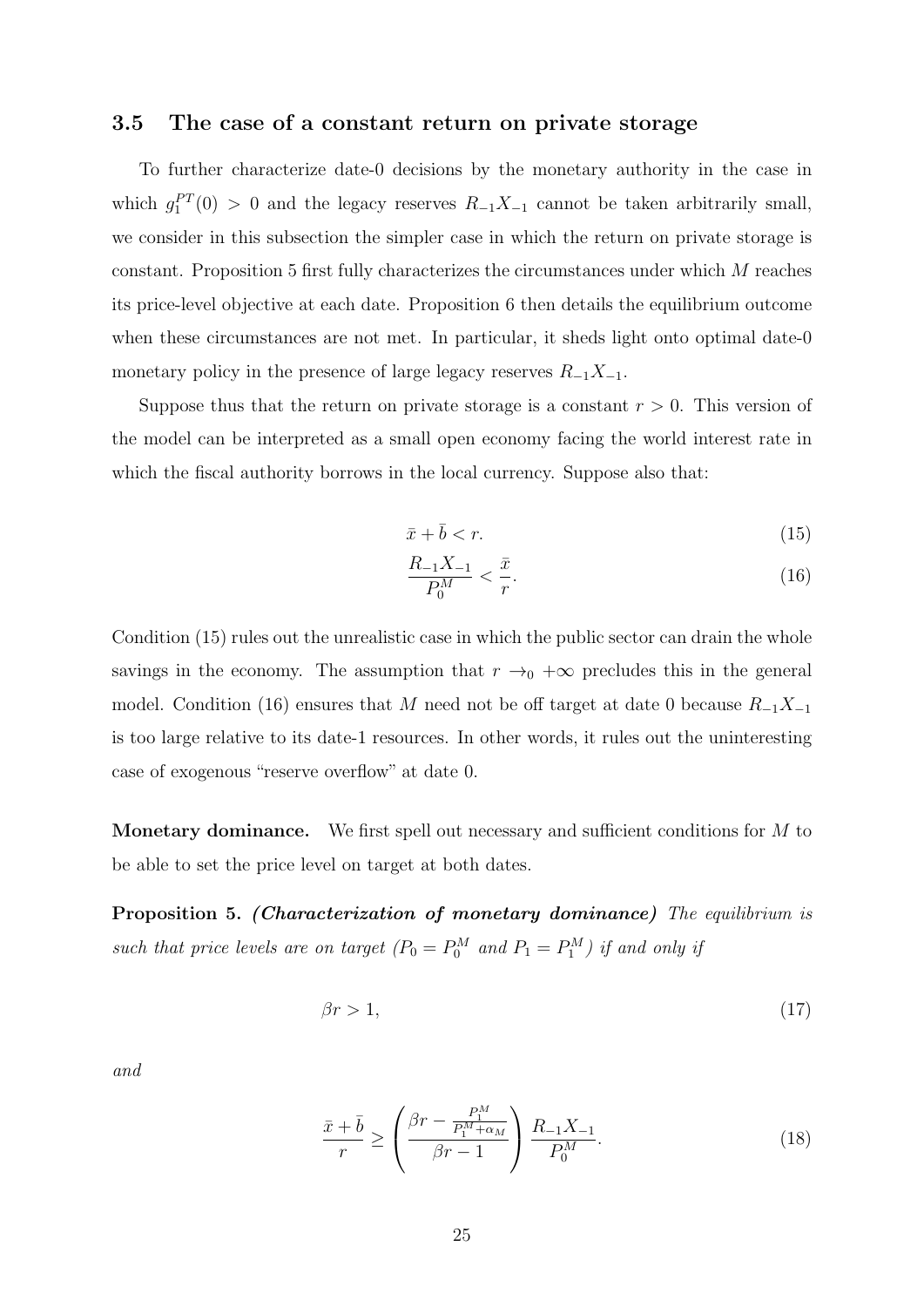### 3.5 The case of a constant return on private storage

To further characterize date-0 decisions by the monetary authority in the case in which $g_1^{PT}(0) > 0$ and the legacy reserves $R_{-1}X_{-1}$ cannot be taken arbitrarily small, we consider in this subsection the simpler case in which the return on private storage is constant. Proposition 5 first fully characterizes the circumstances under which $M$ reaches its price-level objective at each date. Proposition 6 then details the equilibrium outcome when these circumstances are not met. In particular, it sheds light onto optimal date-0 monetary policy in the presence of large legacy reserves $R_{-1}X_{-1}$.

Suppose thus that the return on private storage is a constant $r > 0$. This version of the model can be interpreted as a small open economy facing the world interest rate in which the fiscal authority borrows in the local currency. Suppose also that:

$$\bar{x} + \bar{b} < r. \tag{15}$$

$$\frac{R_{-1}X_{-1}}{P_0^M} < \frac{\bar{x}}{r}. \tag{16}$$

Condition (15) rules out the unrealistic case in which the public sector can drain the whole savings in the economy. The assumption that $r \to_0 +\infty$ precludes this in the general model. Condition (16) ensures that $M$ need not be off target at date 0 because $R_{-1}X_{-1}$ is too large relative to its date-1 resources. In other words, it rules out the uninteresting case of exogenous "reserve overflow" at date 0.

**Monetary dominance.** We first spell out necessary and sufficient conditions for $M$ to be able to set the price level on target at both dates.

**Proposition 5.** ***(Characterization of monetary dominance)*** *The equilibrium is such that price levels are on target ($P_0 = P_0^M$ and $P_1 = P_1^M$) if and only if*

$$\beta r > 1, \tag{17}$$

*and*

$$\frac{\bar{x} + \bar{b}}{r} \geq \left( \frac{\beta r - \frac{P_1^M}{P_1^M + \alpha_M}}{\beta r - 1} \right) \frac{R_{-1}X_{-1}}{P_0^M}. \tag{18}$$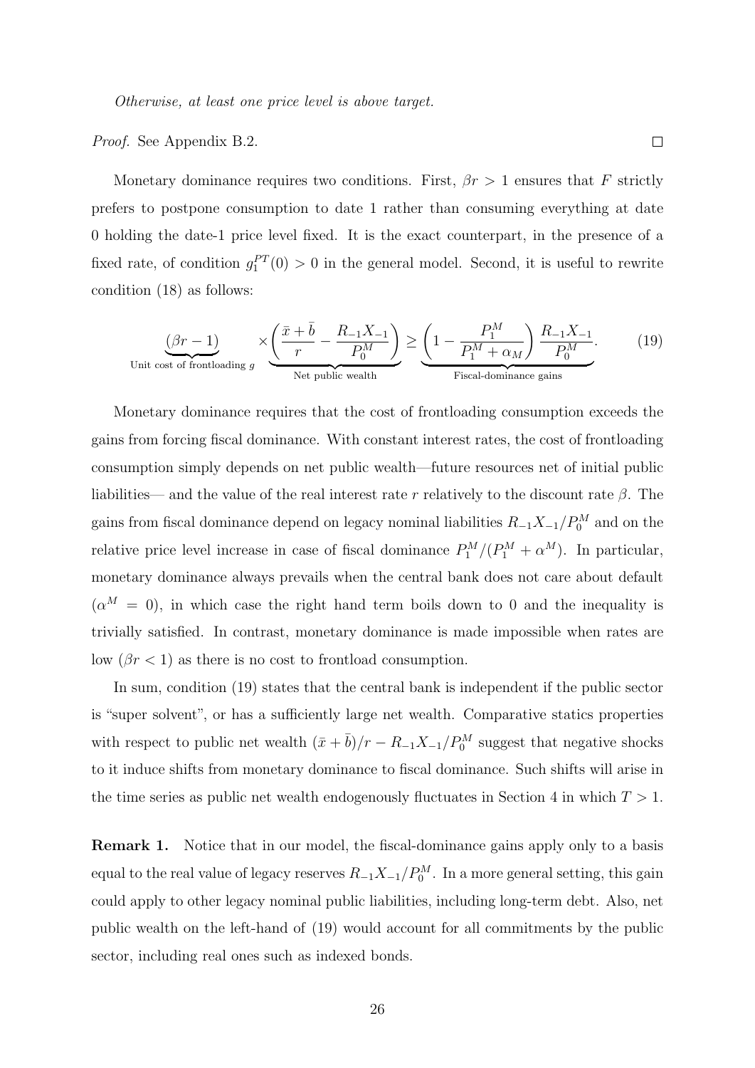*Otherwise, at least one price level is above target.*

*Proof.* See Appendix B.2. $\square$

Monetary dominance requires two conditions. First, $\beta r > 1$ ensures that $F$ strictly prefers to postpone consumption to date 1 rather than consuming everything at date 0 holding the date-1 price level fixed. It is the exact counterpart, in the presence of a fixed rate, of condition $g_1^{PT}(0) > 0$ in the general model. Second, it is useful to rewrite condition (18) as follows:

$$\underbrace{(\beta r - 1)}_{\text{Unit cost of frontloading } g} \times \underbrace{\left(\frac{\bar{x} + \bar{b}}{r} - \frac{R_{-1}X_{-1}}{P_0^M}\right)}_{\text{Net public wealth}} \geq \underbrace{\left(1 - \frac{P_1^M}{P_1^M + \alpha_M}\right)\frac{R_{-1}X_{-1}}{P_0^M}}_{\text{Fiscal-dominance gains}}. \tag{19}$$

Monetary dominance requires that the cost of frontloading consumption exceeds the gains from forcing fiscal dominance. With constant interest rates, the cost of frontloading consumption simply depends on net public wealth—future resources net of initial public liabilities— and the value of the real interest rate $r$ relatively to the discount rate $\beta$. The gains from fiscal dominance depend on legacy nominal liabilities $R_{-1}X_{-1}/P_0^M$ and on the relative price level increase in case of fiscal dominance $P_1^M/(P_1^M + \alpha^M)$. In particular, monetary dominance always prevails when the central bank does not care about default ($\alpha^M = 0$), in which case the right hand term boils down to 0 and the inequality is trivially satisfied. In contrast, monetary dominance is made impossible when rates are low ($\beta r < 1$) as there is no cost to frontload consumption.

In sum, condition (19) states that the central bank is independent if the public sector is "super solvent", or has a sufficiently large net wealth. Comparative statics properties with respect to public net wealth $(\bar{x} + \bar{b})/r - R_{-1}X_{-1}/P_0^M$ suggest that negative shocks to it induce shifts from monetary dominance to fiscal dominance. Such shifts will arise in the time series as public net wealth endogenously fluctuates in Section 4 in which $T > 1$.

**Remark 1.** Notice that in our model, the fiscal-dominance gains apply only to a basis equal to the real value of legacy reserves $R_{-1}X_{-1}/P_0^M$. In a more general setting, this gain could apply to other legacy nominal public liabilities, including long-term debt. Also, net public wealth on the left-hand of (19) would account for all commitments by the public sector, including real ones such as indexed bonds.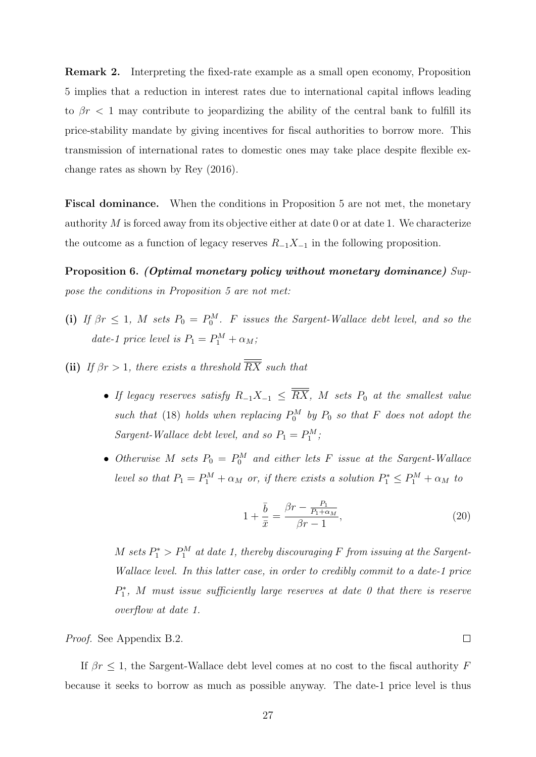**Remark 2.** Interpreting the fixed-rate example as a small open economy, Proposition 5 implies that a reduction in interest rates due to international capital inflows leading to $\beta r < 1$ may contribute to jeopardizing the ability of the central bank to fulfill its price-stability mandate by giving incentives for fiscal authorities to borrow more. This transmission of international rates to domestic ones may take place despite flexible exchange rates as shown by Rey (2016).

**Fiscal dominance.** When the conditions in Proposition 5 are not met, the monetary authority $M$ is forced away from its objective either at date 0 or at date 1. We characterize the outcome as a function of legacy reserves $R_{-1}X_{-1}$ in the following proposition.

**Proposition 6.** ***(Optimal monetary policy without monetary dominance)*** *Suppose the conditions in Proposition 5 are not met:*

**(i)** *If $\beta r \leq 1$, $M$ sets $P_0 = P_0^M$. $F$ issues the Sargent-Wallace debt level, and so the date-1 price level is $P_1 = P_1^M + \alpha_M$;*

**(ii)** *If $\beta r > 1$, there exists a threshold $\overline{\overline{RX}}$ such that*

- *If legacy reserves satisfy $R_{-1}X_{-1} \leq \overline{\overline{RX}}$, $M$ sets $P_0$ at the smallest value such that (18) holds when replacing $P_0^M$ by $P_0$ so that $F$ does not adopt the Sargent-Wallace debt level, and so $P_1 = P_1^M$;*
- *Otherwise $M$ sets $P_0 = P_0^M$ and either lets $F$ issue at the Sargent-Wallace level so that $P_1 = P_1^M + \alpha_M$ or, if there exists a solution $P_1^* \leq P_1^M + \alpha_M$ to*

$$1 + \frac{\bar{b}}{\bar{x}} = \frac{\beta r - \frac{P_1}{P_1 + \alpha_M}}{\beta r - 1}, \tag{20}$$

*$M$ sets $P_1^* > P_1^M$ at date 1, thereby discouraging $F$ from issuing at the Sargent-Wallace level. In this latter case, in order to credibly commit to a date-1 price $P_1^*$, $M$ must issue sufficiently large reserves at date 0 that there is reserve overflow at date 1.*

*Proof.* See Appendix B.2. □

If $\beta r \leq 1$, the Sargent-Wallace debt level comes at no cost to the fiscal authority $F$ because it seeks to borrow as much as possible anyway. The date-1 price level is thus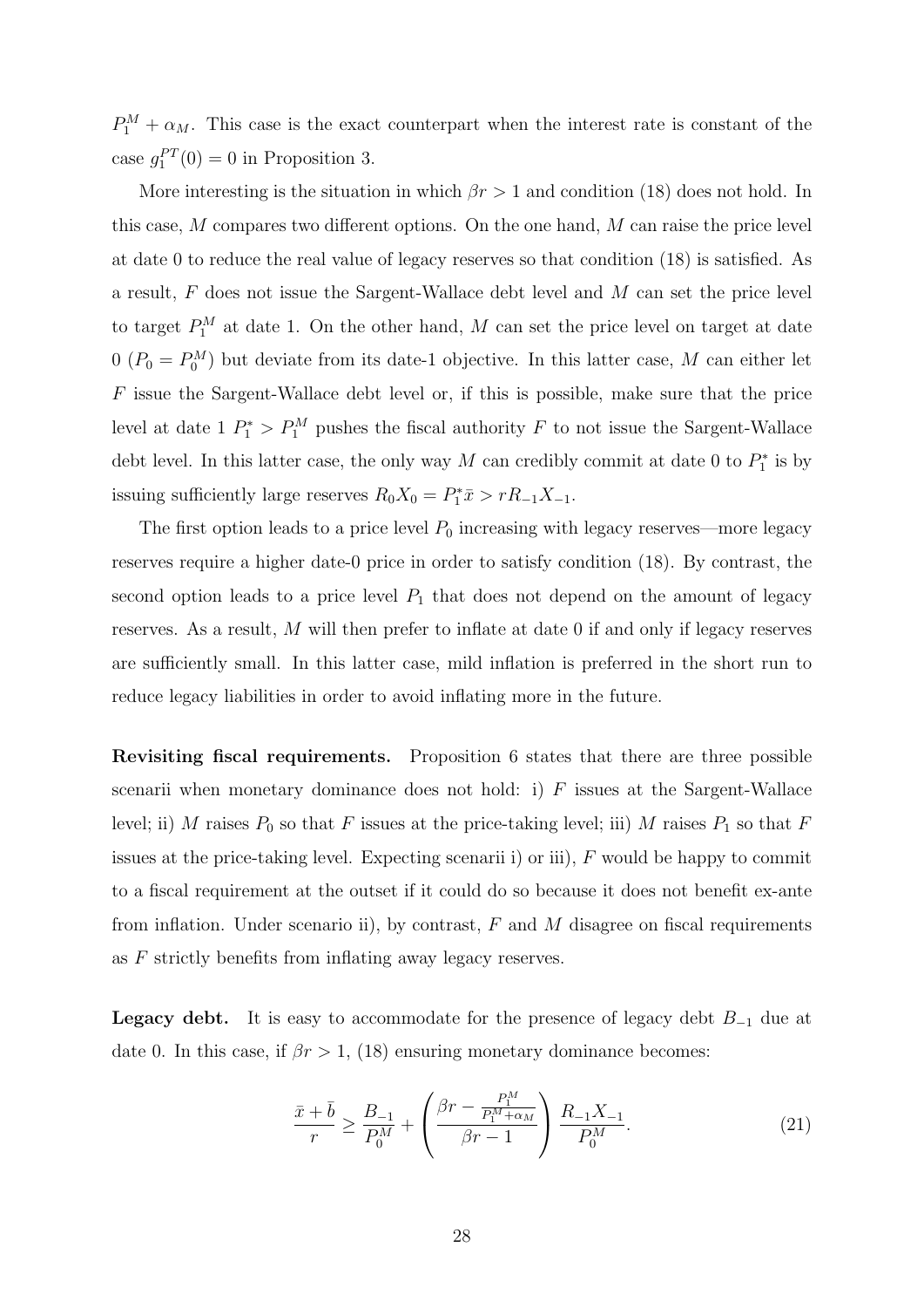$P_1^M + \alpha_M$. This case is the exact counterpart when the interest rate is constant of the case $g_1^{PT}(0) = 0$ in Proposition 3.

More interesting is the situation in which $\beta r > 1$ and condition (18) does not hold. In this case, $M$ compares two different options. On the one hand, $M$ can raise the price level at date 0 to reduce the real value of legacy reserves so that condition (18) is satisfied. As a result, $F$ does not issue the Sargent-Wallace debt level and $M$ can set the price level to target $P_1^M$ at date 1. On the other hand, $M$ can set the price level on target at date 0 ($P_0 = P_0^M$) but deviate from its date-1 objective. In this latter case, $M$ can either let $F$ issue the Sargent-Wallace debt level or, if this is possible, make sure that the price level at date 1 $P_1^* > P_1^M$ pushes the fiscal authority $F$ to not issue the Sargent-Wallace debt level. In this latter case, the only way $M$ can credibly commit at date 0 to $P_1^*$ is by issuing sufficiently large reserves $R_0 X_0 = P_1^* \bar{x} > r R_{-1} X_{-1}$.

The first option leads to a price level $P_0$ increasing with legacy reserves—more legacy reserves require a higher date-0 price in order to satisfy condition (18). By contrast, the second option leads to a price level $P_1$ that does not depend on the amount of legacy reserves. As a result, $M$ will then prefer to inflate at date 0 if and only if legacy reserves are sufficiently small. In this latter case, mild inflation is preferred in the short run to reduce legacy liabilities in order to avoid inflating more in the future.

**Revisiting fiscal requirements.** Proposition 6 states that there are three possible scenarii when monetary dominance does not hold: i) $F$ issues at the Sargent-Wallace level; ii) $M$ raises $P_0$ so that $F$ issues at the price-taking level; iii) $M$ raises $P_1$ so that $F$ issues at the price-taking level. Expecting scenarii i) or iii), $F$ would be happy to commit to a fiscal requirement at the outset if it could do so because it does not benefit ex-ante from inflation. Under scenario ii), by contrast, $F$ and $M$ disagree on fiscal requirements as $F$ strictly benefits from inflating away legacy reserves.

**Legacy debt.** It is easy to accommodate for the presence of legacy debt $B_{-1}$ due at date 0. In this case, if $\beta r > 1$, (18) ensuring monetary dominance becomes:

$$\frac{\bar{x} + \bar{b}}{r} \geq \frac{B_{-1}}{P_0^M} + \left( \frac{\beta r - \frac{P_1^M}{P_1^M + \alpha_M}}{\beta r - 1} \right) \frac{R_{-1} X_{-1}}{P_0^M}. \tag{21}$$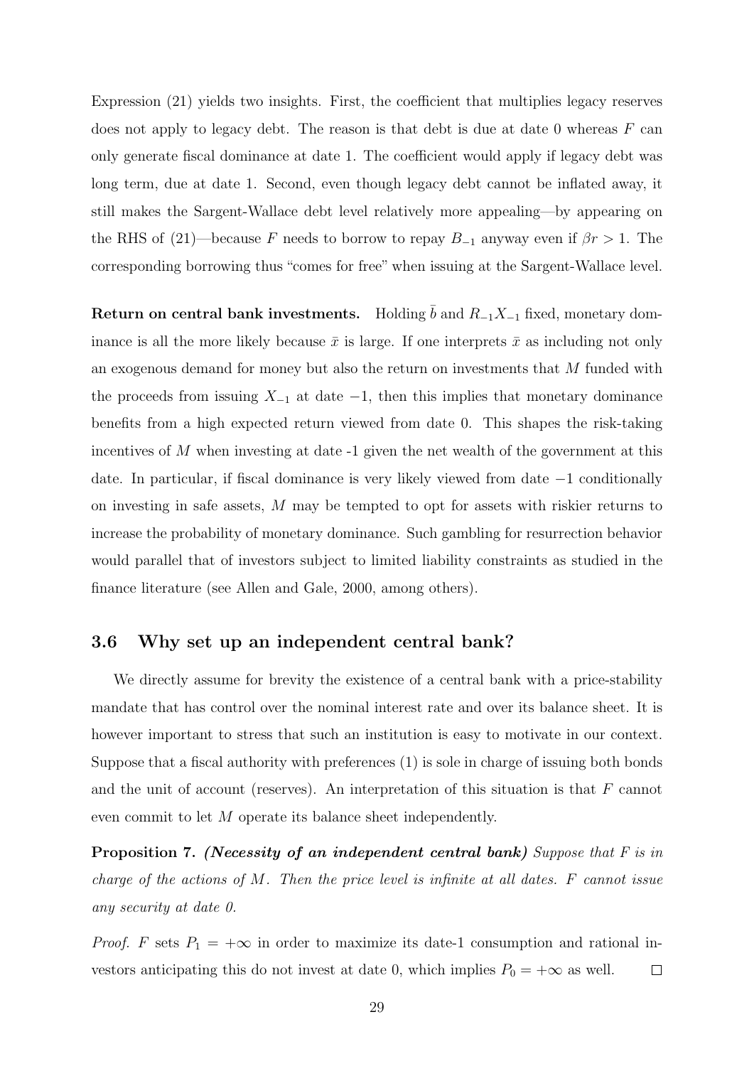Expression (21) yields two insights. First, the coefficient that multiplies legacy reserves does not apply to legacy debt. The reason is that debt is due at date 0 whereas $F$ can only generate fiscal dominance at date 1. The coefficient would apply if legacy debt was long term, due at date 1. Second, even though legacy debt cannot be inflated away, it still makes the Sargent-Wallace debt level relatively more appealing—by appearing on the RHS of (21)—because $F$ needs to borrow to repay $B_{-1}$ anyway even if $\beta r > 1$. The corresponding borrowing thus "comes for free" when issuing at the Sargent-Wallace level.

**Return on central bank investments.** Holding $\bar{b}$ and $R_{-1}X_{-1}$ fixed, monetary dominance is all the more likely because $\bar{x}$ is large. If one interprets $\bar{x}$ as including not only an exogenous demand for money but also the return on investments that $M$ funded with the proceeds from issuing $X_{-1}$ at date $-1$, then this implies that monetary dominance benefits from a high expected return viewed from date 0. This shapes the risk-taking incentives of $M$ when investing at date -1 given the net wealth of the government at this date. In particular, if fiscal dominance is very likely viewed from date $-1$ conditionally on investing in safe assets, $M$ may be tempted to opt for assets with riskier returns to increase the probability of monetary dominance. Such gambling for resurrection behavior would parallel that of investors subject to limited liability constraints as studied in the finance literature (see Allen and Gale, 2000, among others).

### 3.6 Why set up an independent central bank?

We directly assume for brevity the existence of a central bank with a price-stability mandate that has control over the nominal interest rate and over its balance sheet. It is however important to stress that such an institution is easy to motivate in our context. Suppose that a fiscal authority with preferences (1) is sole in charge of issuing both bonds and the unit of account (reserves). An interpretation of this situation is that $F$ cannot even commit to let $M$ operate its balance sheet independently.

**Proposition 7.** ***(Necessity of an independent central bank)*** *Suppose that $F$ is in charge of the actions of $M$. Then the price level is infinite at all dates. $F$ cannot issue any security at date 0.*

*Proof.* $F$ sets $P_1 = +\infty$ in order to maximize its date-1 consumption and rational investors anticipating this do not invest at date 0, which implies $P_0 = +\infty$ as well. $\square$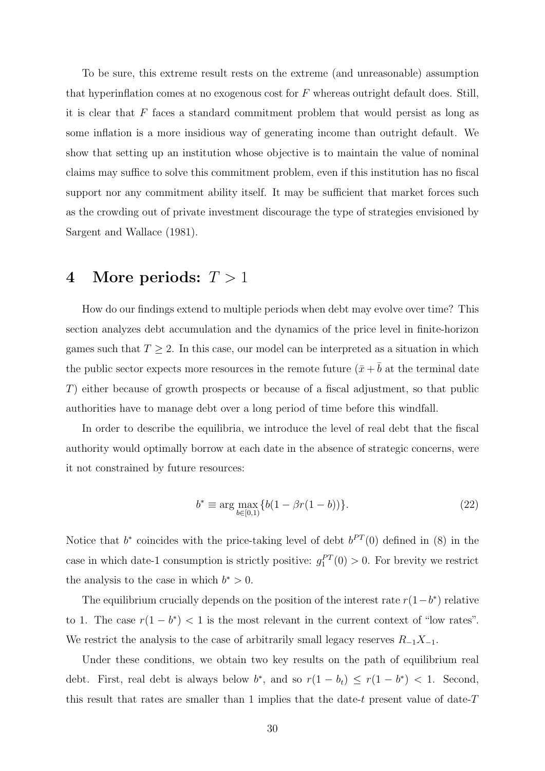To be sure, this extreme result rests on the extreme (and unreasonable) assumption that hyperinflation comes at no exogenous cost for $F$ whereas outright default does. Still, it is clear that $F$ faces a standard commitment problem that would persist as long as some inflation is a more insidious way of generating income than outright default. We show that setting up an institution whose objective is to maintain the value of nominal claims may suffice to solve this commitment problem, even if this institution has no fiscal support nor any commitment ability itself. It may be sufficient that market forces such as the crowding out of private investment discourage the type of strategies envisioned by Sargent and Wallace (1981).

# 4 More periods: $T > 1$

How do our findings extend to multiple periods when debt may evolve over time? This section analyzes debt accumulation and the dynamics of the price level in finite-horizon games such that $T \geq 2$. In this case, our model can be interpreted as a situation in which the public sector expects more resources in the remote future ($\bar{x} + \bar{b}$ at the terminal date $T$) either because of growth prospects or because of a fiscal adjustment, so that public authorities have to manage debt over a long period of time before this windfall.

In order to describe the equilibria, we introduce the level of real debt that the fiscal authority would optimally borrow at each date in the absence of strategic concerns, were it not constrained by future resources:

$$b^* \equiv \arg\max_{b \in [0,1)} \{b(1 - \beta r(1-b))\}. \tag{22}$$

Notice that $b^*$ coincides with the price-taking level of debt $b^{PT}(0)$ defined in (8) in the case in which date-1 consumption is strictly positive: $g_1^{PT}(0) > 0$. For brevity we restrict the analysis to the case in which $b^* > 0$.

The equilibrium crucially depends on the position of the interest rate $r(1-b^*)$ relative to 1. The case $r(1-b^*) < 1$ is the most relevant in the current context of "low rates". We restrict the analysis to the case of arbitrarily small legacy reserves $R_{-1}X_{-1}$.

Under these conditions, we obtain two key results on the path of equilibrium real debt. First, real debt is always below $b^*$, and so $r(1-b_t) \leq r(1-b^*) < 1$. Second, this result that rates are smaller than 1 implies that the date-$t$ present value of date-$T$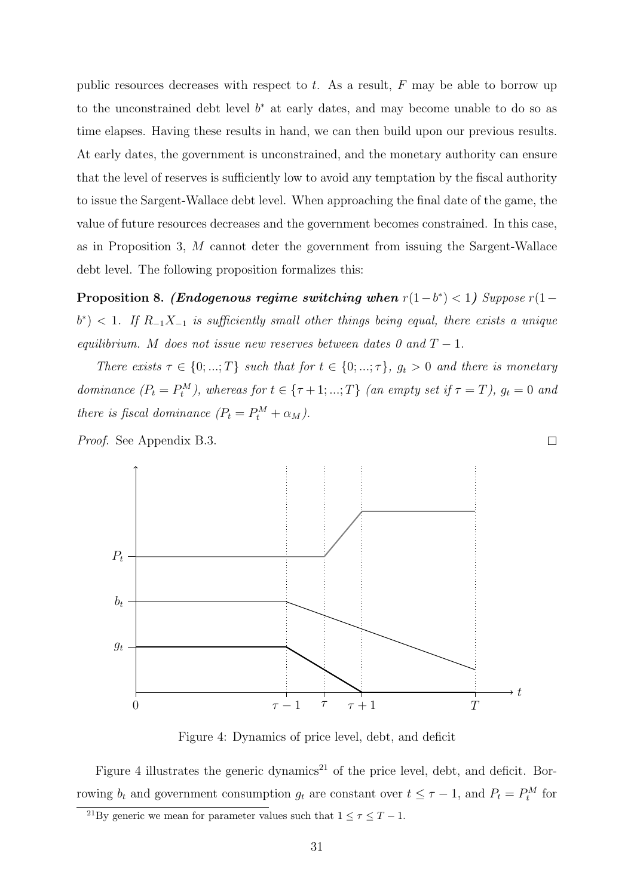public resources decreases with respect to $t$. As a result, $F$ may be able to borrow up to the unconstrained debt level $b^*$ at early dates, and may become unable to do so as time elapses. Having these results in hand, we can then build upon our previous results. At early dates, the government is unconstrained, and the monetary authority can ensure that the level of reserves is sufficiently low to avoid any temptation by the fiscal authority to issue the Sargent-Wallace debt level. When approaching the final date of the game, the value of future resources decreases and the government becomes constrained. In this case, as in Proposition 3, $M$ cannot deter the government from issuing the Sargent-Wallace debt level. The following proposition formalizes this:

**Proposition 8.** ***(Endogenous regime switching when*** $r(1-b^*) < 1$***)*** *Suppose* $r(1-b^*) < 1$. *If* $R_{-1}X_{-1}$ *is sufficiently small other things being equal, there exists a unique equilibrium.* $M$ *does not issue new reserves between dates 0 and* $T-1$.

*There exists* $\tau \in \{0; ...; T\}$ *such that for* $t \in \{0; ...; \tau\}$, $g_t > 0$ *and there is monetary dominance* ($P_t = P_t^M$)*, whereas for* $t \in \{\tau+1; ...; T\}$ *(an empty set if* $\tau = T$*),* $g_t = 0$ *and there is fiscal dominance* ($P_t = P_t^M + \alpha_M$)*.*

*Proof.* See Appendix B.3. ∎

Figure 4: Dynamics of price level, debt, and deficit

Figure 4 illustrates the generic dynamics[21] of the price level, debt, and deficit. Borrowing $b_t$ and government consumption $g_t$ are constant over $t \leq \tau - 1$, and $P_t = P_t^M$ for

[21] By generic we mean for parameter values such that $1 \leq \tau \leq T - 1$.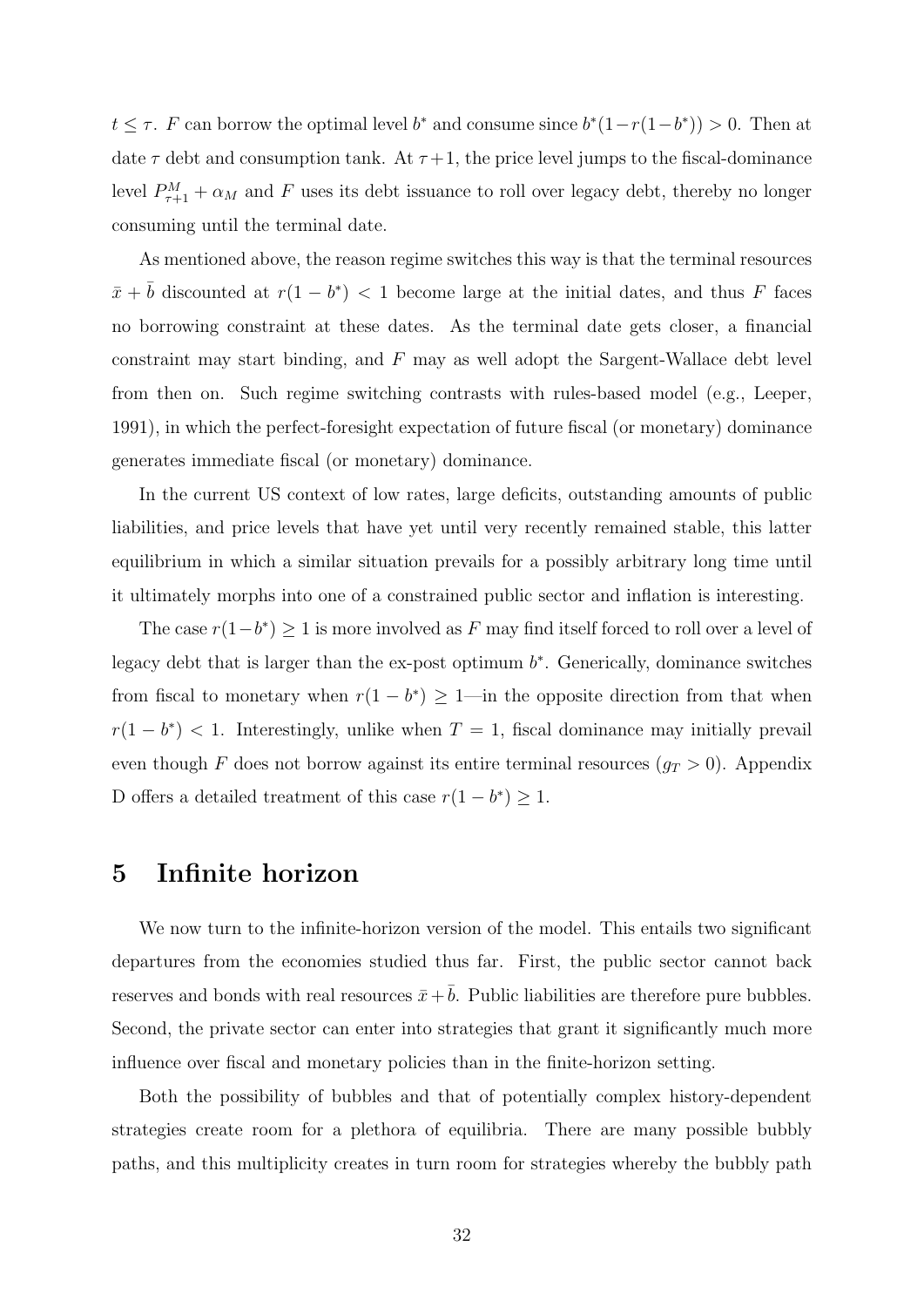$t \leq \tau$. $F$ can borrow the optimal level $b^*$ and consume since $b^*(1-r(1-b^*)) > 0$. Then at date $\tau$ debt and consumption tank. At $\tau+1$, the price level jumps to the fiscal-dominance level $P^M_{\tau+1} + \alpha_M$ and $F$ uses its debt issuance to roll over legacy debt, thereby no longer consuming until the terminal date.

As mentioned above, the reason regime switches this way is that the terminal resources $\bar{x} + \bar{b}$ discounted at $r(1-b^*) < 1$ become large at the initial dates, and thus $F$ faces no borrowing constraint at these dates. As the terminal date gets closer, a financial constraint may start binding, and $F$ may as well adopt the Sargent-Wallace debt level from then on. Such regime switching contrasts with rules-based model (e.g., Leeper, 1991), in which the perfect-foresight expectation of future fiscal (or monetary) dominance generates immediate fiscal (or monetary) dominance.

In the current US context of low rates, large deficits, outstanding amounts of public liabilities, and price levels that have yet until very recently remained stable, this latter equilibrium in which a similar situation prevails for a possibly arbitrary long time until it ultimately morphs into one of a constrained public sector and inflation is interesting.

The case $r(1-b^*) \geq 1$ is more involved as $F$ may find itself forced to roll over a level of legacy debt that is larger than the ex-post optimum $b^*$. Generically, dominance switches from fiscal to monetary when $r(1-b^*) \geq 1$—in the opposite direction from that when $r(1-b^*) < 1$. Interestingly, unlike when $T = 1$, fiscal dominance may initially prevail even though $F$ does not borrow against its entire terminal resources ($g_T > 0$). Appendix D offers a detailed treatment of this case $r(1-b^*) \geq 1$.

# 5 Infinite horizon

We now turn to the infinite-horizon version of the model. This entails two significant departures from the economies studied thus far. First, the public sector cannot back reserves and bonds with real resources $\bar{x} + \bar{b}$. Public liabilities are therefore pure bubbles. Second, the private sector can enter into strategies that grant it significantly much more influence over fiscal and monetary policies than in the finite-horizon setting.

Both the possibility of bubbles and that of potentially complex history-dependent strategies create room for a plethora of equilibria. There are many possible bubbly paths, and this multiplicity creates in turn room for strategies whereby the bubbly path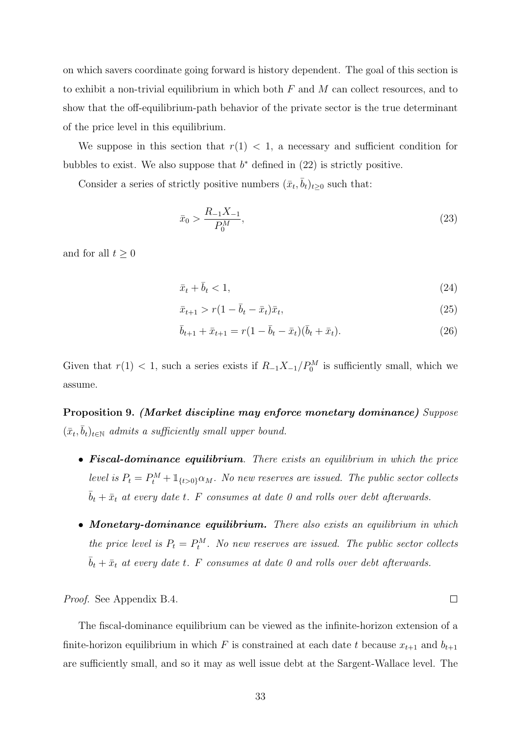on which savers coordinate going forward is history dependent. The goal of this section is to exhibit a non-trivial equilibrium in which both $F$ and $M$ can collect resources, and to show that the off-equilibrium-path behavior of the private sector is the true determinant of the price level in this equilibrium.

We suppose in this section that $r(1) < 1$, a necessary and sufficient condition for bubbles to exist. We also suppose that $b^*$ defined in (22) is strictly positive.

Consider a series of strictly positive numbers $(\bar{x}_t, \bar{b}_t)_{t \geq 0}$ such that:

$$\bar{x}_0 > \frac{R_{-1} X_{-1}}{P_0^M}, \tag{23}$$

and for all $t \geq 0$

$$\bar{x}_t + \bar{b}_t < 1, \tag{24}$$

$$\bar{x}_{t+1} > r(1 - \bar{b}_t - \bar{x}_t)\bar{x}_t, \tag{25}$$

$$\bar{b}_{t+1} + \bar{x}_{t+1} = r(1 - \bar{b}_t - \bar{x}_t)(\bar{b}_t + \bar{x}_t). \tag{26}$$

Given that $r(1) < 1$, such a series exists if $R_{-1}X_{-1}/P_0^M$ is sufficiently small, which we assume.

**Proposition 9.** ***(Market discipline may enforce monetary dominance)*** *Suppose $(\bar{x}_t, \bar{b}_t)_{t \in \mathbb{N}}$ admits a sufficiently small upper bound.*

- ***Fiscal-dominance equilibrium****. There exists an equilibrium in which the price level is $P_t = P_t^M + \mathbb{1}_{\{t>0\}}\alpha_M$. No new reserves are issued. The public sector collects $\bar{b}_t + \bar{x}_t$ at every date $t$. $F$ consumes at date 0 and rolls over debt afterwards.*
- ***Monetary-dominance equilibrium.*** *There also exists an equilibrium in which the price level is $P_t = P_t^M$. No new reserves are issued. The public sector collects $\bar{b}_t + \bar{x}_t$ at every date $t$. $F$ consumes at date 0 and rolls over debt afterwards.*

*Proof.* See Appendix B.4. □

The fiscal-dominance equilibrium can be viewed as the infinite-horizon extension of a finite-horizon equilibrium in which $F$ is constrained at each date $t$ because $x_{t+1}$ and $b_{t+1}$ are sufficiently small, and so it may as well issue debt at the Sargent-Wallace level. The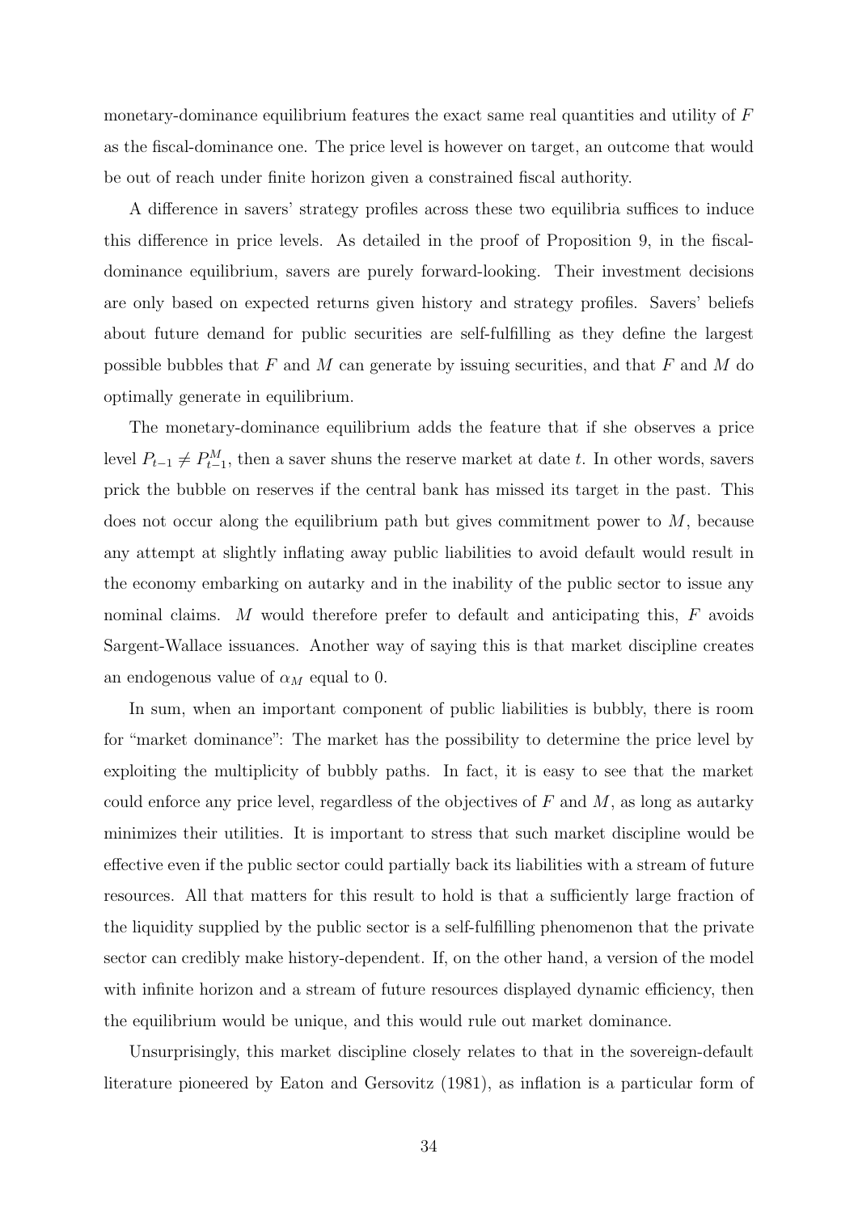monetary-dominance equilibrium features the exact same real quantities and utility of $F$ as the fiscal-dominance one. The price level is however on target, an outcome that would be out of reach under finite horizon given a constrained fiscal authority.

A difference in savers' strategy profiles across these two equilibria suffices to induce this difference in price levels. As detailed in the proof of Proposition 9, in the fiscal-dominance equilibrium, savers are purely forward-looking. Their investment decisions are only based on expected returns given history and strategy profiles. Savers' beliefs about future demand for public securities are self-fulfilling as they define the largest possible bubbles that $F$ and $M$ can generate by issuing securities, and that $F$ and $M$ do optimally generate in equilibrium.

The monetary-dominance equilibrium adds the feature that if she observes a price level $P_{t-1} \neq P_{t-1}^M$, then a saver shuns the reserve market at date $t$. In other words, savers prick the bubble on reserves if the central bank has missed its target in the past. This does not occur along the equilibrium path but gives commitment power to $M$, because any attempt at slightly inflating away public liabilities to avoid default would result in the economy embarking on autarky and in the inability of the public sector to issue any nominal claims. $M$ would therefore prefer to default and anticipating this, $F$ avoids Sargent-Wallace issuances. Another way of saying this is that market discipline creates an endogenous value of $\alpha_M$ equal to 0.

In sum, when an important component of public liabilities is bubbly, there is room for "market dominance": The market has the possibility to determine the price level by exploiting the multiplicity of bubbly paths. In fact, it is easy to see that the market could enforce any price level, regardless of the objectives of $F$ and $M$, as long as autarky minimizes their utilities. It is important to stress that such market discipline would be effective even if the public sector could partially back its liabilities with a stream of future resources. All that matters for this result to hold is that a sufficiently large fraction of the liquidity supplied by the public sector is a self-fulfilling phenomenon that the private sector can credibly make history-dependent. If, on the other hand, a version of the model with infinite horizon and a stream of future resources displayed dynamic efficiency, then the equilibrium would be unique, and this would rule out market dominance.

Unsurprisingly, this market discipline closely relates to that in the sovereign-default literature pioneered by Eaton and Gersovitz (1981), as inflation is a particular form of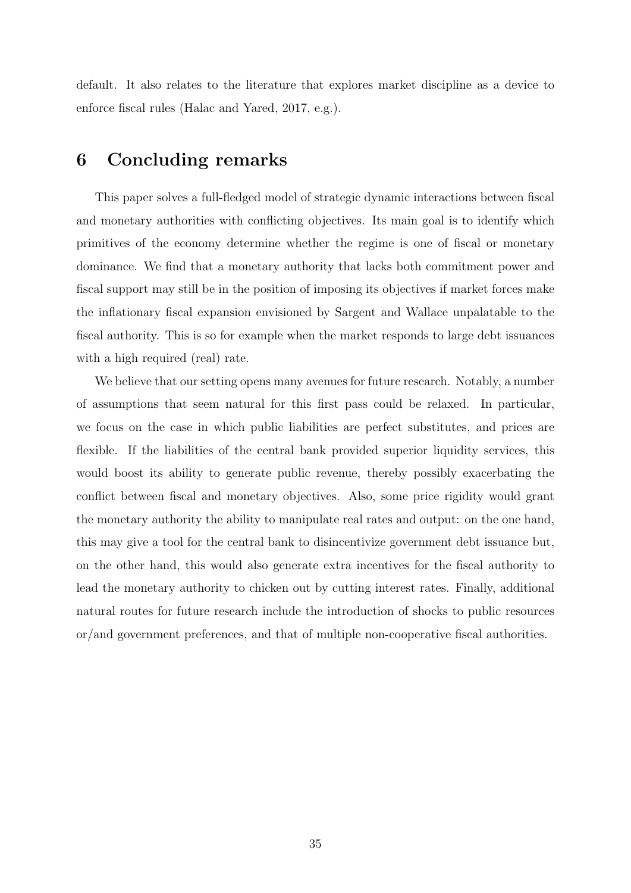default. It also relates to the literature that explores market discipline as a device to enforce fiscal rules (Halac and Yared, 2017, e.g.).

# 6 Concluding remarks

This paper solves a full-fledged model of strategic dynamic interactions between fiscal and monetary authorities with conflicting objectives. Its main goal is to identify which primitives of the economy determine whether the regime is one of fiscal or monetary dominance. We find that a monetary authority that lacks both commitment power and fiscal support may still be in the position of imposing its objectives if market forces make the inflationary fiscal expansion envisioned by Sargent and Wallace unpalatable to the fiscal authority. This is so for example when the market responds to large debt issuances with a high required (real) rate.

We believe that our setting opens many avenues for future research. Notably, a number of assumptions that seem natural for this first pass could be relaxed. In particular, we focus on the case in which public liabilities are perfect substitutes, and prices are flexible. If the liabilities of the central bank provided superior liquidity services, this would boost its ability to generate public revenue, thereby possibly exacerbating the conflict between fiscal and monetary objectives. Also, some price rigidity would grant the monetary authority the ability to manipulate real rates and output: on the one hand, this may give a tool for the central bank to disincentivize government debt issuance but, on the other hand, this would also generate extra incentives for the fiscal authority to lead the monetary authority to chicken out by cutting interest rates. Finally, additional natural routes for future research include the introduction of shocks to public resources or/and government preferences, and that of multiple non-cooperative fiscal authorities.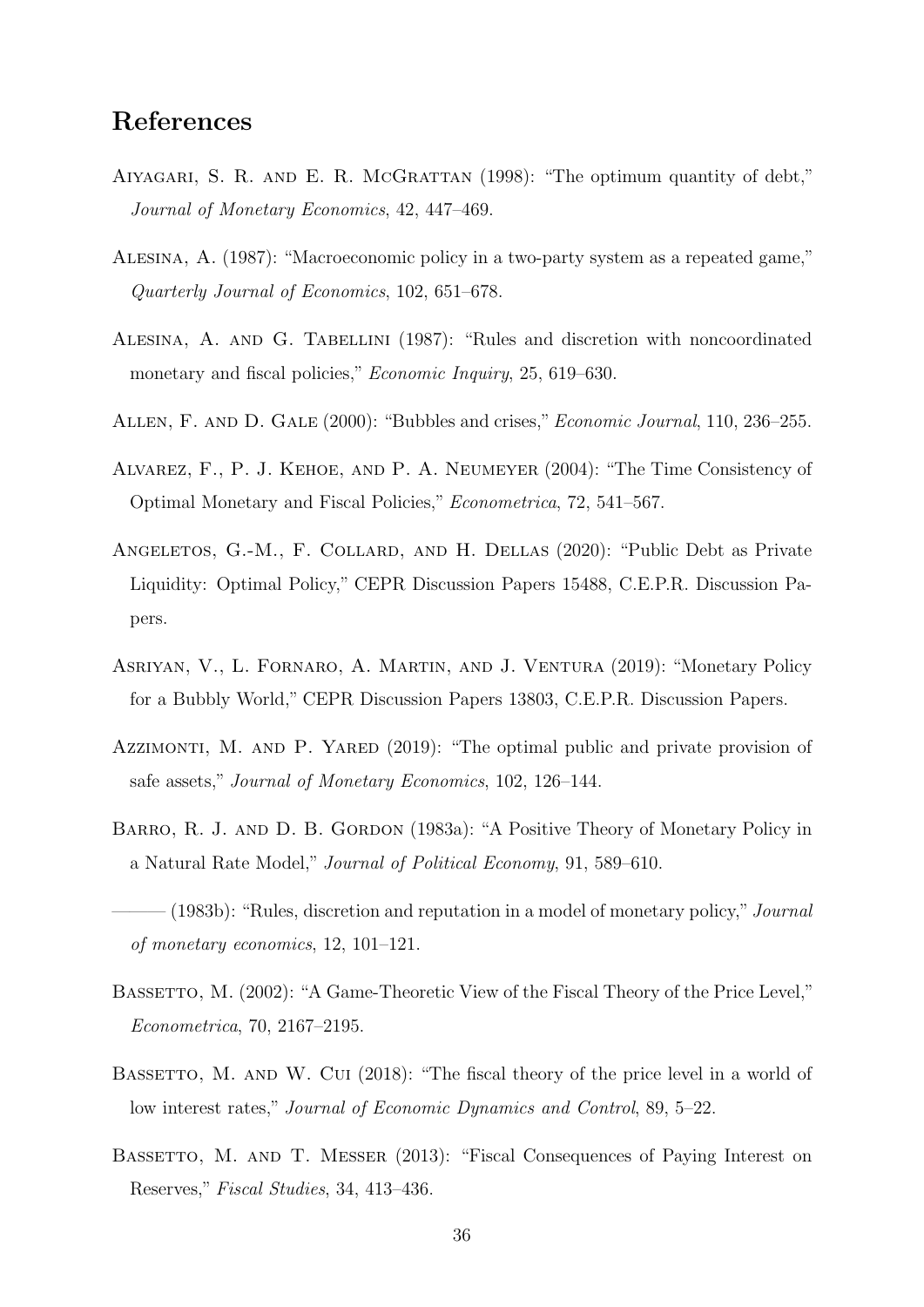## References

Aiyagari, S. R. and E. R. McGrattan (1998): "The optimum quantity of debt," *Journal of Monetary Economics*, 42, 447–469.

Alesina, A. (1987): "Macroeconomic policy in a two-party system as a repeated game," *Quarterly Journal of Economics*, 102, 651–678.

Alesina, A. and G. Tabellini (1987): "Rules and discretion with noncoordinated monetary and fiscal policies," *Economic Inquiry*, 25, 619–630.

Allen, F. and D. Gale (2000): "Bubbles and crises," *Economic Journal*, 110, 236–255.

Alvarez, F., P. J. Kehoe, and P. A. Neumeyer (2004): "The Time Consistency of Optimal Monetary and Fiscal Policies," *Econometrica*, 72, 541–567.

Angeletos, G.-M., F. Collard, and H. Dellas (2020): "Public Debt as Private Liquidity: Optimal Policy," CEPR Discussion Papers 15488, C.E.P.R. Discussion Papers.

Asriyan, V., L. Fornaro, A. Martin, and J. Ventura (2019): "Monetary Policy for a Bubbly World," CEPR Discussion Papers 13803, C.E.P.R. Discussion Papers.

Azzimonti, M. and P. Yared (2019): "The optimal public and private provision of safe assets," *Journal of Monetary Economics*, 102, 126–144.

Barro, R. J. and D. B. Gordon (1983a): "A Positive Theory of Monetary Policy in a Natural Rate Model," *Journal of Political Economy*, 91, 589–610.

——— (1983b): "Rules, discretion and reputation in a model of monetary policy," *Journal of monetary economics*, 12, 101–121.

Bassetto, M. (2002): "A Game-Theoretic View of the Fiscal Theory of the Price Level," *Econometrica*, 70, 2167–2195.

Bassetto, M. and W. Cui (2018): "The fiscal theory of the price level in a world of low interest rates," *Journal of Economic Dynamics and Control*, 89, 5–22.

Bassetto, M. and T. Messer (2013): "Fiscal Consequences of Paying Interest on Reserves," *Fiscal Studies*, 34, 413–436.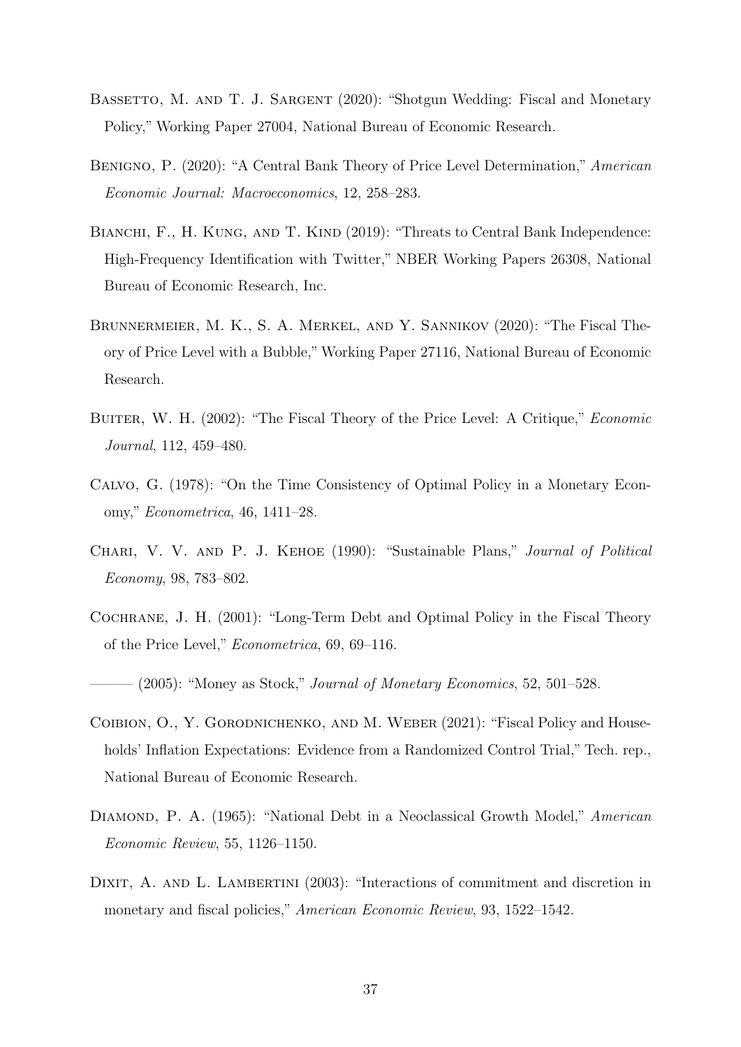Bassetto, M. and T. J. Sargent (2020): "Shotgun Wedding: Fiscal and Monetary Policy," Working Paper 27004, National Bureau of Economic Research.

Benigno, P. (2020): "A Central Bank Theory of Price Level Determination," *American Economic Journal: Macroeconomics*, 12, 258–283.

Bianchi, F., H. Kung, and T. Kind (2019): "Threats to Central Bank Independence: High-Frequency Identification with Twitter," NBER Working Papers 26308, National Bureau of Economic Research, Inc.

Brunnermeier, M. K., S. A. Merkel, and Y. Sannikov (2020): "The Fiscal Theory of Price Level with a Bubble," Working Paper 27116, National Bureau of Economic Research.

Buiter, W. H. (2002): "The Fiscal Theory of the Price Level: A Critique," *Economic Journal*, 112, 459–480.

Calvo, G. (1978): "On the Time Consistency of Optimal Policy in a Monetary Economy," *Econometrica*, 46, 1411–28.

Chari, V. V. and P. J. Kehoe (1990): "Sustainable Plans," *Journal of Political Economy*, 98, 783–802.

Cochrane, J. H. (2001): "Long-Term Debt and Optimal Policy in the Fiscal Theory of the Price Level," *Econometrica*, 69, 69–116.

——— (2005): "Money as Stock," *Journal of Monetary Economics*, 52, 501–528.

Coibion, O., Y. Gorodnichenko, and M. Weber (2021): "Fiscal Policy and Households' Inflation Expectations: Evidence from a Randomized Control Trial," Tech. rep., National Bureau of Economic Research.

Diamond, P. A. (1965): "National Debt in a Neoclassical Growth Model," *American Economic Review*, 55, 1126–1150.

Dixit, A. and L. Lambertini (2003): "Interactions of commitment and discretion in monetary and fiscal policies," *American Economic Review*, 93, 1522–1542.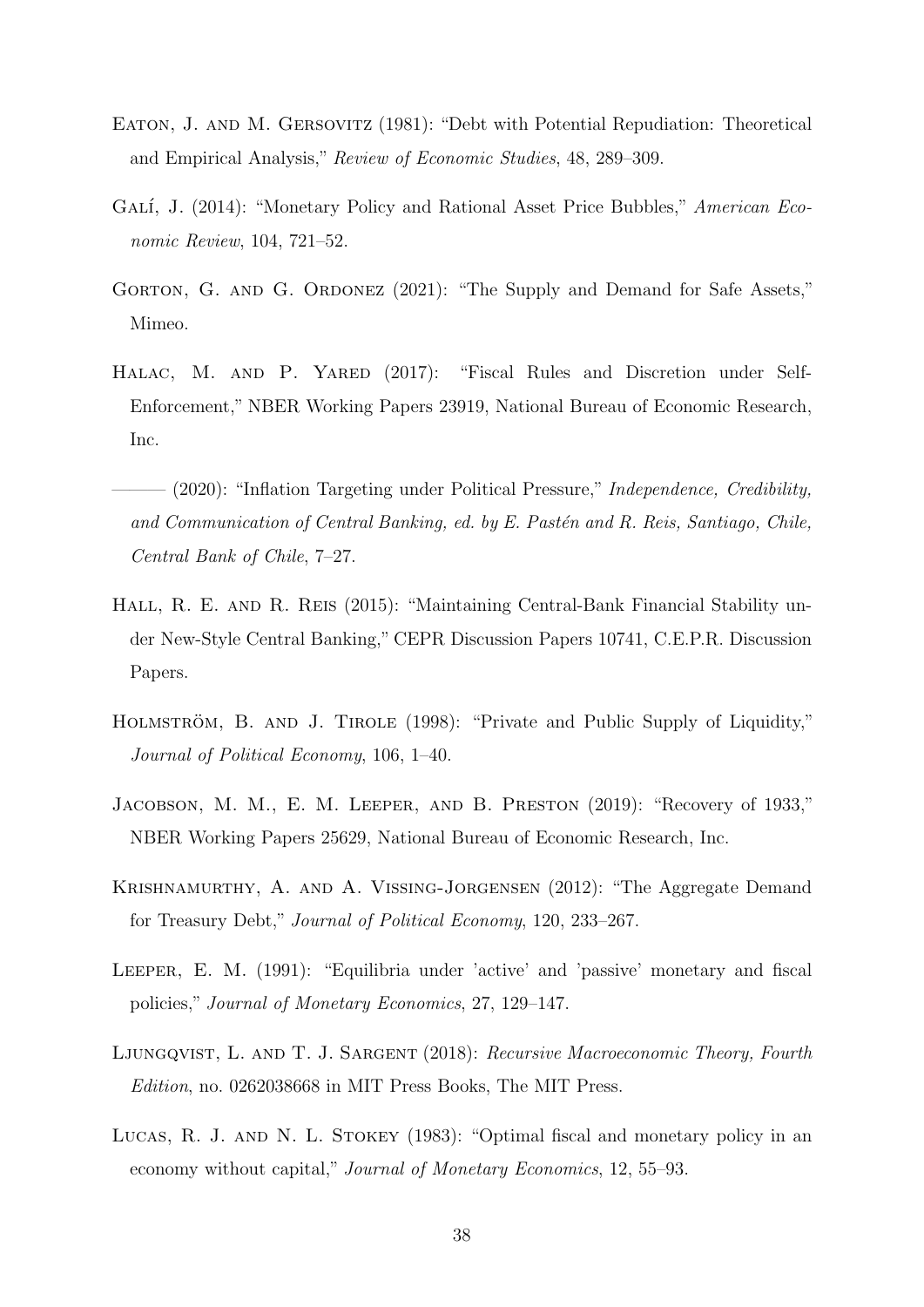Eaton, J. and M. Gersovitz (1981): "Debt with Potential Repudiation: Theoretical and Empirical Analysis," *Review of Economic Studies*, 48, 289–309.

Galí, J. (2014): "Monetary Policy and Rational Asset Price Bubbles," *American Economic Review*, 104, 721–52.

Gorton, G. and G. Ordonez (2021): "The Supply and Demand for Safe Assets," Mimeo.

Halac, M. and P. Yared (2017): "Fiscal Rules and Discretion under Self-Enforcement," NBER Working Papers 23919, National Bureau of Economic Research, Inc.

——— (2020): "Inflation Targeting under Political Pressure," *Independence, Credibility, and Communication of Central Banking, ed. by E. Pastén and R. Reis, Santiago, Chile, Central Bank of Chile*, 7–27.

Hall, R. E. and R. Reis (2015): "Maintaining Central-Bank Financial Stability under New-Style Central Banking," CEPR Discussion Papers 10741, C.E.P.R. Discussion Papers.

Holmström, B. and J. Tirole (1998): "Private and Public Supply of Liquidity," *Journal of Political Economy*, 106, 1–40.

Jacobson, M. M., E. M. Leeper, and B. Preston (2019): "Recovery of 1933," NBER Working Papers 25629, National Bureau of Economic Research, Inc.

Krishnamurthy, A. and A. Vissing-Jorgensen (2012): "The Aggregate Demand for Treasury Debt," *Journal of Political Economy*, 120, 233–267.

Leeper, E. M. (1991): "Equilibria under 'active' and 'passive' monetary and fiscal policies," *Journal of Monetary Economics*, 27, 129–147.

Ljungqvist, L. and T. J. Sargent (2018): *Recursive Macroeconomic Theory, Fourth Edition*, no. 0262038668 in MIT Press Books, The MIT Press.

Lucas, R. J. and N. L. Stokey (1983): "Optimal fiscal and monetary policy in an economy without capital," *Journal of Monetary Economics*, 12, 55–93.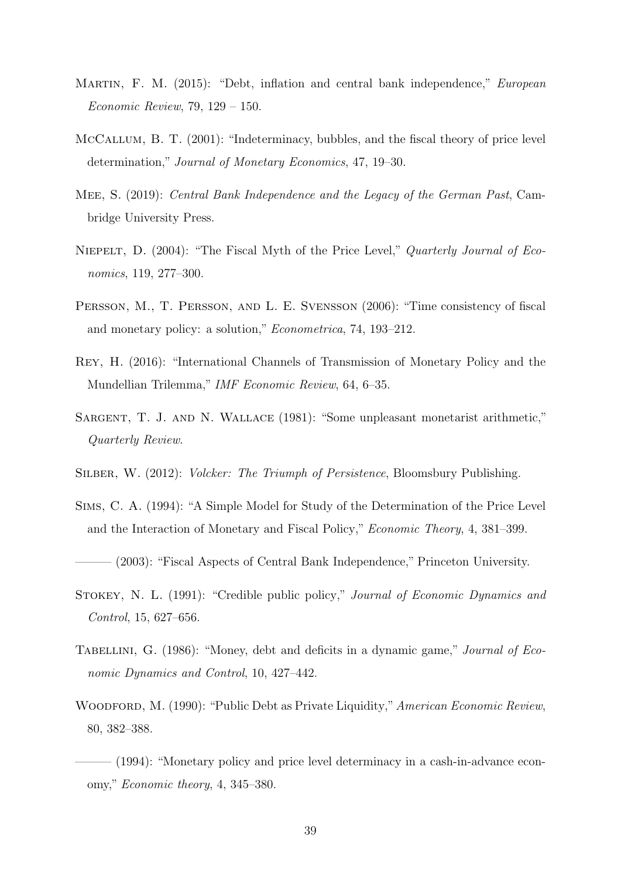Martin, F. M. (2015): "Debt, inflation and central bank independence," *European Economic Review*, 79, 129 – 150.

McCallum, B. T. (2001): "Indeterminacy, bubbles, and the fiscal theory of price level determination," *Journal of Monetary Economics*, 47, 19–30.

Mee, S. (2019): *Central Bank Independence and the Legacy of the German Past*, Cambridge University Press.

Niepelt, D. (2004): "The Fiscal Myth of the Price Level," *Quarterly Journal of Economics*, 119, 277–300.

Persson, M., T. Persson, and L. E. Svensson (2006): "Time consistency of fiscal and monetary policy: a solution," *Econometrica*, 74, 193–212.

Rey, H. (2016): "International Channels of Transmission of Monetary Policy and the Mundellian Trilemma," *IMF Economic Review*, 64, 6–35.

Sargent, T. J. and N. Wallace (1981): "Some unpleasant monetarist arithmetic," *Quarterly Review*.

Silber, W. (2012): *Volcker: The Triumph of Persistence*, Bloomsbury Publishing.

Sims, C. A. (1994): "A Simple Model for Study of the Determination of the Price Level and the Interaction of Monetary and Fiscal Policy," *Economic Theory*, 4, 381–399.

——— (2003): "Fiscal Aspects of Central Bank Independence," Princeton University.

Stokey, N. L. (1991): "Credible public policy," *Journal of Economic Dynamics and Control*, 15, 627–656.

Tabellini, G. (1986): "Money, debt and deficits in a dynamic game," *Journal of Economic Dynamics and Control*, 10, 427–442.

Woodford, M. (1990): "Public Debt as Private Liquidity," *American Economic Review*, 80, 382–388.

——— (1994): "Monetary policy and price level determinacy in a cash-in-advance economy," *Economic theory*, 4, 345–380.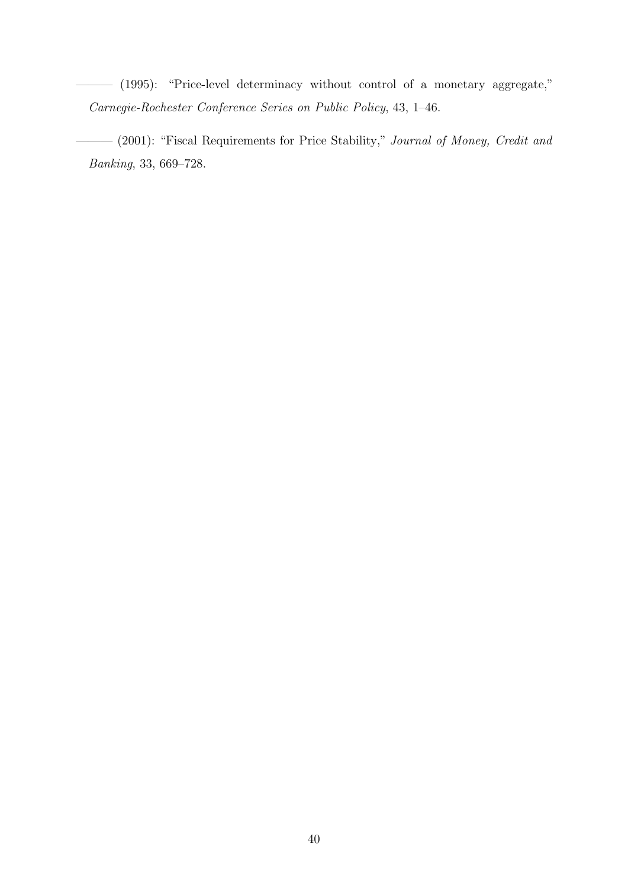——— (1995): "Price-level determinacy without control of a monetary aggregate," *Carnegie-Rochester Conference Series on Public Policy*, 43, 1–46.

——— (2001): "Fiscal Requirements for Price Stability," *Journal of Money, Credit and Banking*, 33, 669–728.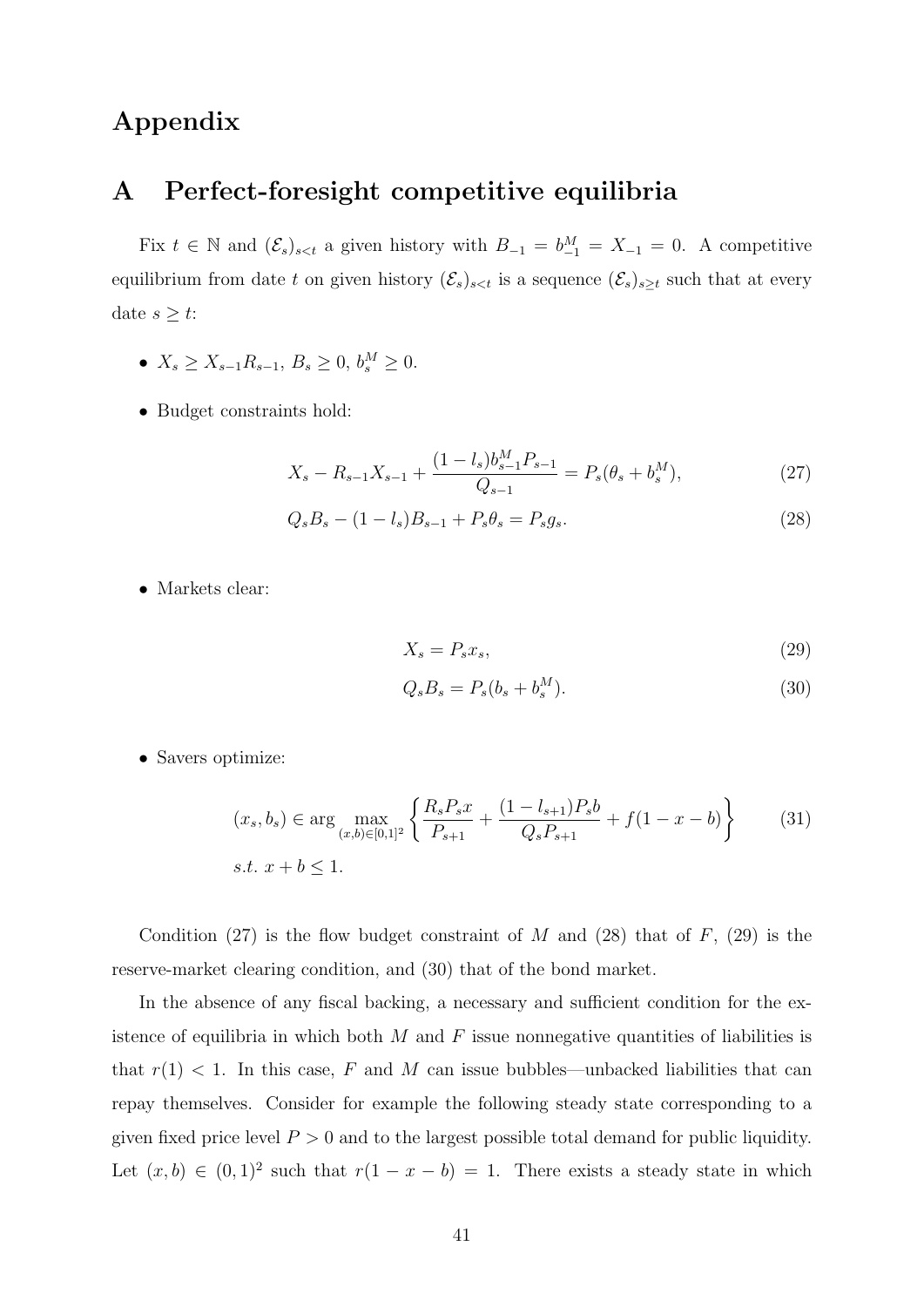# Appendix

## A Perfect-foresight competitive equilibria

Fix $t \in \mathbb{N}$ and $(\mathcal{E}_s)_{s<t}$ a given history with $B_{-1} = b^M_{-1} = X_{-1} = 0$. A competitive equilibrium from date $t$ on given history $(\mathcal{E}_s)_{s<t}$ is a sequence $(\mathcal{E}_s)_{s\geq t}$ such that at every date $s \geq t$:

- $X_s \geq X_{s-1}R_{s-1}$, $B_s \geq 0$, $b^M_s \geq 0$.
- Budget constraints hold:

$$X_s - R_{s-1}X_{s-1} + \frac{(1-l_s)b^M_{s-1}P_{s-1}}{Q_{s-1}} = P_s(\theta_s + b^M_s), \tag{27}$$

$$Q_s B_s - (1-l_s)B_{s-1} + P_s\theta_s = P_s g_s. \tag{28}$$

- Markets clear:

$$X_s = P_s x_s, \tag{29}$$

$$Q_s B_s = P_s(b_s + b^M_s). \tag{30}$$

- Savers optimize:

$$(x_s, b_s) \in \arg\max_{(x,b)\in[0,1]^2} \left\{ \frac{R_s P_s x}{P_{s+1}} + \frac{(1-l_{s+1})P_s b}{Q_s P_{s+1}} + f(1-x-b) \right\} \tag{31}$$
$$s.t.\ x + b \leq 1.$$

Condition (27) is the flow budget constraint of $M$ and (28) that of $F$, (29) is the reserve-market clearing condition, and (30) that of the bond market.

In the absence of any fiscal backing, a necessary and sufficient condition for the existence of equilibria in which both $M$ and $F$ issue nonnegative quantities of liabilities is that $r(1) < 1$. In this case, $F$ and $M$ can issue bubbles—unbacked liabilities that can repay themselves. Consider for example the following steady state corresponding to a given fixed price level $P > 0$ and to the largest possible total demand for public liquidity. Let $(x, b) \in (0, 1)^2$ such that $r(1 - x - b) = 1$. There exists a steady state in which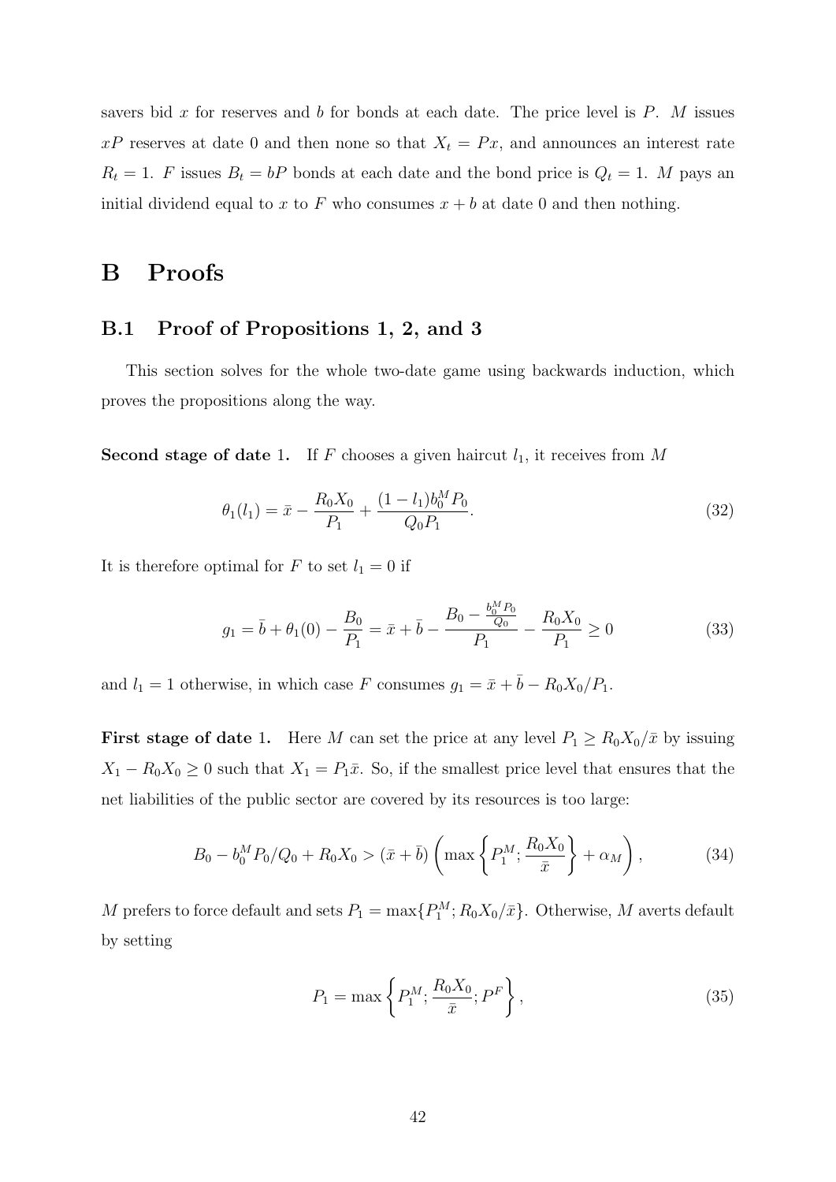savers bid $x$ for reserves and $b$ for bonds at each date. The price level is $P$. $M$ issues $xP$ reserves at date 0 and then none so that $X_t = Px$, and announces an interest rate $R_t = 1$. $F$ issues $B_t = bP$ bonds at each date and the bond price is $Q_t = 1$. $M$ pays an initial dividend equal to $x$ to $F$ who consumes $x + b$ at date 0 and then nothing.

# B Proofs

## B.1 Proof of Propositions 1, 2, and 3

This section solves for the whole two-date game using backwards induction, which proves the propositions along the way.

**Second stage of date 1.** If $F$ chooses a given haircut $l_1$, it receives from $M$

$$\theta_1(l_1) = \bar{x} - \frac{R_0 X_0}{P_1} + \frac{(1 - l_1) b_0^M P_0}{Q_0 P_1}. \tag{32}$$

It is therefore optimal for $F$ to set $l_1 = 0$ if

$$g_1 = \bar{b} + \theta_1(0) - \frac{B_0}{P_1} = \bar{x} + \bar{b} - \frac{B_0 - \frac{b_0^M P_0}{Q_0}}{P_1} - \frac{R_0 X_0}{P_1} \geq 0 \tag{33}$$

and $l_1 = 1$ otherwise, in which case $F$ consumes $g_1 = \bar{x} + \bar{b} - R_0 X_0 / P_1$.

**First stage of date 1.** Here $M$ can set the price at any level $P_1 \geq R_0 X_0 / \bar{x}$ by issuing $X_1 - R_0 X_0 \geq 0$ such that $X_1 = P_1 \bar{x}$. So, if the smallest price level that ensures that the net liabilities of the public sector are covered by its resources is too large:

$$B_0 - b_0^M P_0 / Q_0 + R_0 X_0 > (\bar{x} + \bar{b}) \left( \max \left\{ P_1^M ; \frac{R_0 X_0}{\bar{x}} \right\} + \alpha_M \right), \tag{34}$$

$M$ prefers to force default and sets $P_1 = \max\{P_1^M ; R_0 X_0 / \bar{x}\}$. Otherwise, $M$ averts default by setting

$$P_1 = \max \left\{ P_1^M ; \frac{R_0 X_0}{\bar{x}} ; P^F \right\}, \tag{35}$$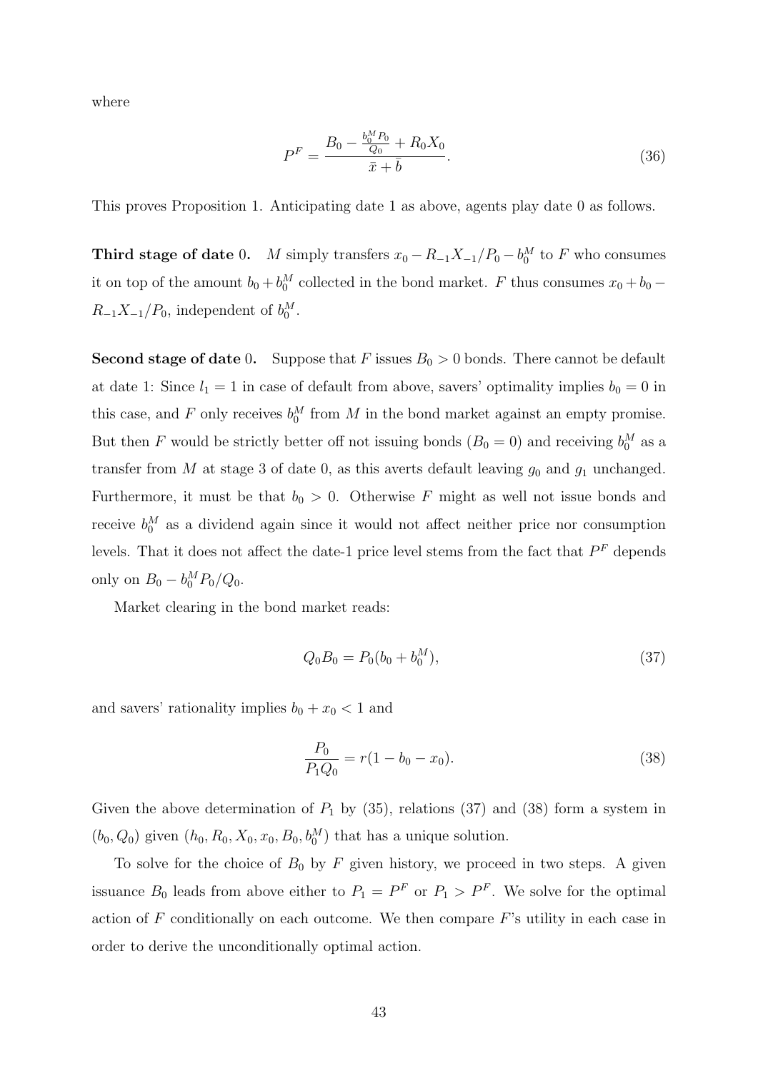where

$$P^F = \frac{B_0 - \frac{b_0^M P_0}{Q_0} + R_0 X_0}{\bar{x} + \bar{b}}. \tag{36}$$

This proves Proposition 1. Anticipating date 1 as above, agents play date 0 as follows.

**Third stage of date** $0$. $M$ simply transfers $x_0 - R_{-1}X_{-1}/P_0 - b_0^M$ to $F$ who consumes it on top of the amount $b_0 + b_0^M$ collected in the bond market. $F$ thus consumes $x_0 + b_0 - R_{-1}X_{-1}/P_0$, independent of $b_0^M$.

**Second stage of date** $0$. Suppose that $F$ issues $B_0 > 0$ bonds. There cannot be default at date 1: Since $l_1 = 1$ in case of default from above, savers' optimality implies $b_0 = 0$ in this case, and $F$ only receives $b_0^M$ from $M$ in the bond market against an empty promise. But then $F$ would be strictly better off not issuing bonds ($B_0 = 0$) and receiving $b_0^M$ as a transfer from $M$ at stage 3 of date 0, as this averts default leaving $g_0$ and $g_1$ unchanged. Furthermore, it must be that $b_0 > 0$. Otherwise $F$ might as well not issue bonds and receive $b_0^M$ as a dividend again since it would not affect neither price nor consumption levels. That it does not affect the date-1 price level stems from the fact that $P^F$ depends only on $B_0 - b_0^M P_0/Q_0$.

Market clearing in the bond market reads:

$$Q_0 B_0 = P_0(b_0 + b_0^M), \tag{37}$$

and savers' rationality implies $b_0 + x_0 < 1$ and

$$\frac{P_0}{P_1 Q_0} = r(1 - b_0 - x_0). \tag{38}$$

Given the above determination of $P_1$ by (35), relations (37) and (38) form a system in $(b_0, Q_0)$ given $(h_0, R_0, X_0, x_0, B_0, b_0^M)$ that has a unique solution.

To solve for the choice of $B_0$ by $F$ given history, we proceed in two steps. A given issuance $B_0$ leads from above either to $P_1 = P^F$ or $P_1 > P^F$. We solve for the optimal action of $F$ conditionally on each outcome. We then compare $F$'s utility in each case in order to derive the unconditionally optimal action.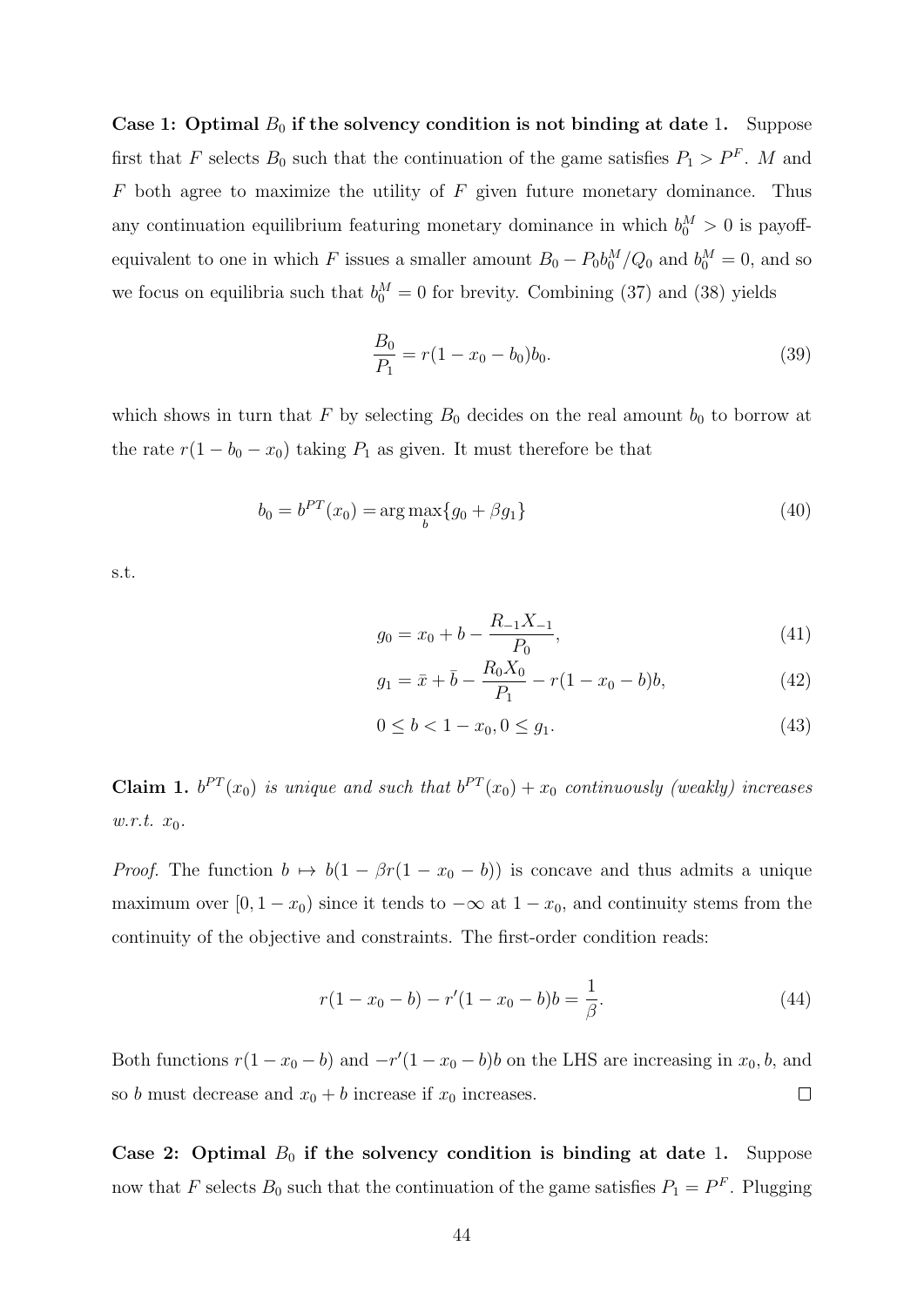**Case 1: Optimal $B_0$ if the solvency condition is not binding at date 1.** Suppose first that $F$ selects $B_0$ such that the continuation of the game satisfies $P_1 > P^F$. $M$ and $F$ both agree to maximize the utility of $F$ given future monetary dominance. Thus any continuation equilibrium featuring monetary dominance in which $b_0^M > 0$ is payoff-equivalent to one in which $F$ issues a smaller amount $B_0 - P_0 b_0^M / Q_0$ and $b_0^M = 0$, and so we focus on equilibria such that $b_0^M = 0$ for brevity. Combining (37) and (38) yields

$$\frac{B_0}{P_1} = r(1 - x_0 - b_0)b_0. \tag{39}$$

which shows in turn that $F$ by selecting $B_0$ decides on the real amount $b_0$ to borrow at the rate $r(1 - b_0 - x_0)$ taking $P_1$ as given. It must therefore be that

$$b_0 = b^{PT}(x_0) = \arg\max_b \{g_0 + \beta g_1\} \tag{40}$$

s.t.

$$g_0 = x_0 + b - \frac{R_{-1}X_{-1}}{P_0}, \tag{41}$$

$$g_1 = \bar{x} + \bar{b} - \frac{R_0 X_0}{P_1} - r(1 - x_0 - b)b, \tag{42}$$

$$0 \leq b < 1 - x_0, 0 \leq g_1. \tag{43}$$

**Claim 1.** *$b^{PT}(x_0)$ is unique and such that $b^{PT}(x_0) + x_0$ continuously (weakly) increases w.r.t. $x_0$.*

*Proof.* The function $b \mapsto b(1 - \beta r(1 - x_0 - b))$ is concave and thus admits a unique maximum over $[0, 1 - x_0)$ since it tends to $-\infty$ at $1 - x_0$, and continuity stems from the continuity of the objective and constraints. The first-order condition reads:

$$r(1 - x_0 - b) - r'(1 - x_0 - b)b = \frac{1}{\beta}. \tag{44}$$

Both functions $r(1 - x_0 - b)$ and $-r'(1 - x_0 - b)b$ on the LHS are increasing in $x_0, b$, and so $b$ must decrease and $x_0 + b$ increase if $x_0$ increases. $\square$

**Case 2: Optimal $B_0$ if the solvency condition is binding at date 1.** Suppose now that $F$ selects $B_0$ such that the continuation of the game satisfies $P_1 = P^F$. Plugging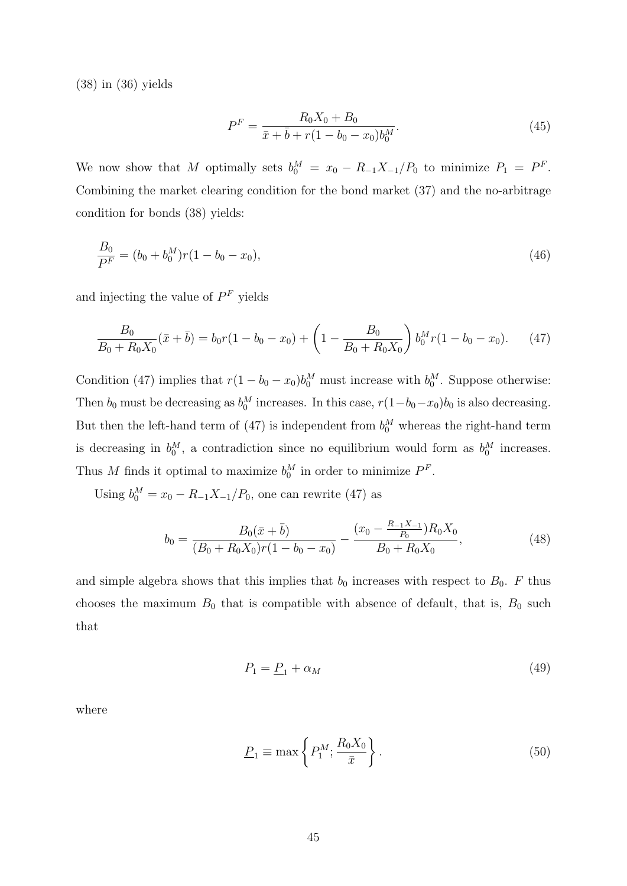(38) in (36) yields

$$P^F = \frac{R_0 X_0 + B_0}{\bar{x} + \bar{b} + r(1 - b_0 - x_0) b_0^M}. \tag{45}$$

We now show that $M$ optimally sets $b_0^M = x_0 - R_{-1}X_{-1}/P_0$ to minimize $P_1 = P^F$. Combining the market clearing condition for the bond market (37) and the no-arbitrage condition for bonds (38) yields:

$$\frac{B_0}{P^F} = (b_0 + b_0^M) r(1 - b_0 - x_0), \tag{46}$$

and injecting the value of $P^F$ yields

$$\frac{B_0}{B_0 + R_0 X_0}(\bar{x} + \bar{b}) = b_0 r(1 - b_0 - x_0) + \left(1 - \frac{B_0}{B_0 + R_0 X_0}\right) b_0^M r(1 - b_0 - x_0). \tag{47}$$

Condition (47) implies that $r(1 - b_0 - x_0) b_0^M$ must increase with $b_0^M$. Suppose otherwise: Then $b_0$ must be decreasing as $b_0^M$ increases. In this case, $r(1-b_0-x_0)b_0$ is also decreasing. But then the left-hand term of (47) is independent from $b_0^M$ whereas the right-hand term is decreasing in $b_0^M$, a contradiction since no equilibrium would form as $b_0^M$ increases. Thus $M$ finds it optimal to maximize $b_0^M$ in order to minimize $P^F$.

Using $b_0^M = x_0 - R_{-1}X_{-1}/P_0$, one can rewrite (47) as

$$b_0 = \frac{B_0(\bar{x} + \bar{b})}{(B_0 + R_0 X_0) r(1 - b_0 - x_0)} - \frac{(x_0 - \frac{R_{-1}X_{-1}}{P_0}) R_0 X_0}{B_0 + R_0 X_0}, \tag{48}$$

and simple algebra shows that this implies that $b_0$ increases with respect to $B_0$. $F$ thus chooses the maximum $B_0$ that is compatible with absence of default, that is, $B_0$ such that

$$P_1 = \underline{P}_1 + \alpha_M \tag{49}$$

where

$$\underline{P}_1 \equiv \max\left\{P_1^M; \frac{R_0 X_0}{\bar{x}}\right\}. \tag{50}$$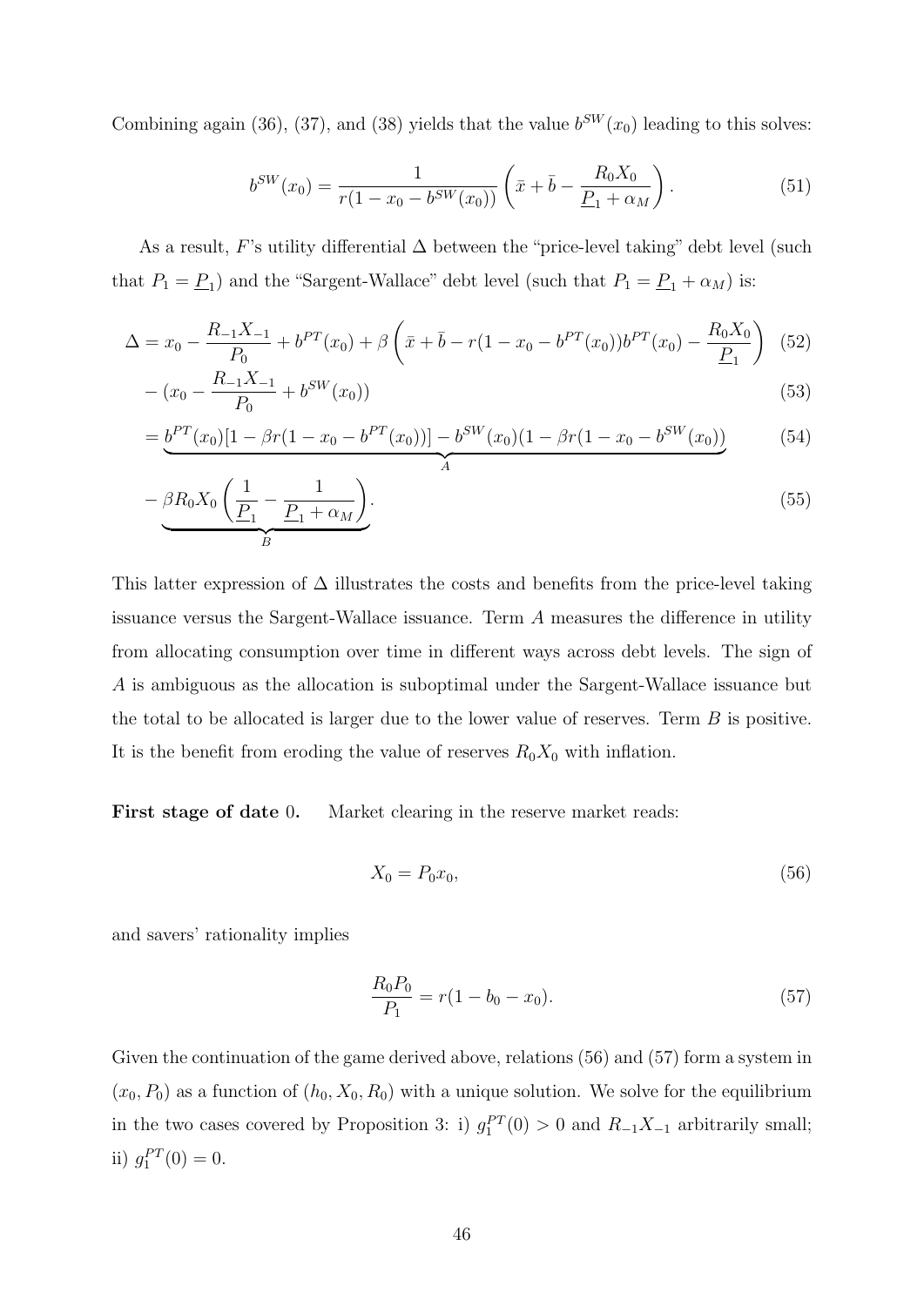Combining again (36), (37), and (38) yields that the value $b^{SW}(x_0)$ leading to this solves:

$$b^{SW}(x_0) = \frac{1}{r(1 - x_0 - b^{SW}(x_0))} \left( \bar{x} + \bar{b} - \frac{R_0 X_0}{\underline{P}_1 + \alpha_M} \right). \tag{51}$$

As a result, $F$'s utility differential $\Delta$ between the "price-level taking" debt level (such that $P_1 = \underline{P}_1$) and the "Sargent-Wallace" debt level (such that $P_1 = \underline{P}_1 + \alpha_M$) is:

$$\Delta = x_0 - \frac{R_{-1}X_{-1}}{P_0} + b^{PT}(x_0) + \beta \left( \bar{x} + \bar{b} - r(1 - x_0 - b^{PT}(x_0)) b^{PT}(x_0) - \frac{R_0 X_0}{\underline{P}_1} \right) \tag{52}$$

$$- (x_0 - \frac{R_{-1}X_{-1}}{P_0} + b^{SW}(x_0)) \tag{53}$$

$$= \underbrace{b^{PT}(x_0)[1 - \beta r(1 - x_0 - b^{PT}(x_0))] - b^{SW}(x_0)(1 - \beta r(1 - x_0 - b^{SW}(x_0))}_{A} \tag{54}$$

$$- \underbrace{\beta R_0 X_0 \left( \frac{1}{\underline{P}_1} - \frac{1}{\underline{P}_1 + \alpha_M} \right)}_{B}. \tag{55}$$

This latter expression of $\Delta$ illustrates the costs and benefits from the price-level taking issuance versus the Sargent-Wallace issuance. Term $A$ measures the difference in utility from allocating consumption over time in different ways across debt levels. The sign of $A$ is ambiguous as the allocation is suboptimal under the Sargent-Wallace issuance but the total to be allocated is larger due to the lower value of reserves. Term $B$ is positive. It is the benefit from eroding the value of reserves $R_0 X_0$ with inflation.

**First stage of date 0.** Market clearing in the reserve market reads:

$$X_0 = P_0 x_0, \tag{56}$$

and savers' rationality implies

$$\frac{R_0 P_0}{P_1} = r(1 - b_0 - x_0). \tag{57}$$

Given the continuation of the game derived above, relations (56) and (57) form a system in $(x_0, P_0)$ as a function of $(h_0, X_0, R_0)$ with a unique solution. We solve for the equilibrium in the two cases covered by Proposition 3: i) $g_1^{PT}(0) > 0$ and $R_{-1}X_{-1}$ arbitrarily small; ii) $g_1^{PT}(0) = 0$.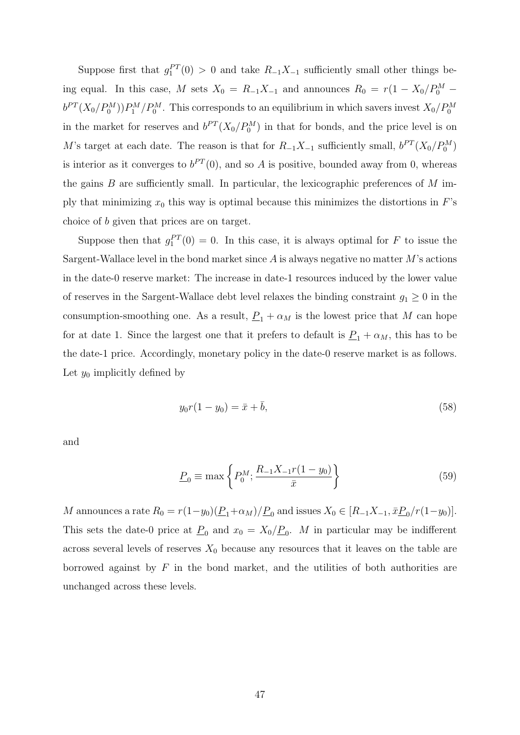Suppose first that $g_1^{PT}(0) > 0$ and take $R_{-1}X_{-1}$ sufficiently small other things being equal. In this case, $M$ sets $X_0 = R_{-1}X_{-1}$ and announces $R_0 = r(1 - X_0/P_0^M - b^{PT}(X_0/P_0^M))P_1^M/P_0^M$. This corresponds to an equilibrium in which savers invest $X_0/P_0^M$ in the market for reserves and $b^{PT}(X_0/P_0^M)$ in that for bonds, and the price level is on $M$'s target at each date. The reason is that for $R_{-1}X_{-1}$ sufficiently small, $b^{PT}(X_0/P_0^M)$ is interior as it converges to $b^{PT}(0)$, and so $A$ is positive, bounded away from 0, whereas the gains $B$ are sufficiently small. In particular, the lexicographic preferences of $M$ imply that minimizing $x_0$ this way is optimal because this minimizes the distortions in $F$'s choice of $b$ given that prices are on target.

Suppose then that $g_1^{PT}(0) = 0$. In this case, it is always optimal for $F$ to issue the Sargent-Wallace level in the bond market since $A$ is always negative no matter $M$'s actions in the date-0 reserve market: The increase in date-1 resources induced by the lower value of reserves in the Sargent-Wallace debt level relaxes the binding constraint $g_1 \geq 0$ in the consumption-smoothing one. As a result, $\underline{P}_1 + \alpha_M$ is the lowest price that $M$ can hope for at date 1. Since the largest one that it prefers to default is $\underline{P}_1 + \alpha_M$, this has to be the date-1 price. Accordingly, monetary policy in the date-0 reserve market is as follows. Let $y_0$ implicitly defined by

$$y_0 r(1 - y_0) = \bar{x} + \bar{b}, \tag{58}$$

and

$$\underline{P}_0 \equiv \max\left\{P_0^M; \frac{R_{-1}X_{-1}r(1-y_0)}{\bar{x}}\right\} \tag{59}$$

$M$ announces a rate $R_0 = r(1-y_0)(\underline{P}_1+\alpha_M)/\underline{P}_0$ and issues $X_0 \in [R_{-1}X_{-1}, \bar{x}\underline{P}_0/r(1-y_0)]$. This sets the date-0 price at $\underline{P}_0$ and $x_0 = X_0/\underline{P}_0$. $M$ in particular may be indifferent across several levels of reserves $X_0$ because any resources that it leaves on the table are borrowed against by $F$ in the bond market, and the utilities of both authorities are unchanged across these levels.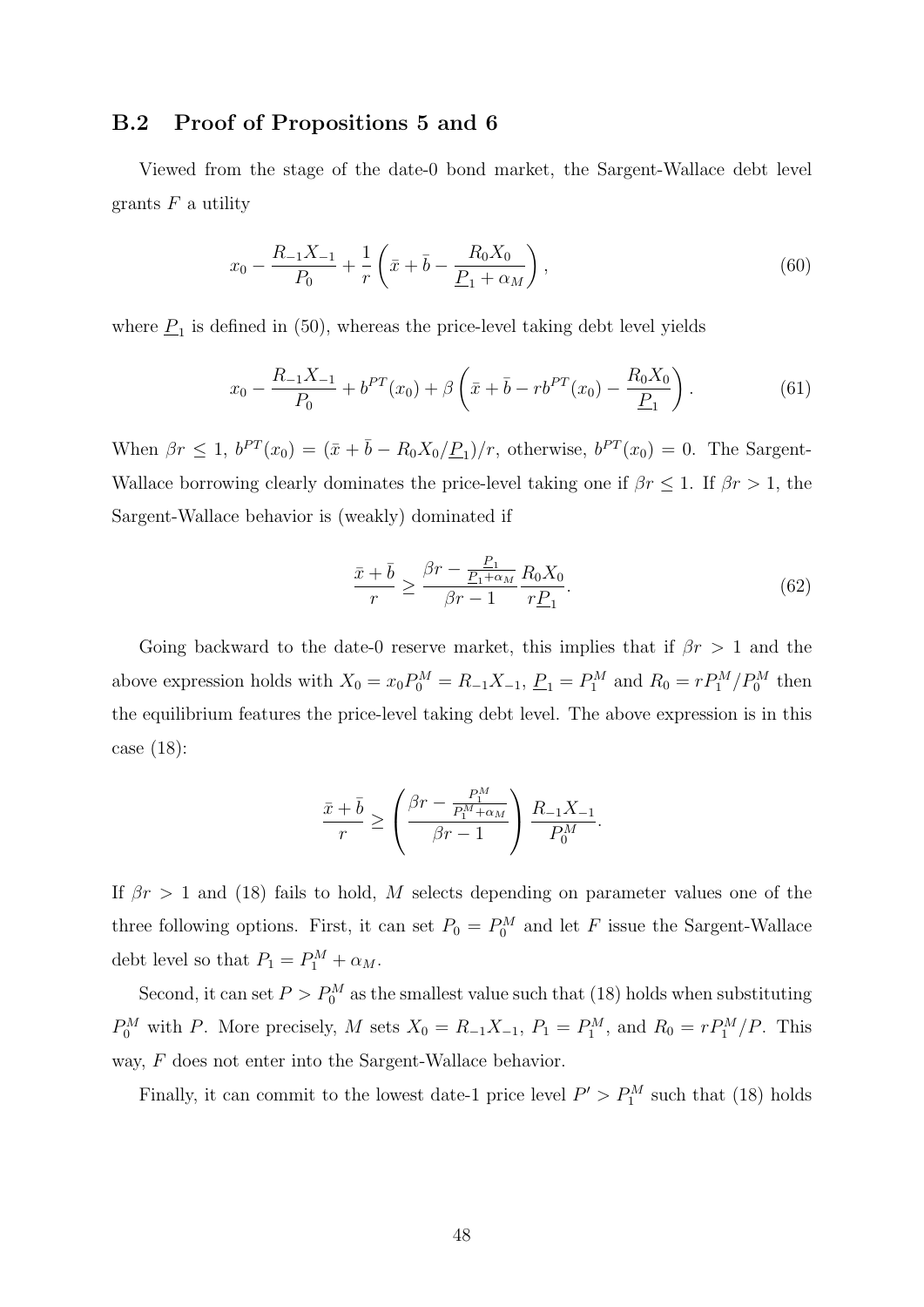## B.2 Proof of Propositions 5 and 6

Viewed from the stage of the date-0 bond market, the Sargent-Wallace debt level grants $F$ a utility

$$x_0 - \frac{R_{-1}X_{-1}}{P_0} + \frac{1}{r}\left(\bar{x} + \bar{b} - \frac{R_0 X_0}{\underline{P}_1 + \alpha_M}\right), \tag{60}$$

where $\underline{P}_1$ is defined in (50), whereas the price-level taking debt level yields

$$x_0 - \frac{R_{-1}X_{-1}}{P_0} + b^{PT}(x_0) + \beta\left(\bar{x} + \bar{b} - rb^{PT}(x_0) - \frac{R_0 X_0}{\underline{P}_1}\right). \tag{61}$$

When $\beta r \leq 1$, $b^{PT}(x_0) = (\bar{x} + \bar{b} - R_0 X_0/\underline{P}_1)/r$, otherwise, $b^{PT}(x_0) = 0$. The Sargent-Wallace borrowing clearly dominates the price-level taking one if $\beta r \leq 1$. If $\beta r > 1$, the Sargent-Wallace behavior is (weakly) dominated if

$$\frac{\bar{x} + \bar{b}}{r} \geq \frac{\beta r - \frac{\underline{P}_1}{\underline{P}_1 + \alpha_M}}{\beta r - 1} \frac{R_0 X_0}{r\underline{P}_1}. \tag{62}$$

Going backward to the date-0 reserve market, this implies that if $\beta r > 1$ and the above expression holds with $X_0 = x_0 P_0^M = R_{-1}X_{-1}$, $\underline{P}_1 = P_1^M$ and $R_0 = rP_1^M/P_0^M$ then the equilibrium features the price-level taking debt level. The above expression is in this case (18):

$$\frac{\bar{x} + \bar{b}}{r} \geq \left(\frac{\beta r - \frac{P_1^M}{P_1^M + \alpha_M}}{\beta r - 1}\right) \frac{R_{-1}X_{-1}}{P_0^M}.$$

If $\beta r > 1$ and (18) fails to hold, $M$ selects depending on parameter values one of the three following options. First, it can set $P_0 = P_0^M$ and let $F$ issue the Sargent-Wallace debt level so that $P_1 = P_1^M + \alpha_M$.

Second, it can set $P > P_0^M$ as the smallest value such that (18) holds when substituting $P_0^M$ with $P$. More precisely, $M$ sets $X_0 = R_{-1}X_{-1}$, $P_1 = P_1^M$, and $R_0 = rP_1^M/P$. This way, $F$ does not enter into the Sargent-Wallace behavior.

Finally, it can commit to the lowest date-1 price level $P' > P_1^M$ such that (18) holds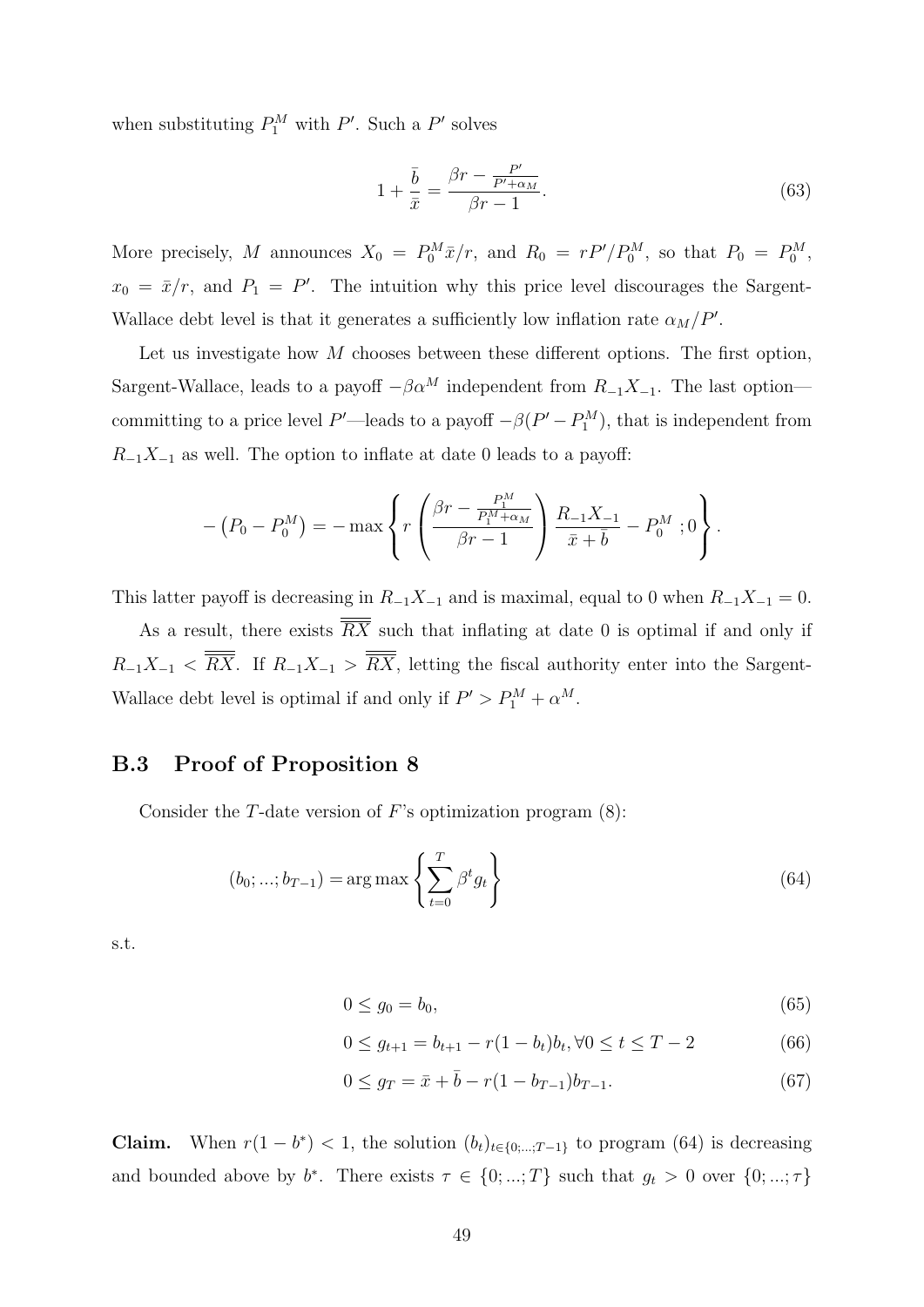when substituting $P_1^M$ with $P'$. Such a $P'$ solves

$$1 + \frac{\bar{b}}{\bar{x}} = \frac{\beta r - \frac{P'}{P' + \alpha_M}}{\beta r - 1}. \tag{63}$$

More precisely, $M$ announces $X_0 = P_0^M \bar{x}/r$, and $R_0 = rP'/P_0^M$, so that $P_0 = P_0^M$, $x_0 = \bar{x}/r$, and $P_1 = P'$. The intuition why this price level discourages the Sargent-Wallace debt level is that it generates a sufficiently low inflation rate $\alpha_M/P'$.

Let us investigate how $M$ chooses between these different options. The first option, Sargent-Wallace, leads to a payoff $-\beta\alpha^M$ independent from $R_{-1}X_{-1}$. The last option—committing to a price level $P'$—leads to a payoff $-\beta(P' - P_1^M)$, that is independent from $R_{-1}X_{-1}$ as well. The option to inflate at date 0 leads to a payoff:

$$-\left(P_0 - P_0^M\right) = -\max\left\{ r\left(\frac{\beta r - \frac{P_1^M}{P_1^M + \alpha_M}}{\beta r - 1}\right)\frac{R_{-1}X_{-1}}{\bar{x} + \bar{b}} - P_0^M \ ; 0\right\}.$$

This latter payoff is decreasing in $R_{-1}X_{-1}$ and is maximal, equal to 0 when $R_{-1}X_{-1} = 0$.

As a result, there exists $\overline{\overline{RX}}$ such that inflating at date 0 is optimal if and only if $R_{-1}X_{-1} < \overline{\overline{RX}}$. If $R_{-1}X_{-1} > \overline{\overline{RX}}$, letting the fiscal authority enter into the Sargent-Wallace debt level is optimal if and only if $P' > P_1^M + \alpha^M$.

## B.3 Proof of Proposition 8

Consider the $T$-date version of $F$'s optimization program (8):

$$(b_0; ...; b_{T-1}) = \arg\max\left\{\sum_{t=0}^{T} \beta^t g_t\right\} \tag{64}$$

s.t.

$$0 \le g_0 = b_0, \tag{65}$$

$$0 \le g_{t+1} = b_{t+1} - r(1 - b_t)b_t, \forall 0 \le t \le T-2 \tag{66}$$

$$0 \le g_T = \bar{x} + \bar{b} - r(1 - b_{T-1})b_{T-1}. \tag{67}$$

**Claim.** When $r(1 - b^*) < 1$, the solution $(b_t)_{t\in\{0;...;T-1\}}$ to program (64) is decreasing and bounded above by $b^*$. There exists $\tau \in \{0; ...; T\}$ such that $g_t > 0$ over $\{0; ...; \tau\}$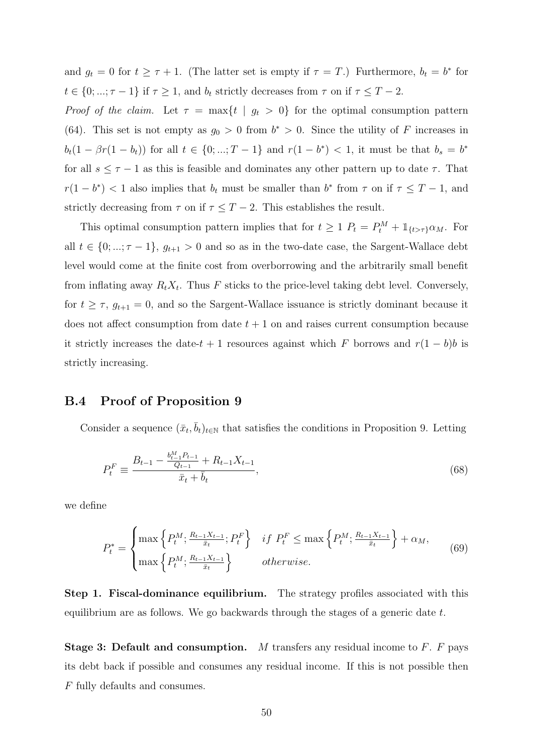and $g_t = 0$ for $t \geq \tau + 1$. (The latter set is empty if $\tau = T$.) Furthermore, $b_t = b^*$ for $t \in \{0; ...; \tau - 1\}$ if $\tau \geq 1$, and $b_t$ strictly decreases from $\tau$ on if $\tau \leq T - 2$.

*Proof of the claim.* Let $\tau = \max\{t \mid g_t > 0\}$ for the optimal consumption pattern (64). This set is not empty as $g_0 > 0$ from $b^* > 0$. Since the utility of $F$ increases in $b_t(1 - \beta r(1 - b_t))$ for all $t \in \{0; ...; T - 1\}$ and $r(1 - b^*) < 1$, it must be that $b_s = b^*$ for all $s \leq \tau - 1$ as this is feasible and dominates any other pattern up to date $\tau$. That $r(1 - b^*) < 1$ also implies that $b_t$ must be smaller than $b^*$ from $\tau$ on if $\tau \leq T - 1$, and strictly decreasing from $\tau$ on if $\tau \leq T - 2$. This establishes the result.

This optimal consumption pattern implies that for $t \geq 1$ $P_t = P_t^M + \mathbb{1}_{\{t > \tau\}} \alpha_M$. For all $t \in \{0; ...; \tau - 1\}$, $g_{t+1} > 0$ and so as in the two-date case, the Sargent-Wallace debt level would come at the finite cost from overborrowing and the arbitrarily small benefit from inflating away $R_t X_t$. Thus $F$ sticks to the price-level taking debt level. Conversely, for $t \geq \tau$, $g_{t+1} = 0$, and so the Sargent-Wallace issuance is strictly dominant because it does not affect consumption from date $t + 1$ on and raises current consumption because it strictly increases the date-$t + 1$ resources against which $F$ borrows and $r(1 - b)b$ is strictly increasing.

## B.4 Proof of Proposition 9

Consider a sequence $(\bar{x}_t, \bar{b}_t)_{t \in \mathbb{N}}$ that satisfies the conditions in Proposition 9. Letting

$$P_t^F \equiv \frac{B_{t-1} - \frac{b_{t-1}^M P_{t-1}}{Q_{t-1}} + R_{t-1} X_{t-1}}{\bar{x}_t + \bar{b}_t}, \tag{68}$$

we define

$$P_t^* = \begin{cases} \max\left\{P_t^M; \frac{R_{t-1} X_{t-1}}{\bar{x}_t}; P_t^F\right\} & if \ P_t^F \leq \max\left\{P_t^M; \frac{R_{t-1} X_{t-1}}{\bar{x}_t}\right\} + \alpha_M, \\ \max\left\{P_t^M; \frac{R_{t-1} X_{t-1}}{\bar{x}_t}\right\} & otherwise. \end{cases} \tag{69}$$

**Step 1. Fiscal-dominance equilibrium.** The strategy profiles associated with this equilibrium are as follows. We go backwards through the stages of a generic date $t$.

**Stage 3: Default and consumption.** $M$ transfers any residual income to $F$. $F$ pays its debt back if possible and consumes any residual income. If this is not possible then $F$ fully defaults and consumes.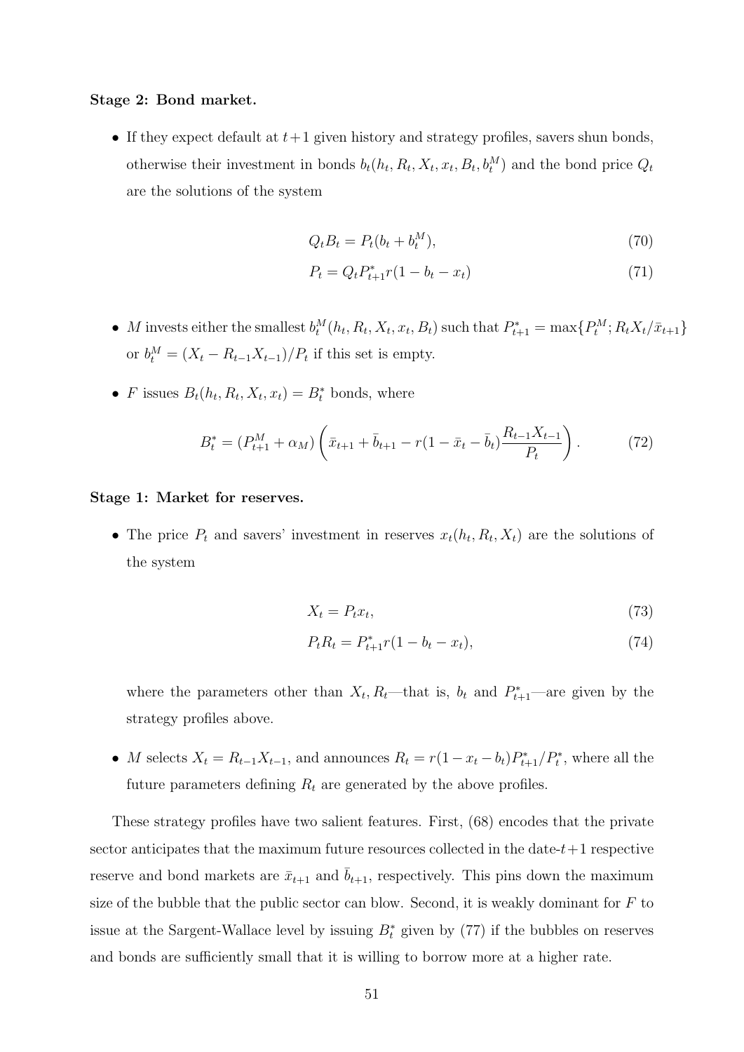**Stage 2: Bond market.**

- If they expect default at $t+1$ given history and strategy profiles, savers shun bonds, otherwise their investment in bonds $b_t(h_t, R_t, X_t, x_t, B_t, b_t^M)$ and the bond price $Q_t$ are the solutions of the system

$$Q_t B_t = P_t(b_t + b_t^M), \tag{70}$$

$$P_t = Q_t P_{t+1}^* r(1 - b_t - x_t) \tag{71}$$

- $M$ invests either the smallest $b_t^M(h_t, R_t, X_t, x_t, B_t)$ such that $P_{t+1}^* = \max\{P_t^M; R_t X_t / \bar{x}_{t+1}\}$ or $b_t^M = (X_t - R_{t-1}X_{t-1})/P_t$ if this set is empty.

- $F$ issues $B_t(h_t, R_t, X_t, x_t) = B_t^*$ bonds, where

$$B_t^* = (P_{t+1}^M + \alpha_M)\left(\bar{x}_{t+1} + \bar{b}_{t+1} - r(1 - \bar{x}_t - \bar{b}_t)\frac{R_{t-1}X_{t-1}}{P_t}\right). \tag{72}$$

**Stage 1: Market for reserves.**

- The price $P_t$ and savers' investment in reserves $x_t(h_t, R_t, X_t)$ are the solutions of the system

$$X_t = P_t x_t, \tag{73}$$

$$P_t R_t = P_{t+1}^* r(1 - b_t - x_t), \tag{74}$$

where the parameters other than $X_t, R_t$—that is, $b_t$ and $P_{t+1}^*$—are given by the strategy profiles above.

- $M$ selects $X_t = R_{t-1}X_{t-1}$, and announces $R_t = r(1 - x_t - b_t)P_{t+1}^*/P_t^*$, where all the future parameters defining $R_t$ are generated by the above profiles.

These strategy profiles have two salient features. First, (68) encodes that the private sector anticipates that the maximum future resources collected in the date-$t+1$ respective reserve and bond markets are $\bar{x}_{t+1}$ and $\bar{b}_{t+1}$, respectively. This pins down the maximum size of the bubble that the public sector can blow. Second, it is weakly dominant for $F$ to issue at the Sargent-Wallace level by issuing $B_t^*$ given by (77) if the bubbles on reserves and bonds are sufficiently small that it is willing to borrow more at a higher rate.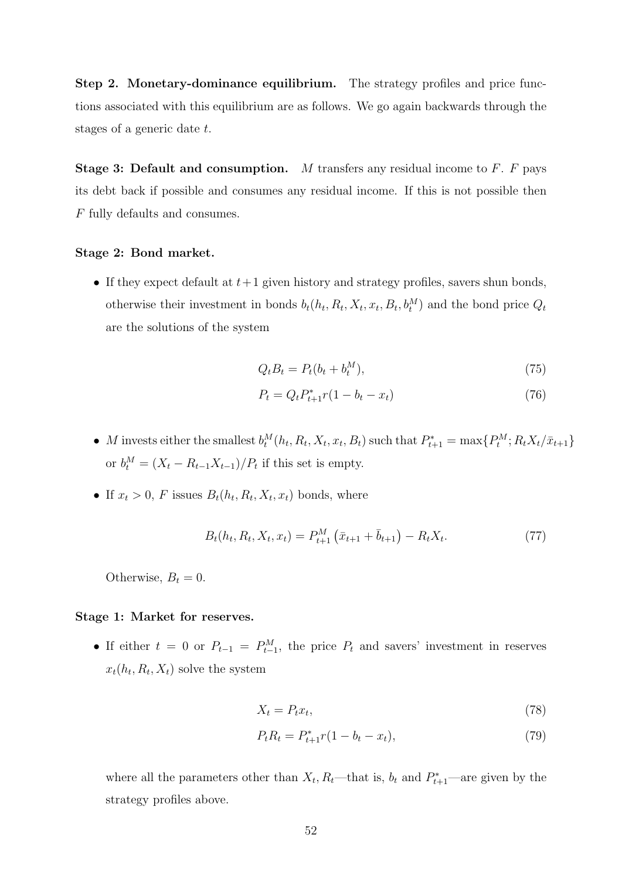**Step 2. Monetary-dominance equilibrium.** The strategy profiles and price functions associated with this equilibrium are as follows. We go again backwards through the stages of a generic date $t$.

**Stage 3: Default and consumption.** $M$ transfers any residual income to $F$. $F$ pays its debt back if possible and consumes any residual income. If this is not possible then $F$ fully defaults and consumes.

**Stage 2: Bond market.**

- If they expect default at $t+1$ given history and strategy profiles, savers shun bonds, otherwise their investment in bonds $b_t(h_t, R_t, X_t, x_t, B_t, b_t^M)$ and the bond price $Q_t$ are the solutions of the system

$$Q_t B_t = P_t(b_t + b_t^M), \tag{75}$$

$$P_t = Q_t P_{t+1}^* r(1 - b_t - x_t) \tag{76}$$

- $M$ invests either the smallest $b_t^M(h_t, R_t, X_t, x_t, B_t)$ such that $P_{t+1}^* = \max\{P_t^M; R_t X_t / \bar{x}_{t+1}\}$ or $b_t^M = (X_t - R_{t-1}X_{t-1})/P_t$ if this set is empty.

- If $x_t > 0$, $F$ issues $B_t(h_t, R_t, X_t, x_t)$ bonds, where

$$B_t(h_t, R_t, X_t, x_t) = P_{t+1}^M \left(\bar{x}_{t+1} + \bar{b}_{t+1}\right) - R_t X_t. \tag{77}$$

Otherwise, $B_t = 0$.

**Stage 1: Market for reserves.**

- If either $t = 0$ or $P_{t-1} = P_{t-1}^M$, the price $P_t$ and savers' investment in reserves $x_t(h_t, R_t, X_t)$ solve the system

$$X_t = P_t x_t, \tag{78}$$

$$P_t R_t = P_{t+1}^* r(1 - b_t - x_t), \tag{79}$$

where all the parameters other than $X_t, R_t$—that is, $b_t$ and $P_{t+1}^*$—are given by the strategy profiles above.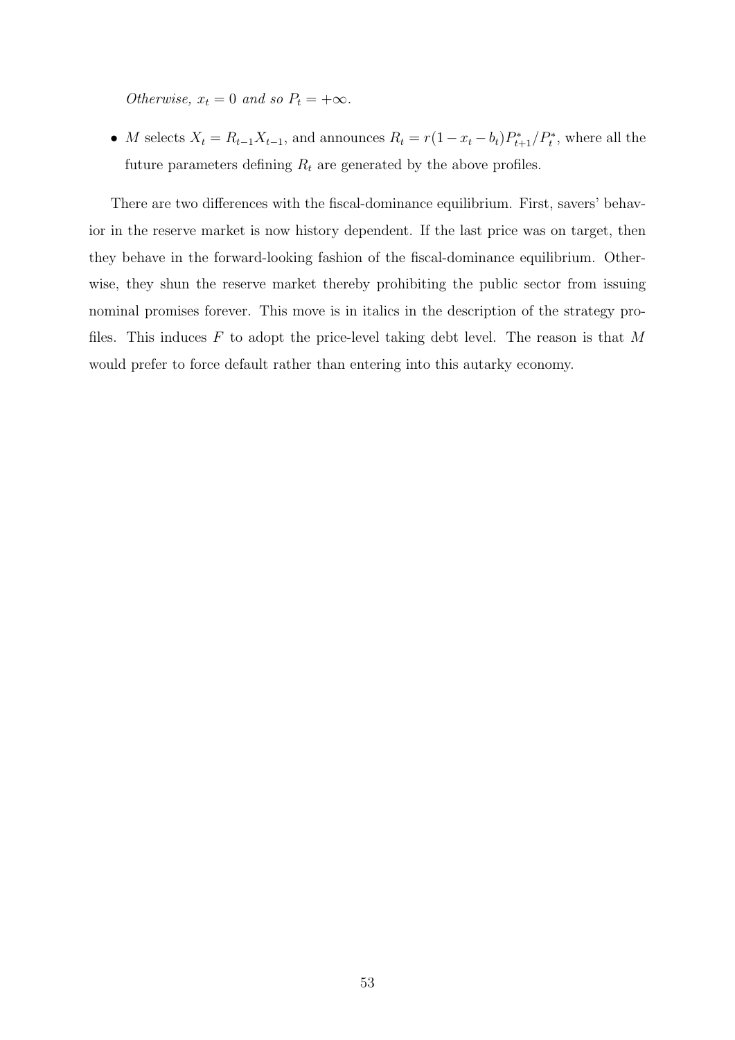*Otherwise, $x_t = 0$ and so $P_t = +\infty$.*

- $M$ selects $X_t = R_{t-1}X_{t-1}$, and announces $R_t = r(1 - x_t - b_t)P^*_{t+1}/P^*_t$, where all the future parameters defining $R_t$ are generated by the above profiles.

There are two differences with the fiscal-dominance equilibrium. First, savers' behavior in the reserve market is now history dependent. If the last price was on target, then they behave in the forward-looking fashion of the fiscal-dominance equilibrium. Otherwise, they shun the reserve market thereby prohibiting the public sector from issuing nominal promises forever. This move is in italics in the description of the strategy profiles. This induces $F$ to adopt the price-level taking debt level. The reason is that $M$ would prefer to force default rather than entering into this autarky economy.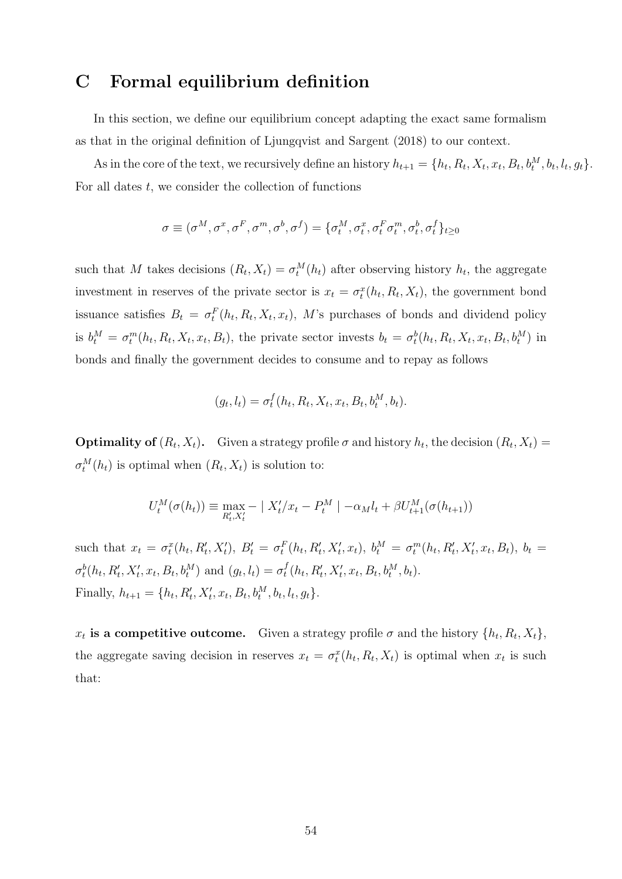# C Formal equilibrium definition

In this section, we define our equilibrium concept adapting the exact same formalism as that in the original definition of Ljungqvist and Sargent (2018) to our context.

As in the core of the text, we recursively define an history $h_{t+1} = \{h_t, R_t, X_t, x_t, B_t, b_t^M, b_t, l_t, g_t\}$. For all dates $t$, we consider the collection of functions

$$\sigma \equiv (\sigma^M, \sigma^x, \sigma^F, \sigma^m, \sigma^b, \sigma^f) = \{\sigma_t^M, \sigma_t^x, \sigma_t^F \sigma_t^m, \sigma_t^b, \sigma_t^f\}_{t\geq 0}$$

such that $M$ takes decisions $(R_t, X_t) = \sigma_t^M(h_t)$ after observing history $h_t$, the aggregate investment in reserves of the private sector is $x_t = \sigma_t^x(h_t, R_t, X_t)$, the government bond issuance satisfies $B_t = \sigma_t^F(h_t, R_t, X_t, x_t)$, $M$'s purchases of bonds and dividend policy is $b_t^M = \sigma_t^m(h_t, R_t, X_t, x_t, B_t)$, the private sector invests $b_t = \sigma_t^b(h_t, R_t, X_t, x_t, B_t, b_t^M)$ in bonds and finally the government decides to consume and to repay as follows

$$(g_t, l_t) = \sigma_t^f(h_t, R_t, X_t, x_t, B_t, b_t^M, b_t).$$

**Optimality of $(R_t, X_t)$.** Given a strategy profile $\sigma$ and history $h_t$, the decision $(R_t, X_t) = \sigma_t^M(h_t)$ is optimal when $(R_t, X_t)$ is solution to:

$$U_t^M(\sigma(h_t)) \equiv \max_{R_t', X_t'} - \mid X_t'/x_t - P_t^M \mid - \alpha_M l_t + \beta U_{t+1}^M(\sigma(h_{t+1}))$$

such that $x_t = \sigma_t^x(h_t, R_t', X_t')$, $B_t' = \sigma_t^F(h_t, R_t', X_t', x_t)$, $b_t^M = \sigma_t^m(h_t, R_t', X_t', x_t, B_t)$, $b_t = \sigma_t^b(h_t, R_t', X_t', x_t, B_t, b_t^M)$ and $(g_t, l_t) = \sigma_t^f(h_t, R_t', X_t', x_t, B_t, b_t^M, b_t)$.
Finally, $h_{t+1} = \{h_t, R_t', X_t', x_t, B_t, b_t^M, b_t, l_t, g_t\}$.

**$x_t$ is a competitive outcome.** Given a strategy profile $\sigma$ and the history $\{h_t, R_t, X_t\}$, the aggregate saving decision in reserves $x_t = \sigma_t^x(h_t, R_t, X_t)$ is optimal when $x_t$ is such that: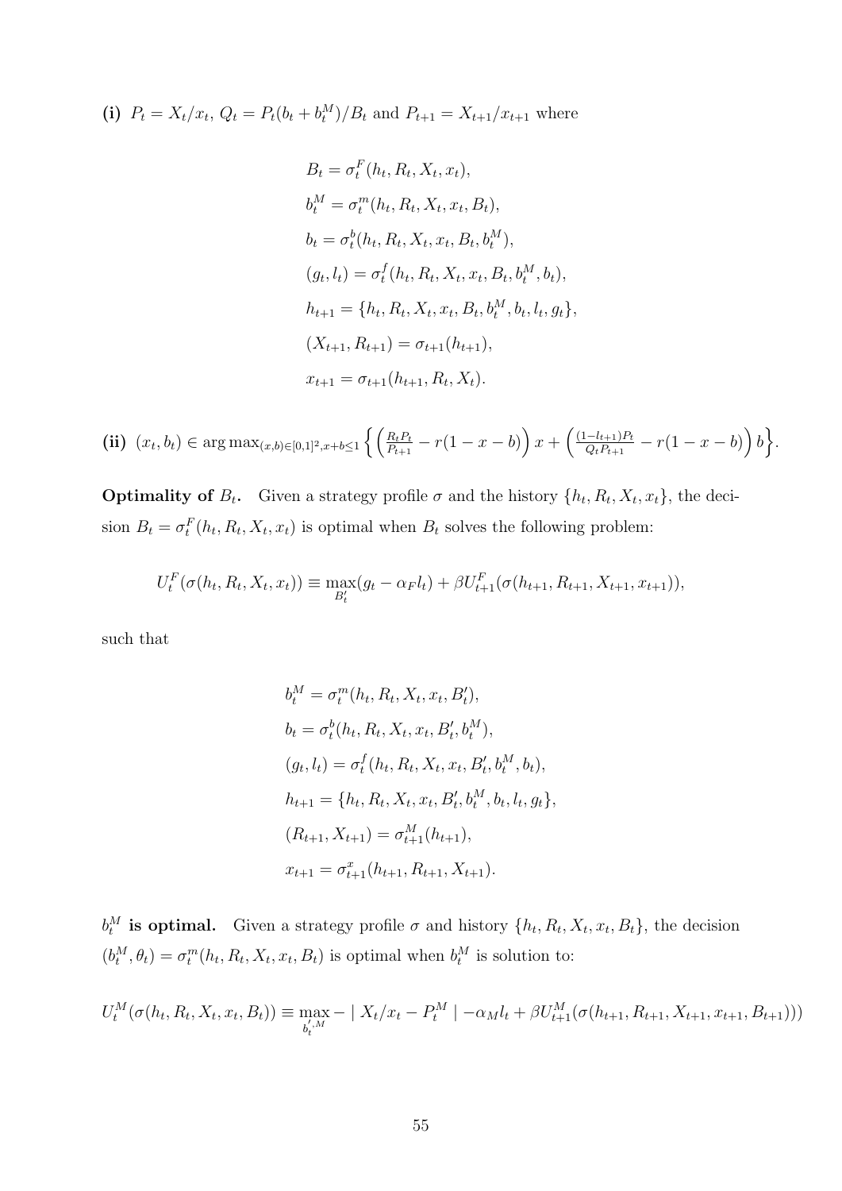**(i)** $P_t = X_t/x_t$, $Q_t = P_t(b_t + b_t^M)/B_t$ and $P_{t+1} = X_{t+1}/x_{t+1}$ where

$$
\begin{aligned}
&B_t = \sigma_t^F(h_t, R_t, X_t, x_t),\\
&b_t^M = \sigma_t^m(h_t, R_t, X_t, x_t, B_t),\\
&b_t = \sigma_t^b(h_t, R_t, X_t, x_t, B_t, b_t^M),\\
&(g_t, l_t) = \sigma_t^f(h_t, R_t, X_t, x_t, B_t, b_t^M, b_t),\\
&h_{t+1} = \{h_t, R_t, X_t, x_t, B_t, b_t^M, b_t, l_t, g_t\},\\
&(X_{t+1}, R_{t+1}) = \sigma_{t+1}(h_{t+1}),\\
&x_{t+1} = \sigma_{t+1}(h_{t+1}, R_t, X_t).
\end{aligned}
$$

**(ii)** $(x_t, b_t) \in \arg\max_{(x,b)\in[0,1]^2, x+b\leq 1} \left\{ \left(\frac{R_t P_t}{P_{t+1}} - r(1-x-b)\right)x + \left(\frac{(1-l_{t+1})P_t}{Q_t P_{t+1}} - r(1-x-b)\right)b \right\}$.

**Optimality of $B_t$.** Given a strategy profile $\sigma$ and the history $\{h_t, R_t, X_t, x_t\}$, the decision $B_t = \sigma_t^F(h_t, R_t, X_t, x_t)$ is optimal when $B_t$ solves the following problem:

$$
U_t^F(\sigma(h_t, R_t, X_t, x_t)) \equiv \max_{B_t'} (g_t - \alpha_F l_t) + \beta U_{t+1}^F(\sigma(h_{t+1}, R_{t+1}, X_{t+1}, x_{t+1})),
$$

such that

$$
\begin{aligned}
&b_t^M = \sigma_t^m(h_t, R_t, X_t, x_t, B_t'),\\
&b_t = \sigma_t^b(h_t, R_t, X_t, x_t, B_t', b_t^M),\\
&(g_t, l_t) = \sigma_t^f(h_t, R_t, X_t, x_t, B_t', b_t^M, b_t),\\
&h_{t+1} = \{h_t, R_t, X_t, x_t, B_t', b_t^M, b_t, l_t, g_t\},\\
&(R_{t+1}, X_{t+1}) = \sigma_{t+1}^M(h_{t+1}),\\
&x_{t+1} = \sigma_{t+1}^x(h_{t+1}, R_{t+1}, X_{t+1}).
\end{aligned}
$$

**$b_t^M$ is optimal.** Given a strategy profile $\sigma$ and history $\{h_t, R_t, X_t, x_t, B_t\}$, the decision $(b_t^M, \theta_t) = \sigma_t^m(h_t, R_t, X_t, x_t, B_t)$ is optimal when $b_t^M$ is solution to:

$$
U_t^M(\sigma(h_t, R_t, X_t, x_t, B_t)) \equiv \max_{b_t^{',M}} - \mid X_t/x_t - P_t^M \mid - \alpha_M l_t + \beta U_{t+1}^M(\sigma(h_{t+1}, R_{t+1}, X_{t+1}, x_{t+1}, B_{t+1})))
$$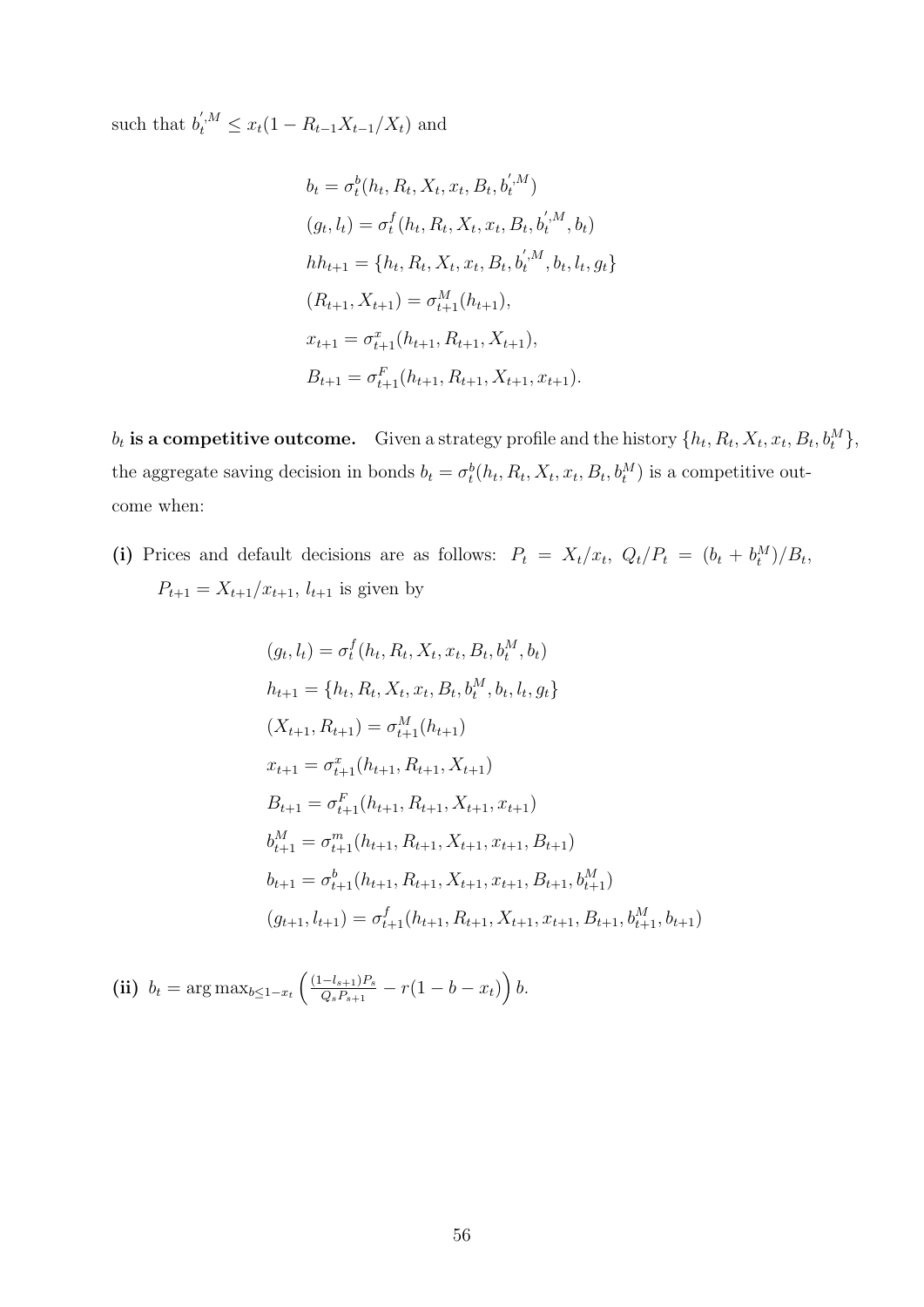such that $b_t^{',M} \leq x_t(1 - R_{t-1}X_{t-1}/X_t)$ and

$$
\begin{aligned}
b_t &= \sigma_t^b(h_t, R_t, X_t, x_t, B_t, b_t^{',M}) \\
(g_t, l_t) &= \sigma_t^f(h_t, R_t, X_t, x_t, B_t, b_t^{',M}, b_t) \\
hh_{t+1} &= \{h_t, R_t, X_t, x_t, B_t, b_t^{',M}, b_t, l_t, g_t\} \\
(R_{t+1}, X_{t+1}) &= \sigma_{t+1}^M(h_{t+1}), \\
x_{t+1} &= \sigma_{t+1}^x(h_{t+1}, R_{t+1}, X_{t+1}), \\
B_{t+1} &= \sigma_{t+1}^F(h_{t+1}, R_{t+1}, X_{t+1}, x_{t+1}).
\end{aligned}
$$

**$b_t$ is a competitive outcome.** Given a strategy profile and the history $\{h_t, R_t, X_t, x_t, B_t, b_t^M\}$, the aggregate saving decision in bonds $b_t = \sigma_t^b(h_t, R_t, X_t, x_t, B_t, b_t^M)$ is a competitive outcome when:

**(i)** Prices and default decisions are as follows: $P_t = X_t/x_t$, $Q_t/P_t = (b_t + b_t^M)/B_t$, $P_{t+1} = X_{t+1}/x_{t+1}$, $l_{t+1}$ is given by

$$
\begin{aligned}
(g_t, l_t) &= \sigma_t^f(h_t, R_t, X_t, x_t, B_t, b_t^M, b_t) \\
h_{t+1} &= \{h_t, R_t, X_t, x_t, B_t, b_t^M, b_t, l_t, g_t\} \\
(X_{t+1}, R_{t+1}) &= \sigma_{t+1}^M(h_{t+1}) \\
x_{t+1} &= \sigma_{t+1}^x(h_{t+1}, R_{t+1}, X_{t+1}) \\
B_{t+1} &= \sigma_{t+1}^F(h_{t+1}, R_{t+1}, X_{t+1}, x_{t+1}) \\
b_{t+1}^M &= \sigma_{t+1}^m(h_{t+1}, R_{t+1}, X_{t+1}, x_{t+1}, B_{t+1}) \\
b_{t+1} &= \sigma_{t+1}^b(h_{t+1}, R_{t+1}, X_{t+1}, x_{t+1}, B_{t+1}, b_{t+1}^M) \\
(g_{t+1}, l_{t+1}) &= \sigma_{t+1}^f(h_{t+1}, R_{t+1}, X_{t+1}, x_{t+1}, B_{t+1}, b_{t+1}^M, b_{t+1})
\end{aligned}
$$

**(ii)** $b_t = \arg\max_{b \leq 1 - x_t} \left( \frac{(1-l_{s+1})P_s}{Q_s P_{s+1}} - r(1 - b - x_t) \right) b.$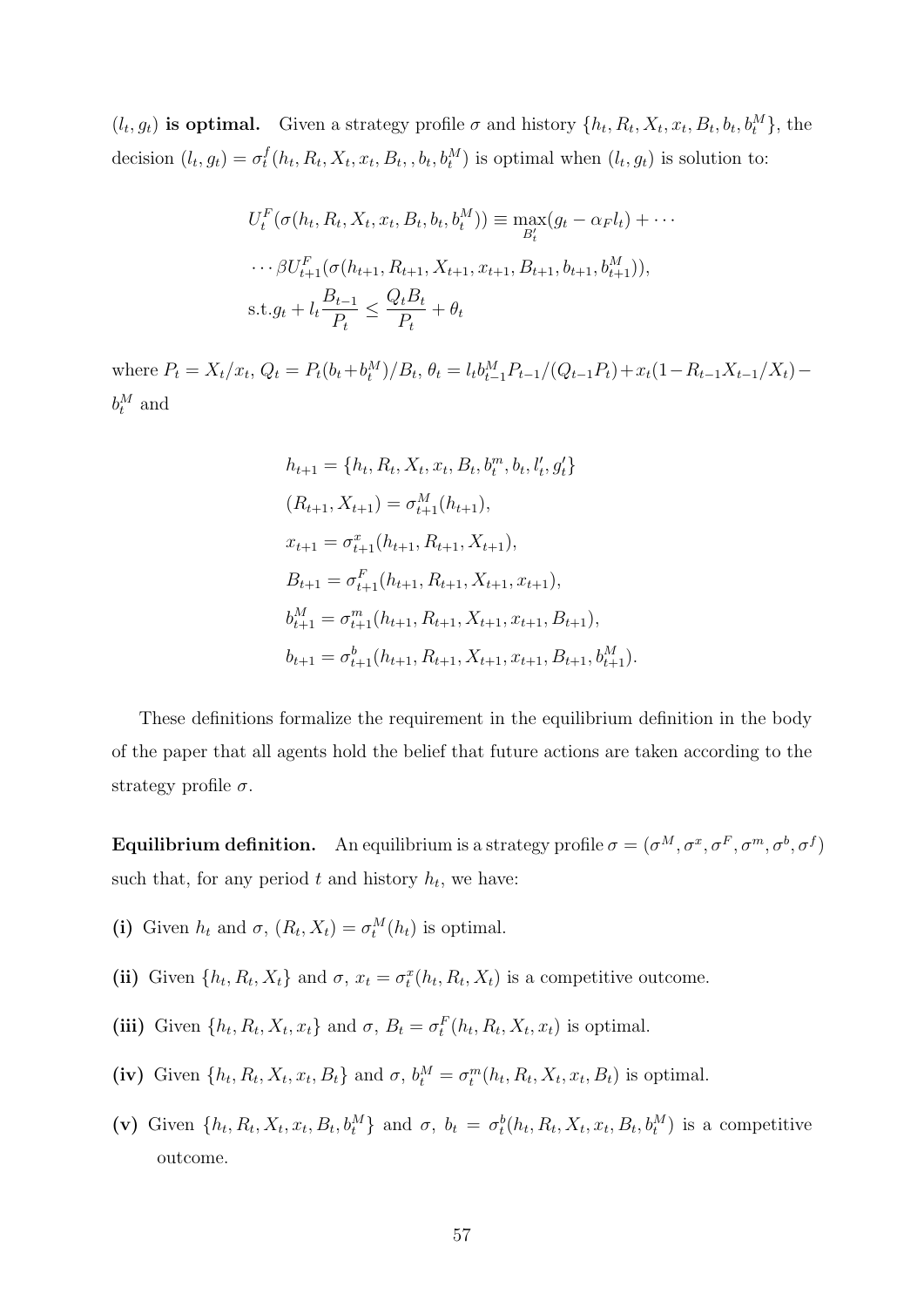**$(l_t, g_t)$ is optimal.** Given a strategy profile $\sigma$ and history $\{h_t, R_t, X_t, x_t, B_t, b_t, b_t^M\}$, the decision $(l_t, g_t) = \sigma_t^f(h_t, R_t, X_t, x_t, B_t, , b_t, b_t^M)$ is optimal when $(l_t, g_t)$ is solution to:

$$
\begin{aligned}
&U_t^F(\sigma(h_t, R_t, X_t, x_t, B_t, b_t, b_t^M)) \equiv \max_{B_t'}(g_t - \alpha_F l_t) + \cdots \\
&\cdots \beta U_{t+1}^F(\sigma(h_{t+1}, R_{t+1}, X_{t+1}, x_{t+1}, B_{t+1}, b_{t+1}, b_{t+1}^M)), \\
&\text{s.t.} g_t + l_t \frac{B_{t-1}}{P_t} \leq \frac{Q_t B_t}{P_t} + \theta_t
\end{aligned}
$$

where $P_t = X_t/x_t$, $Q_t = P_t(b_t + b_t^M)/B_t$, $\theta_t = l_t b_{t-1}^M P_{t-1}/(Q_{t-1}P_t) + x_t(1 - R_{t-1}X_{t-1}/X_t) - b_t^M$ and

$$
\begin{aligned}
&h_{t+1} = \{h_t, R_t, X_t, x_t, B_t, b_t^m, b_t, l_t', g_t'\} \\
&(R_{t+1}, X_{t+1}) = \sigma_{t+1}^M(h_{t+1}), \\
&x_{t+1} = \sigma_{t+1}^x(h_{t+1}, R_{t+1}, X_{t+1}), \\
&B_{t+1} = \sigma_{t+1}^F(h_{t+1}, R_{t+1}, X_{t+1}, x_{t+1}), \\
&b_{t+1}^M = \sigma_{t+1}^m(h_{t+1}, R_{t+1}, X_{t+1}, x_{t+1}, B_{t+1}), \\
&b_{t+1} = \sigma_{t+1}^b(h_{t+1}, R_{t+1}, X_{t+1}, x_{t+1}, B_{t+1}, b_{t+1}^M).
\end{aligned}
$$

These definitions formalize the requirement in the equilibrium definition in the body of the paper that all agents hold the belief that future actions are taken according to the strategy profile $\sigma$.

**Equilibrium definition.** An equilibrium is a strategy profile $\sigma = (\sigma^M, \sigma^x, \sigma^F, \sigma^m, \sigma^b, \sigma^f)$ such that, for any period $t$ and history $h_t$, we have:

**(i)** Given $h_t$ and $\sigma$, $(R_t, X_t) = \sigma_t^M(h_t)$ is optimal.

**(ii)** Given $\{h_t, R_t, X_t\}$ and $\sigma$, $x_t = \sigma_t^x(h_t, R_t, X_t)$ is a competitive outcome.

**(iii)** Given $\{h_t, R_t, X_t, x_t\}$ and $\sigma$, $B_t = \sigma_t^F(h_t, R_t, X_t, x_t)$ is optimal.

**(iv)** Given $\{h_t, R_t, X_t, x_t, B_t\}$ and $\sigma$, $b_t^M = \sigma_t^m(h_t, R_t, X_t, x_t, B_t)$ is optimal.

**(v)** Given $\{h_t, R_t, X_t, x_t, B_t, b_t^M\}$ and $\sigma$, $b_t = \sigma_t^b(h_t, R_t, X_t, x_t, B_t, b_t^M)$ is a competitive outcome.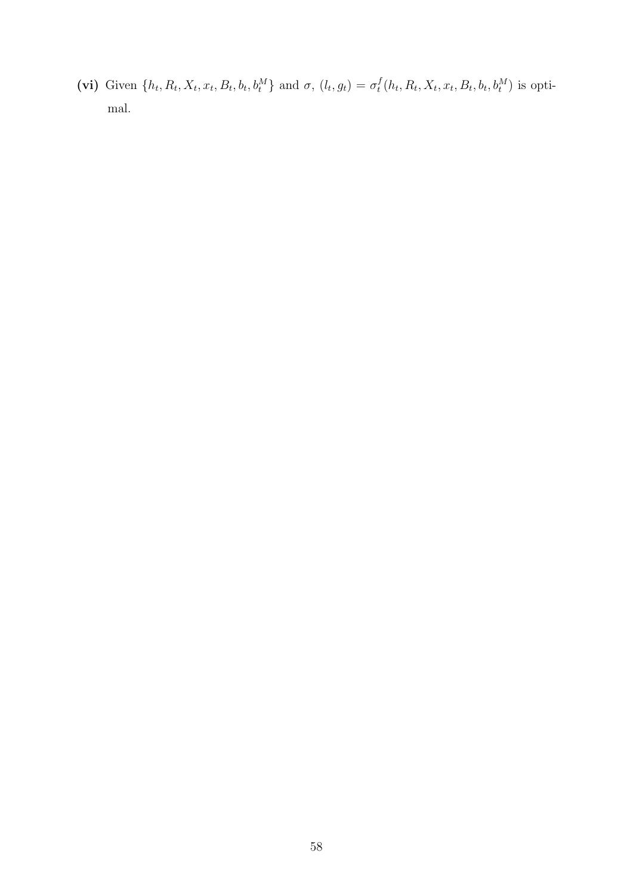**(vi)** Given $\{h_t, R_t, X_t, x_t, B_t, b_t, b_t^M\}$ and $\sigma$, $(l_t, g_t) = \sigma_t^f(h_t, R_t, X_t, x_t, B_t, b_t, b_t^M)$ is optimal.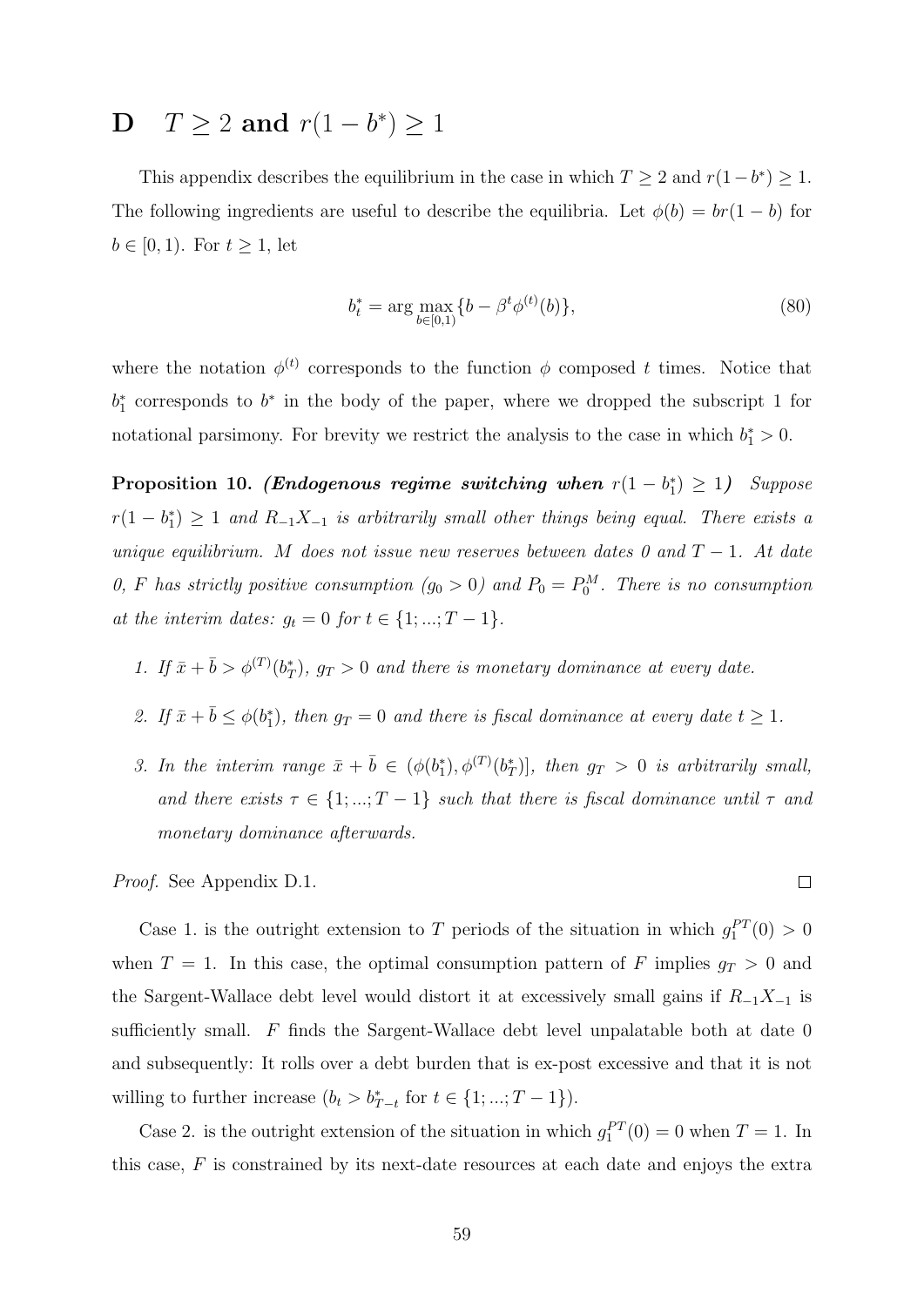# D $T \geq 2$ and $r(1 - b^*) \geq 1$

This appendix describes the equilibrium in the case in which $T \geq 2$ and $r(1 - b^*) \geq 1$. The following ingredients are useful to describe the equilibria. Let $\phi(b) = br(1 - b)$ for $b \in [0, 1)$. For $t \geq 1$, let

$$b_t^* = \arg \max_{b \in [0,1)} \{b - \beta^t \phi^{(t)}(b)\}, \tag{80}$$

where the notation $\phi^{(t)}$ corresponds to the function $\phi$ composed $t$ times. Notice that $b_1^*$ corresponds to $b^*$ in the body of the paper, where we dropped the subscript 1 for notational parsimony. For brevity we restrict the analysis to the case in which $b_1^* > 0$.

**Proposition 10.** ***(Endogenous regime switching when*** $r(1 - b_1^*) \geq 1$***)*** *Suppose $r(1 - b_1^*) \geq 1$ and $R_{-1}X_{-1}$ is arbitrarily small other things being equal. There exists a unique equilibrium. M does not issue new reserves between dates 0 and $T - 1$. At date 0, F has strictly positive consumption ($g_0 > 0$) and $P_0 = P_0^M$. There is no consumption at the interim dates: $g_t = 0$ for $t \in \{1; ...; T - 1\}$.*

1. *If $\bar{x} + \bar{b} > \phi^{(T)}(b_T^*)$, $g_T > 0$ and there is monetary dominance at every date.*
2. *If $\bar{x} + \bar{b} \leq \phi(b_1^*)$, then $g_T = 0$ and there is fiscal dominance at every date $t \geq 1$.*
3. *In the interim range $\bar{x} + \bar{b} \in (\phi(b_1^*), \phi^{(T)}(b_T^*)]$, then $g_T > 0$ is arbitrarily small, and there exists $\tau \in \{1; ...; T - 1\}$ such that there is fiscal dominance until $\tau$ and monetary dominance afterwards.*

*Proof.* See Appendix D.1. $\square$

Case 1. is the outright extension to $T$ periods of the situation in which $g_1^{PT}(0) > 0$ when $T = 1$. In this case, the optimal consumption pattern of $F$ implies $g_T > 0$ and the Sargent-Wallace debt level would distort it at excessively small gains if $R_{-1}X_{-1}$ is sufficiently small. $F$ finds the Sargent-Wallace debt level unpalatable both at date 0 and subsequently: It rolls over a debt burden that is ex-post excessive and that it is not willing to further increase ($b_t > b_{T-t}^*$ for $t \in \{1; ...; T - 1\}$).

Case 2. is the outright extension of the situation in which $g_1^{PT}(0) = 0$ when $T = 1$. In this case, $F$ is constrained by its next-date resources at each date and enjoys the extra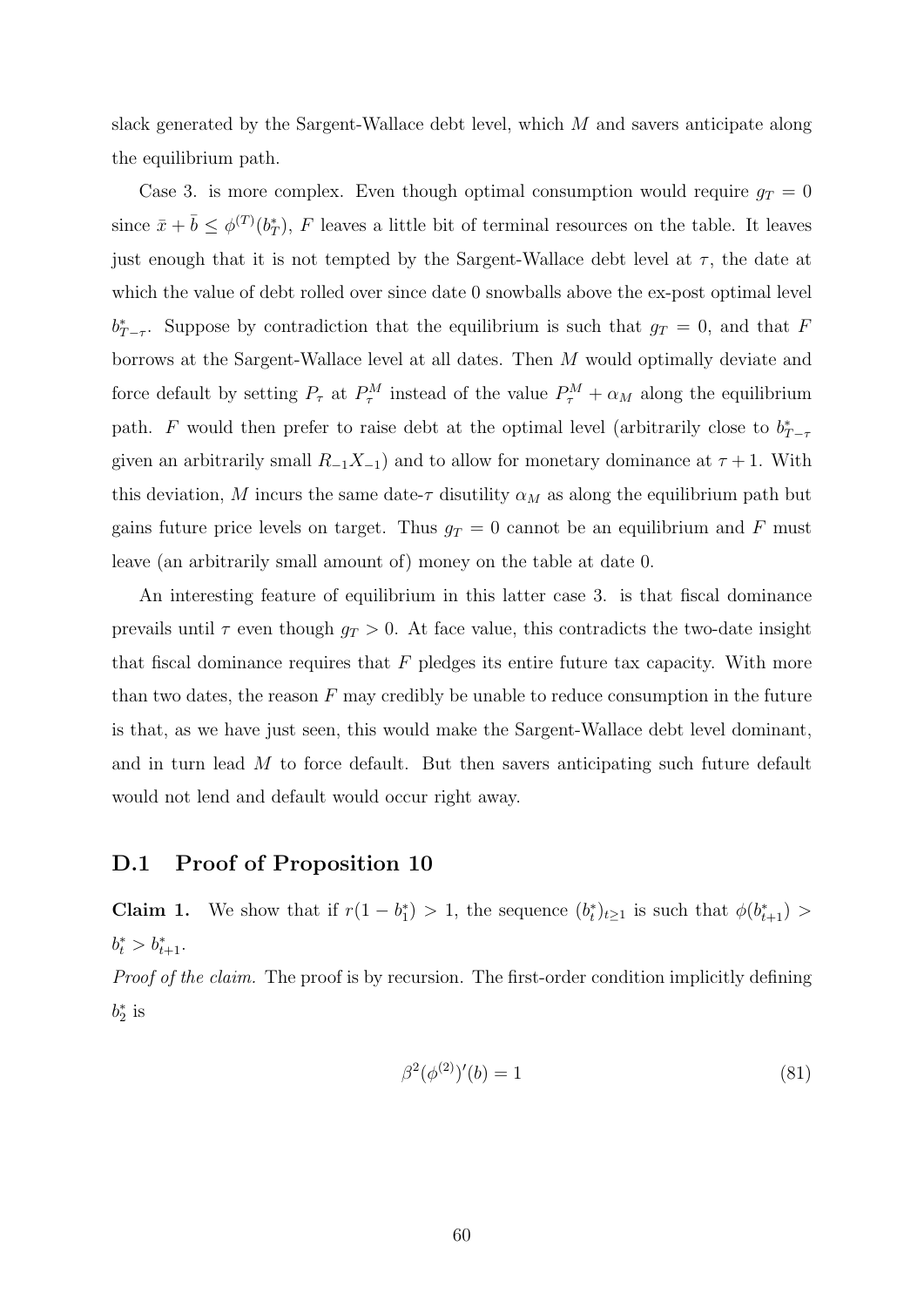slack generated by the Sargent-Wallace debt level, which $M$ and savers anticipate along the equilibrium path.

Case 3. is more complex. Even though optimal consumption would require $g_T = 0$ since $\bar{x} + \bar{b} \leq \phi^{(T)}(b_T^*)$, $F$ leaves a little bit of terminal resources on the table. It leaves just enough that it is not tempted by the Sargent-Wallace debt level at $\tau$, the date at which the value of debt rolled over since date 0 snowballs above the ex-post optimal level $b_{T-\tau}^*$. Suppose by contradiction that the equilibrium is such that $g_T = 0$, and that $F$ borrows at the Sargent-Wallace level at all dates. Then $M$ would optimally deviate and force default by setting $P_\tau$ at $P_\tau^M$ instead of the value $P_\tau^M + \alpha_M$ along the equilibrium path. $F$ would then prefer to raise debt at the optimal level (arbitrarily close to $b_{T-\tau}^*$ given an arbitrarily small $R_{-1}X_{-1}$) and to allow for monetary dominance at $\tau + 1$. With this deviation, $M$ incurs the same date-$\tau$ disutility $\alpha_M$ as along the equilibrium path but gains future price levels on target. Thus $g_T = 0$ cannot be an equilibrium and $F$ must leave (an arbitrarily small amount of) money on the table at date 0.

An interesting feature of equilibrium in this latter case 3. is that fiscal dominance prevails until $\tau$ even though $g_T > 0$. At face value, this contradicts the two-date insight that fiscal dominance requires that $F$ pledges its entire future tax capacity. With more than two dates, the reason $F$ may credibly be unable to reduce consumption in the future is that, as we have just seen, this would make the Sargent-Wallace debt level dominant, and in turn lead $M$ to force default. But then savers anticipating such future default would not lend and default would occur right away.

## D.1 Proof of Proposition 10

**Claim 1.** We show that if $r(1 - b_1^*) > 1$, the sequence $(b_t^*)_{t \geq 1}$ is such that $\phi(b_{t+1}^*) > b_t^* > b_{t+1}^*$.

*Proof of the claim.* The proof is by recursion. The first-order condition implicitly defining $b_2^*$ is

$$\beta^2 (\phi^{(2)})'(b) = 1 \tag{81}$$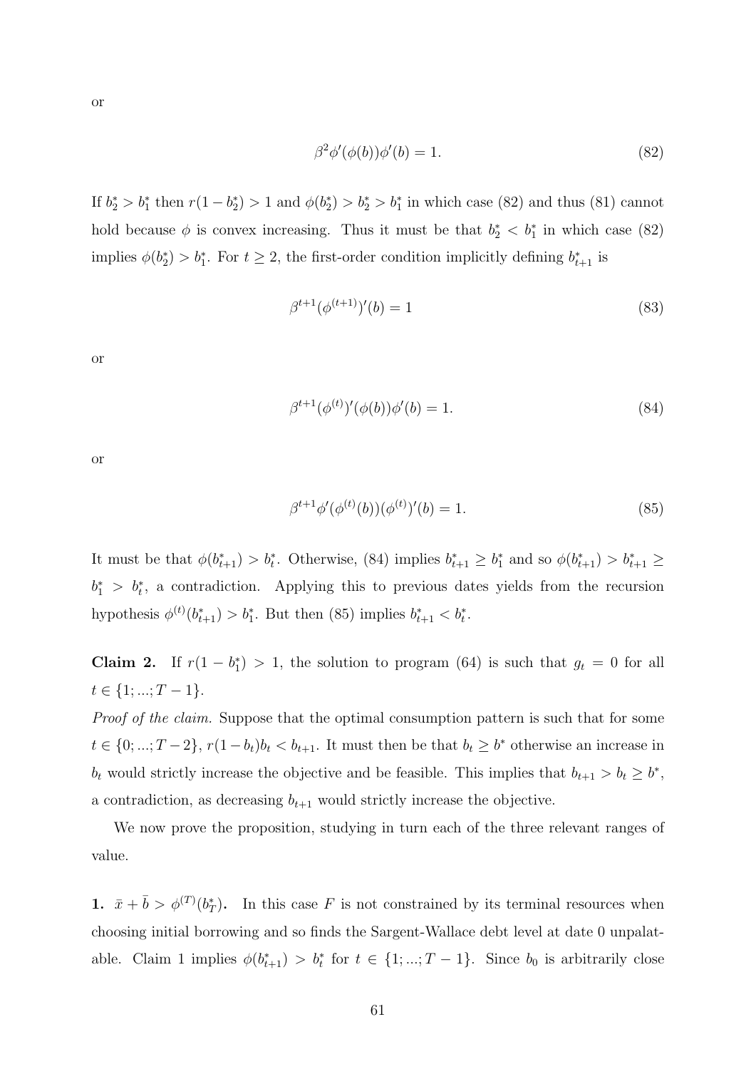or

$$\beta^2 \phi'(\phi(b))\phi'(b) = 1. \tag{82}$$

If $b_2^* > b_1^*$ then $r(1 - b_2^*) > 1$ and $\phi(b_2^*) > b_2^* > b_1^*$ in which case (82) and thus (81) cannot hold because $\phi$ is convex increasing. Thus it must be that $b_2^* < b_1^*$ in which case (82) implies $\phi(b_2^*) > b_1^*$. For $t \geq 2$, the first-order condition implicitly defining $b_{t+1}^*$ is

$$\beta^{t+1}(\phi^{(t+1)})'(b) = 1 \tag{83}$$

or

$$\beta^{t+1}(\phi^{(t)})'(\phi(b))\phi'(b) = 1. \tag{84}$$

or

$$\beta^{t+1}\phi'(\phi^{(t)}(b))(\phi^{(t)})'(b) = 1. \tag{85}$$

It must be that $\phi(b_{t+1}^*) > b_t^*$. Otherwise, (84) implies $b_{t+1}^* \geq b_1^*$ and so $\phi(b_{t+1}^*) > b_{t+1}^* \geq b_1^* > b_t^*$, a contradiction. Applying this to previous dates yields from the recursion hypothesis $\phi^{(t)}(b_{t+1}^*) > b_1^*$. But then (85) implies $b_{t+1}^* < b_t^*$.

**Claim 2.** If $r(1 - b_1^*) > 1$, the solution to program (64) is such that $g_t = 0$ for all $t \in \{1; ...; T-1\}$.

*Proof of the claim.* Suppose that the optimal consumption pattern is such that for some $t \in \{0; ...; T-2\}$, $r(1-b_t)b_t < b_{t+1}$. It must then be that $b_t \geq b^*$ otherwise an increase in $b_t$ would strictly increase the objective and be feasible. This implies that $b_{t+1} > b_t \geq b^*$, a contradiction, as decreasing $b_{t+1}$ would strictly increase the objective.

We now prove the proposition, studying in turn each of the three relevant ranges of value.

**1.** $\bar{x} + \bar{b} > \phi^{(T)}(b_T^*)$**.** In this case $F$ is not constrained by its terminal resources when choosing initial borrowing and so finds the Sargent-Wallace debt level at date 0 unpalatable. Claim 1 implies $\phi(b_{t+1}^*) > b_t^*$ for $t \in \{1; ...; T-1\}$. Since $b_0$ is arbitrarily close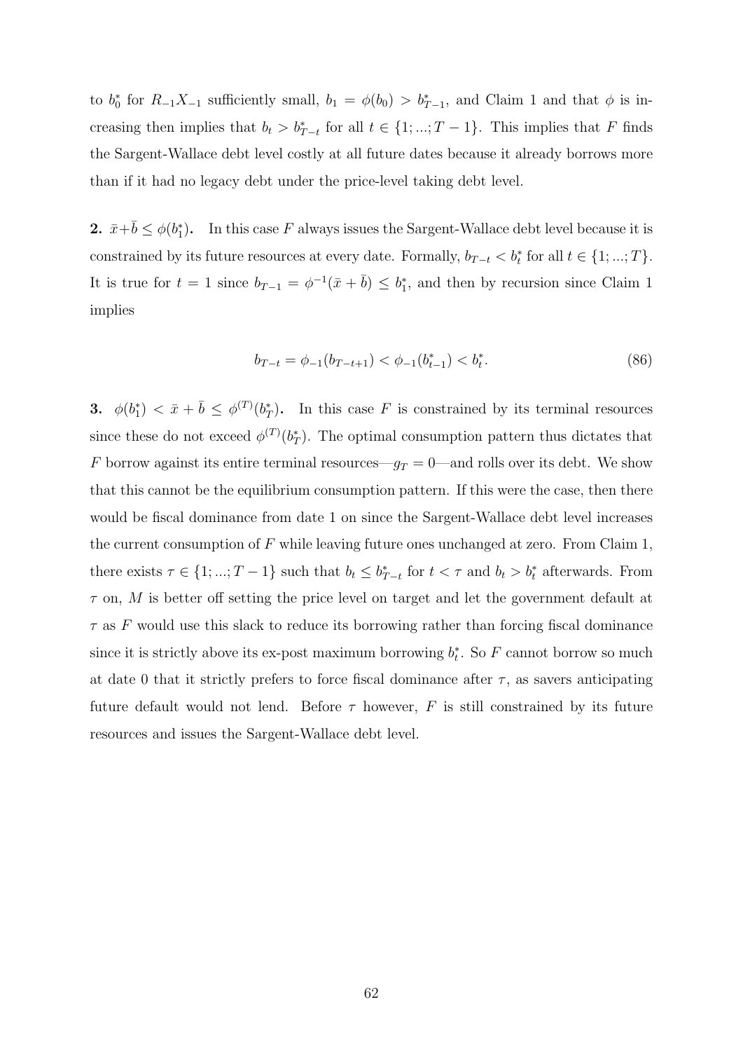to $b_0^*$ for $R_{-1}X_{-1}$ sufficiently small, $b_1 = \phi(b_0) > b_{T-1}^*$, and Claim 1 and that $\phi$ is increasing then implies that $b_t > b_{T-t}^*$ for all $t \in \{1;...;T-1\}$. This implies that $F$ finds the Sargent-Wallace debt level costly at all future dates because it already borrows more than if it had no legacy debt under the price-level taking debt level.

**2. $\bar{x}+\bar{b} \leq \phi(b_1^*)$.** In this case $F$ always issues the Sargent-Wallace debt level because it is constrained by its future resources at every date. Formally, $b_{T-t} < b_t^*$ for all $t \in \{1;...;T\}$. It is true for $t=1$ since $b_{T-1} = \phi^{-1}(\bar{x}+\bar{b}) \leq b_1^*$, and then by recursion since Claim 1 implies

$$b_{T-t} = \phi_{-1}(b_{T-t+1}) < \phi_{-1}(b_{t-1}^*) < b_t^*. \tag{86}$$

**3. $\phi(b_1^*) < \bar{x}+\bar{b} \leq \phi^{(T)}(b_T^*)$.** In this case $F$ is constrained by its terminal resources since these do not exceed $\phi^{(T)}(b_T^*)$. The optimal consumption pattern thus dictates that $F$ borrow against its entire terminal resources—$g_T = 0$—and rolls over its debt. We show that this cannot be the equilibrium consumption pattern. If this were the case, then there would be fiscal dominance from date 1 on since the Sargent-Wallace debt level increases the current consumption of $F$ while leaving future ones unchanged at zero. From Claim 1, there exists $\tau \in \{1;...;T-1\}$ such that $b_t \leq b_{T-t}^*$ for $t < \tau$ and $b_t > b_t^*$ afterwards. From $\tau$ on, $M$ is better off setting the price level on target and let the government default at $\tau$ as $F$ would use this slack to reduce its borrowing rather than forcing fiscal dominance since it is strictly above its ex-post maximum borrowing $b_t^*$. So $F$ cannot borrow so much at date 0 that it strictly prefers to force fiscal dominance after $\tau$, as savers anticipating future default would not lend. Before $\tau$ however, $F$ is still constrained by its future resources and issues the Sargent-Wallace debt level.